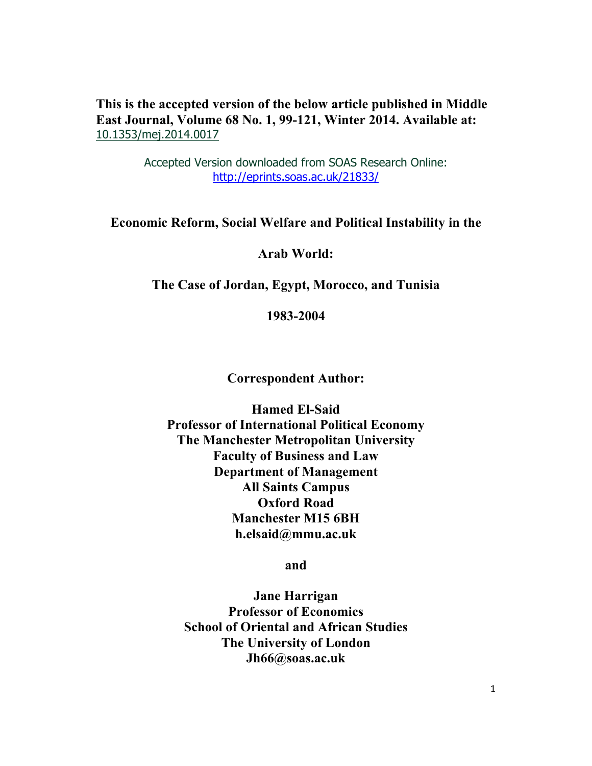**This is the accepted version of the below article published in Middle East Journal, Volume 68 No. 1, 99-121, Winter 2014. Available at:** 10.1353/mej.2014.0017

Accepted Version downloaded from SOAS Research Online: http://eprints.soas.ac.uk/21833/

# Economic Reform, Social Welfare and Political Instability in the Arab World: The Case of Jordan, Egypt, Morocco, and Tunisia 1983-2004

**Correspondent Author:**

**Hamed El-Said**
**Professor of International Political Economy**
**The Manchester Metropolitan University**
**Faculty of Business and Law**
**Department of Management**
**All Saints Campus**
**Oxford Road**
**Manchester M15 6BH**
**h.elsaid@mmu.ac.uk**

**and**

**Jane Harrigan**
**Professor of Economics**
**School of Oriental and African Studies**
**The University of London**
**Jh66@soas.ac.uk**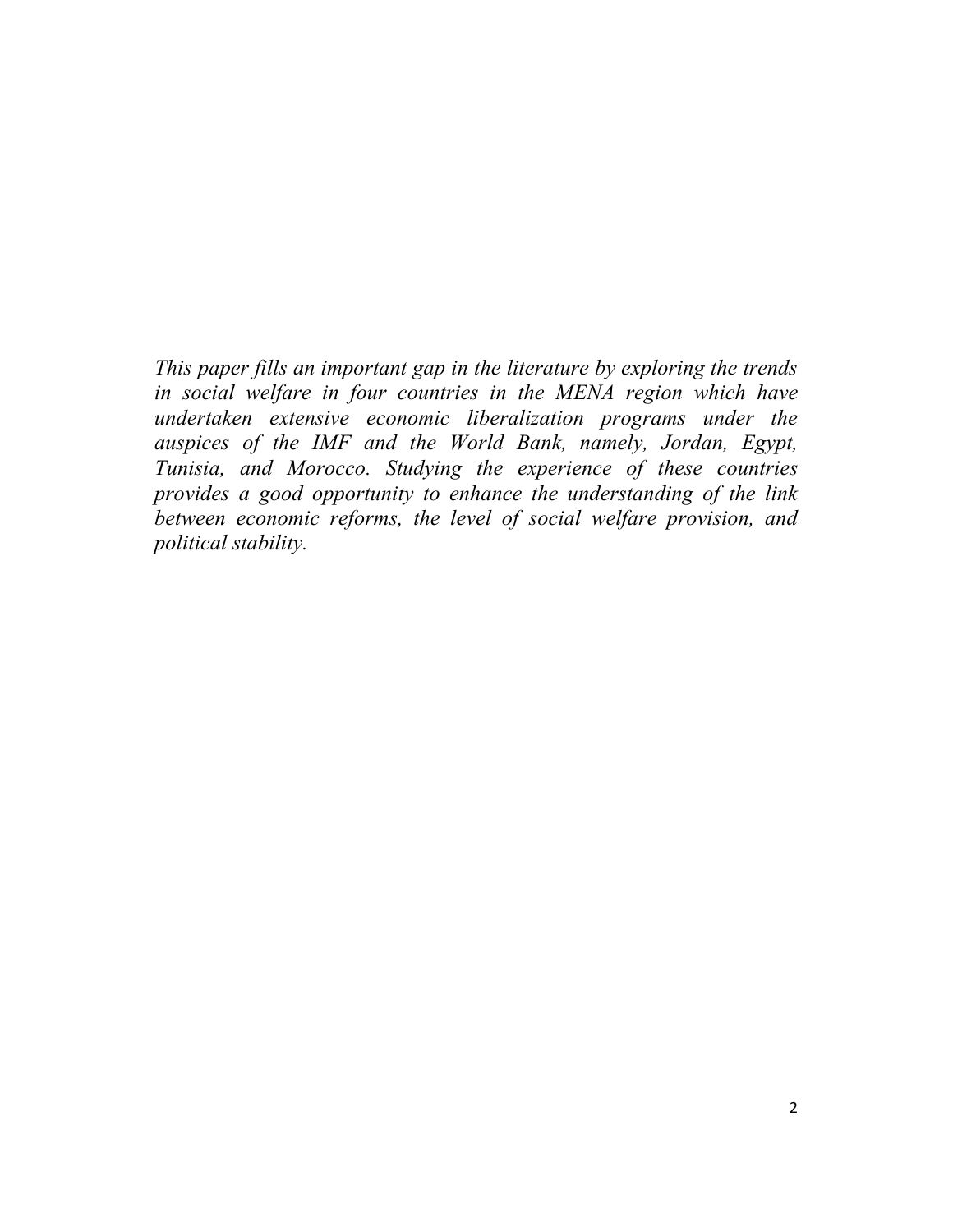*This paper fills an important gap in the literature by exploring the trends in social welfare in four countries in the MENA region which have undertaken extensive economic liberalization programs under the auspices of the IMF and the World Bank, namely, Jordan, Egypt, Tunisia, and Morocco. Studying the experience of these countries provides a good opportunity to enhance the understanding of the link between economic reforms, the level of social welfare provision, and political stability.*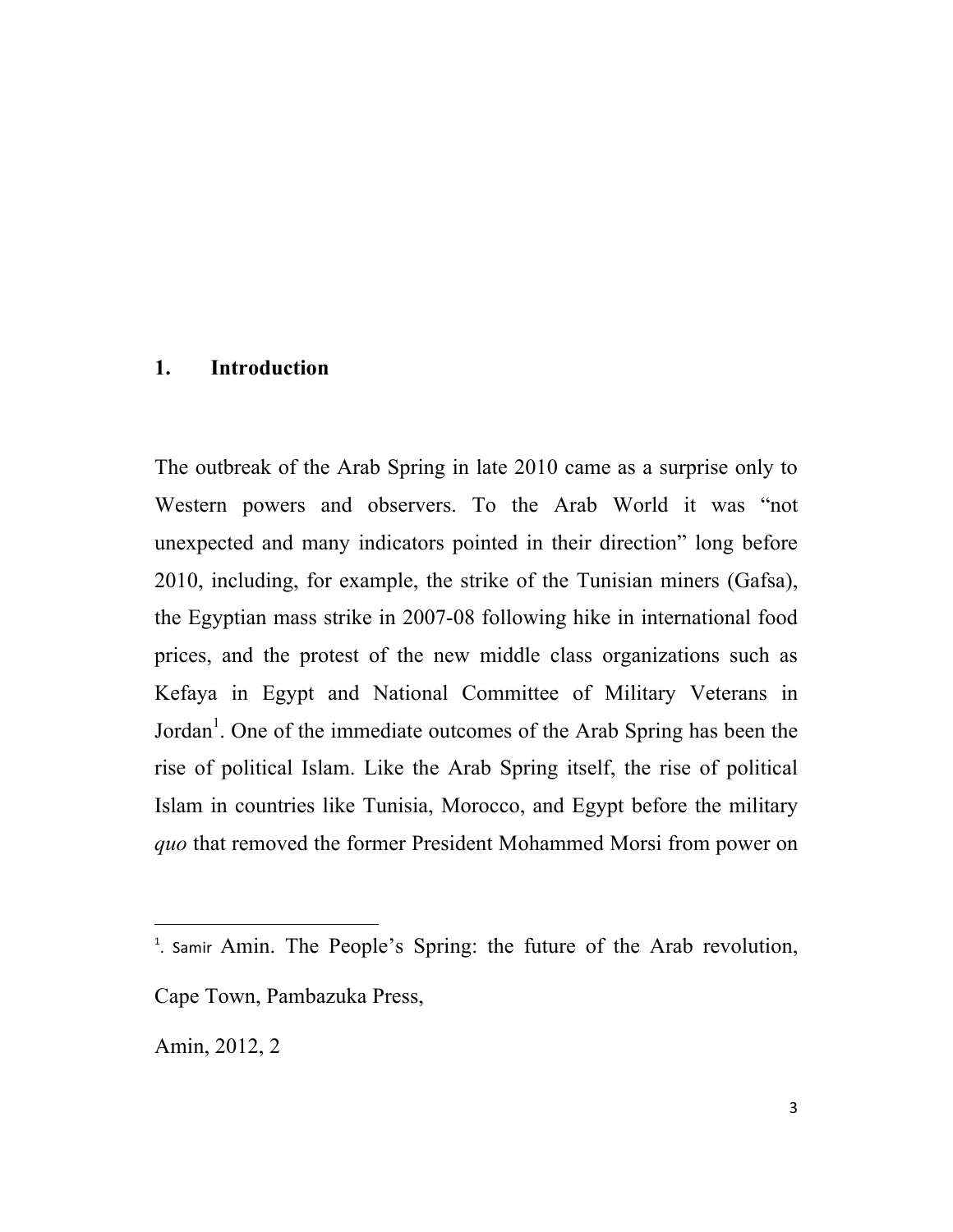# 1. Introduction

The outbreak of the Arab Spring in late 2010 came as a surprise only to Western powers and observers. To the Arab World it was "not unexpected and many indicators pointed in their direction" long before 2010, including, for example, the strike of the Tunisian miners (Gafsa), the Egyptian mass strike in 2007-08 following hike in international food prices, and the protest of the new middle class organizations such as Kefaya in Egypt and National Committee of Military Veterans in Jordan[1]. One of the immediate outcomes of the Arab Spring has been the rise of political Islam. Like the Arab Spring itself, the rise of political Islam in countries like Tunisia, Morocco, and Egypt before the military *quo* that removed the former President Mohammed Morsi from power on

---

[1]. Samir Amin. The People's Spring: the future of the Arab revolution, Cape Town, Pambazuka Press,

Amin, 2012, 2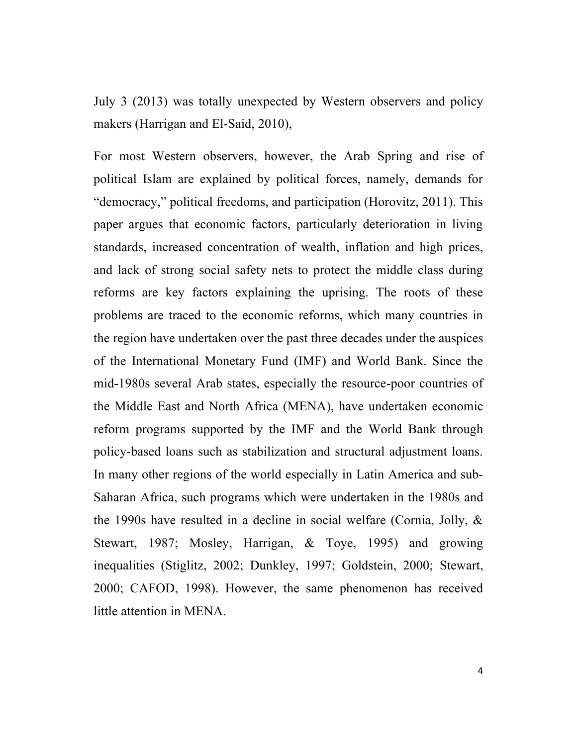July 3 (2013) was totally unexpected by Western observers and policy makers (Harrigan and El-Said, 2010),

For most Western observers, however, the Arab Spring and rise of political Islam are explained by political forces, namely, demands for "democracy," political freedoms, and participation (Horovitz, 2011). This paper argues that economic factors, particularly deterioration in living standards, increased concentration of wealth, inflation and high prices, and lack of strong social safety nets to protect the middle class during reforms are key factors explaining the uprising. The roots of these problems are traced to the economic reforms, which many countries in the region have undertaken over the past three decades under the auspices of the International Monetary Fund (IMF) and World Bank. Since the mid-1980s several Arab states, especially the resource-poor countries of the Middle East and North Africa (MENA), have undertaken economic reform programs supported by the IMF and the World Bank through policy-based loans such as stabilization and structural adjustment loans. In many other regions of the world especially in Latin America and sub-Saharan Africa, such programs which were undertaken in the 1980s and the 1990s have resulted in a decline in social welfare (Cornia, Jolly, & Stewart, 1987; Mosley, Harrigan, & Toye, 1995) and growing inequalities (Stiglitz, 2002; Dunkley, 1997; Goldstein, 2000; Stewart, 2000; CAFOD, 1998). However, the same phenomenon has received little attention in MENA.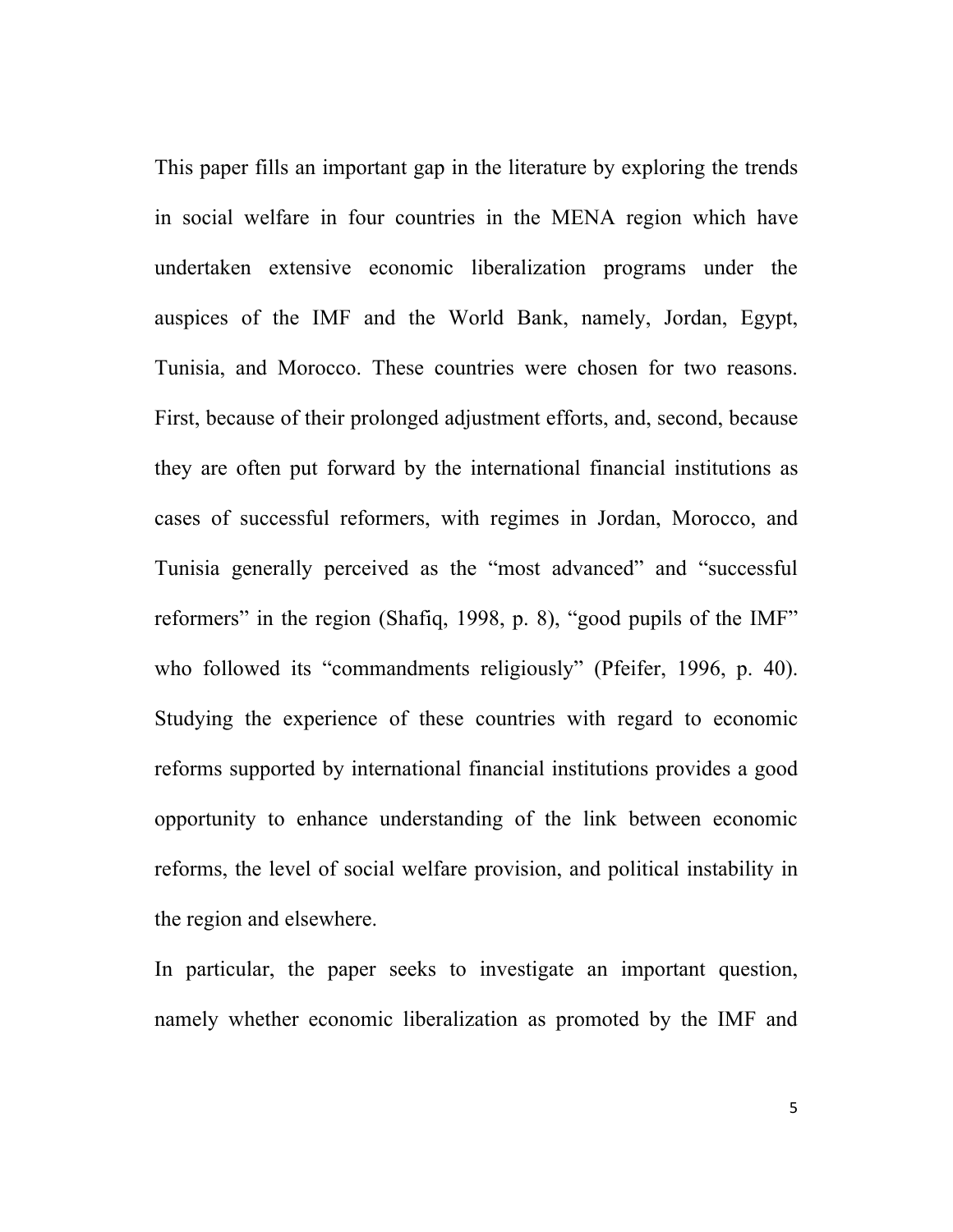This paper fills an important gap in the literature by exploring the trends in social welfare in four countries in the MENA region which have undertaken extensive economic liberalization programs under the auspices of the IMF and the World Bank, namely, Jordan, Egypt, Tunisia, and Morocco. These countries were chosen for two reasons. First, because of their prolonged adjustment efforts, and, second, because they are often put forward by the international financial institutions as cases of successful reformers, with regimes in Jordan, Morocco, and Tunisia generally perceived as the "most advanced" and "successful reformers" in the region (Shafiq, 1998, p. 8), "good pupils of the IMF" who followed its "commandments religiously" (Pfeifer, 1996, p. 40). Studying the experience of these countries with regard to economic reforms supported by international financial institutions provides a good opportunity to enhance understanding of the link between economic reforms, the level of social welfare provision, and political instability in the region and elsewhere.

In particular, the paper seeks to investigate an important question, namely whether economic liberalization as promoted by the IMF and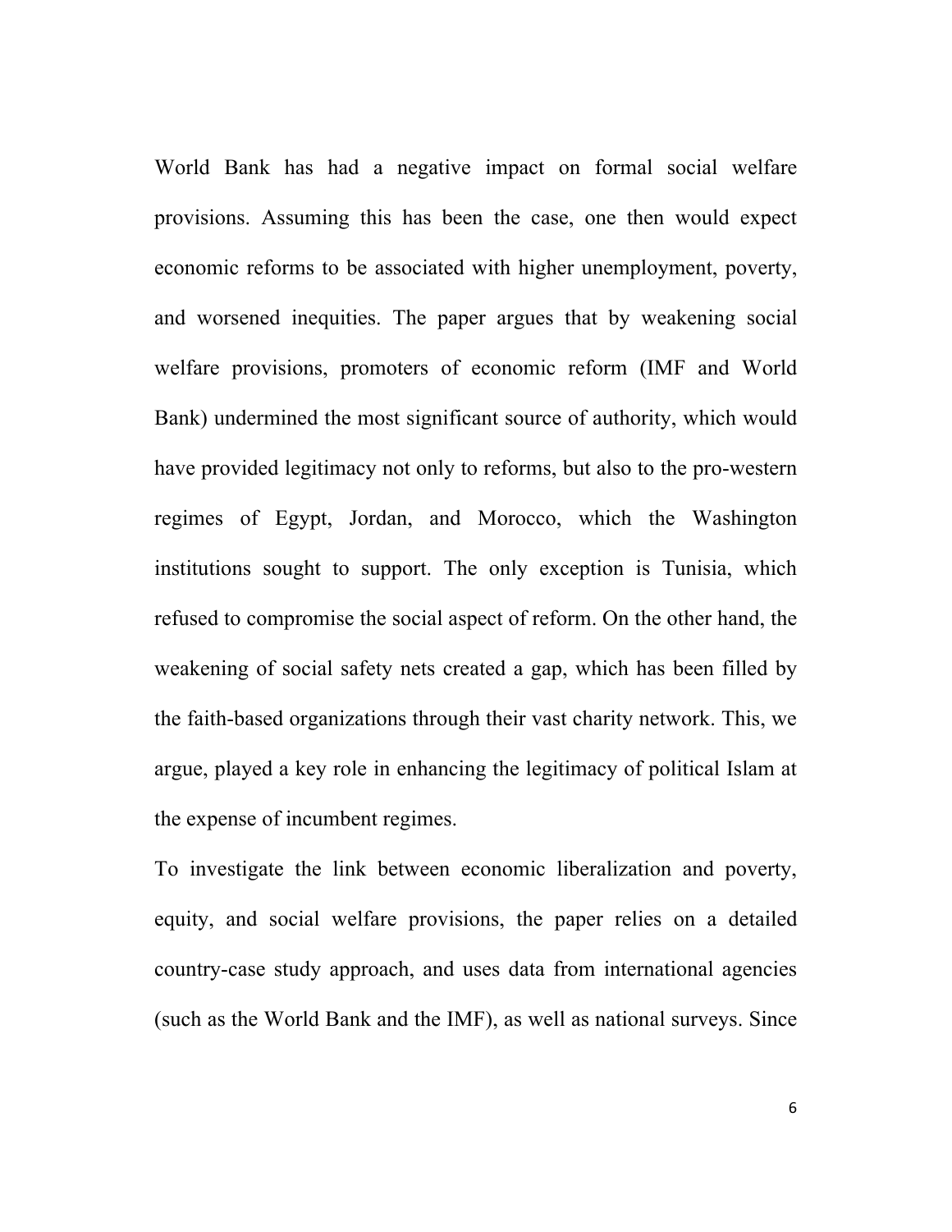World Bank has had a negative impact on formal social welfare provisions. Assuming this has been the case, one then would expect economic reforms to be associated with higher unemployment, poverty, and worsened inequities. The paper argues that by weakening social welfare provisions, promoters of economic reform (IMF and World Bank) undermined the most significant source of authority, which would have provided legitimacy not only to reforms, but also to the pro-western regimes of Egypt, Jordan, and Morocco, which the Washington institutions sought to support. The only exception is Tunisia, which refused to compromise the social aspect of reform. On the other hand, the weakening of social safety nets created a gap, which has been filled by the faith-based organizations through their vast charity network. This, we argue, played a key role in enhancing the legitimacy of political Islam at the expense of incumbent regimes.

To investigate the link between economic liberalization and poverty, equity, and social welfare provisions, the paper relies on a detailed country-case study approach, and uses data from international agencies (such as the World Bank and the IMF), as well as national surveys. Since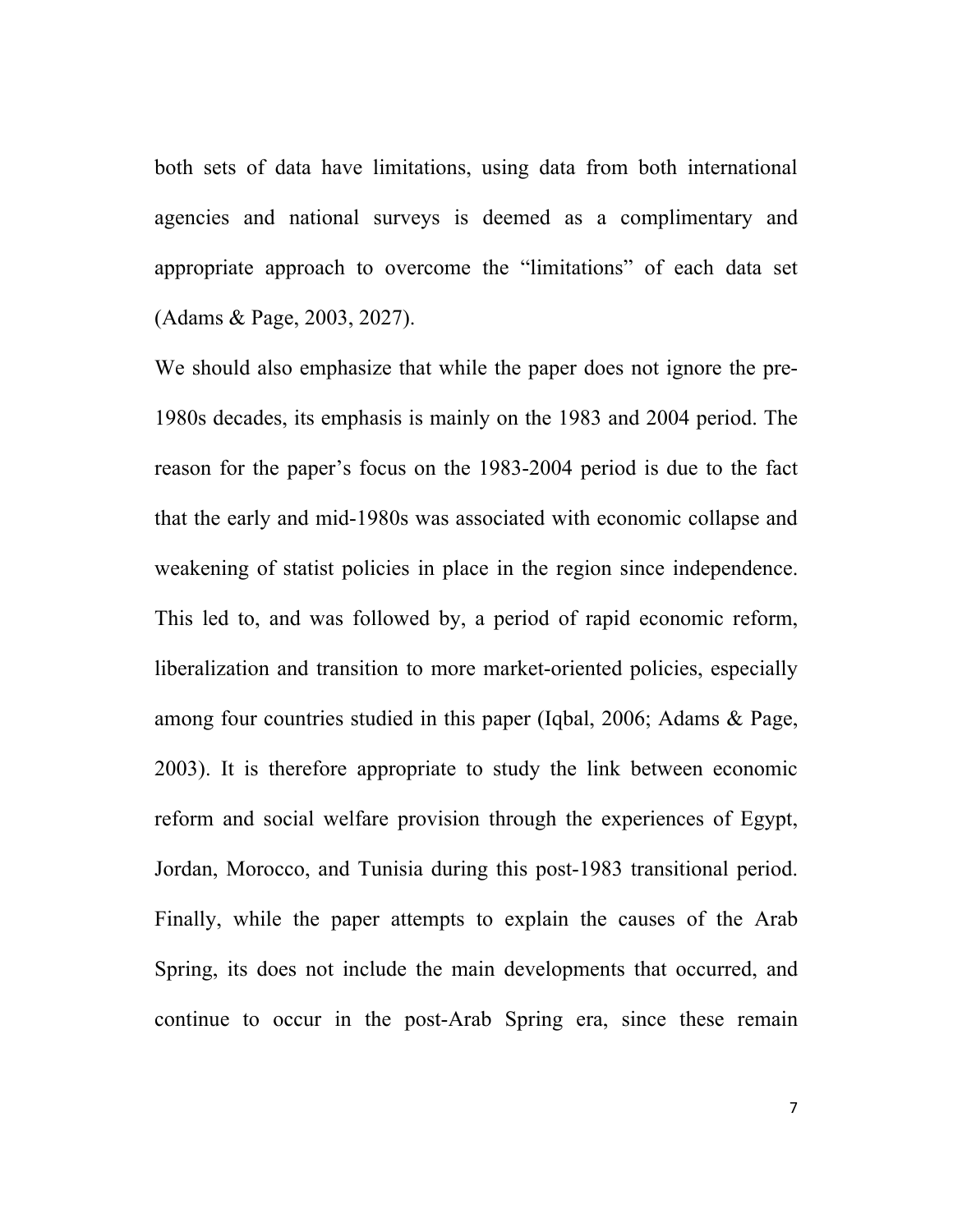both sets of data have limitations, using data from both international agencies and national surveys is deemed as a complimentary and appropriate approach to overcome the "limitations" of each data set (Adams & Page, 2003, 2027).

We should also emphasize that while the paper does not ignore the pre-1980s decades, its emphasis is mainly on the 1983 and 2004 period. The reason for the paper's focus on the 1983-2004 period is due to the fact that the early and mid-1980s was associated with economic collapse and weakening of statist policies in place in the region since independence. This led to, and was followed by, a period of rapid economic reform, liberalization and transition to more market-oriented policies, especially among four countries studied in this paper (Iqbal, 2006; Adams & Page, 2003). It is therefore appropriate to study the link between economic reform and social welfare provision through the experiences of Egypt, Jordan, Morocco, and Tunisia during this post-1983 transitional period. Finally, while the paper attempts to explain the causes of the Arab Spring, its does not include the main developments that occurred, and continue to occur in the post-Arab Spring era, since these remain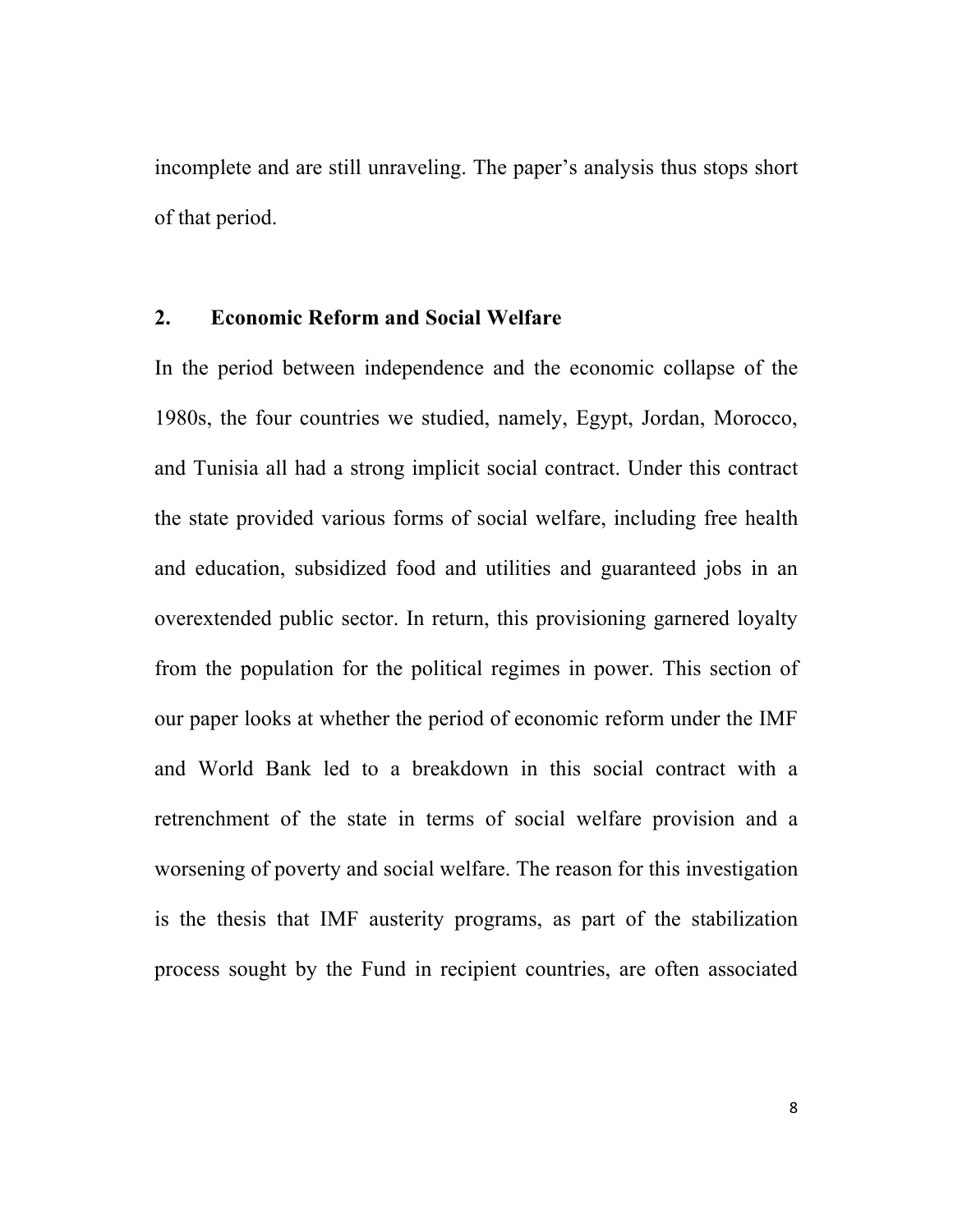incomplete and are still unraveling. The paper's analysis thus stops short of that period.

## 2. Economic Reform and Social Welfare

In the period between independence and the economic collapse of the 1980s, the four countries we studied, namely, Egypt, Jordan, Morocco, and Tunisia all had a strong implicit social contract. Under this contract the state provided various forms of social welfare, including free health and education, subsidized food and utilities and guaranteed jobs in an overextended public sector. In return, this provisioning garnered loyalty from the population for the political regimes in power. This section of our paper looks at whether the period of economic reform under the IMF and World Bank led to a breakdown in this social contract with a retrenchment of the state in terms of social welfare provision and a worsening of poverty and social welfare. The reason for this investigation is the thesis that IMF austerity programs, as part of the stabilization process sought by the Fund in recipient countries, are often associated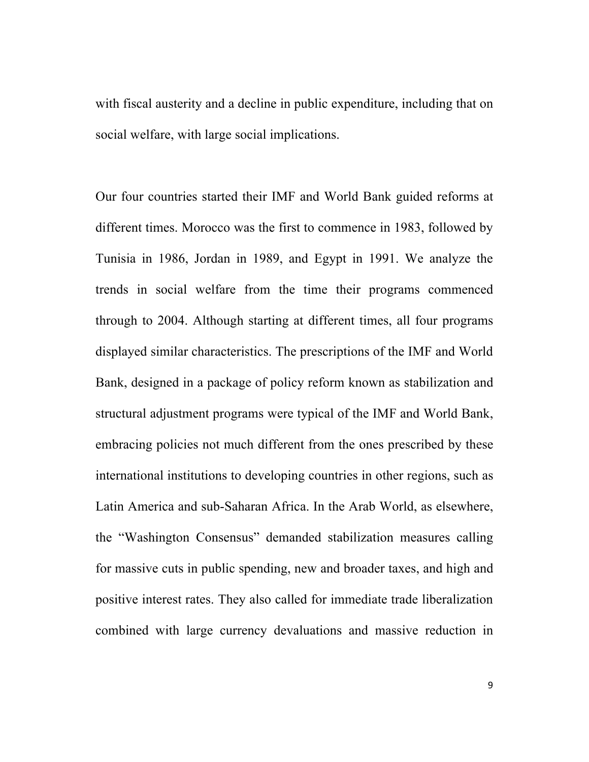with fiscal austerity and a decline in public expenditure, including that on social welfare, with large social implications.

Our four countries started their IMF and World Bank guided reforms at different times. Morocco was the first to commence in 1983, followed by Tunisia in 1986, Jordan in 1989, and Egypt in 1991. We analyze the trends in social welfare from the time their programs commenced through to 2004. Although starting at different times, all four programs displayed similar characteristics. The prescriptions of the IMF and World Bank, designed in a package of policy reform known as stabilization and structural adjustment programs were typical of the IMF and World Bank, embracing policies not much different from the ones prescribed by these international institutions to developing countries in other regions, such as Latin America and sub-Saharan Africa. In the Arab World, as elsewhere, the "Washington Consensus" demanded stabilization measures calling for massive cuts in public spending, new and broader taxes, and high and positive interest rates. They also called for immediate trade liberalization combined with large currency devaluations and massive reduction in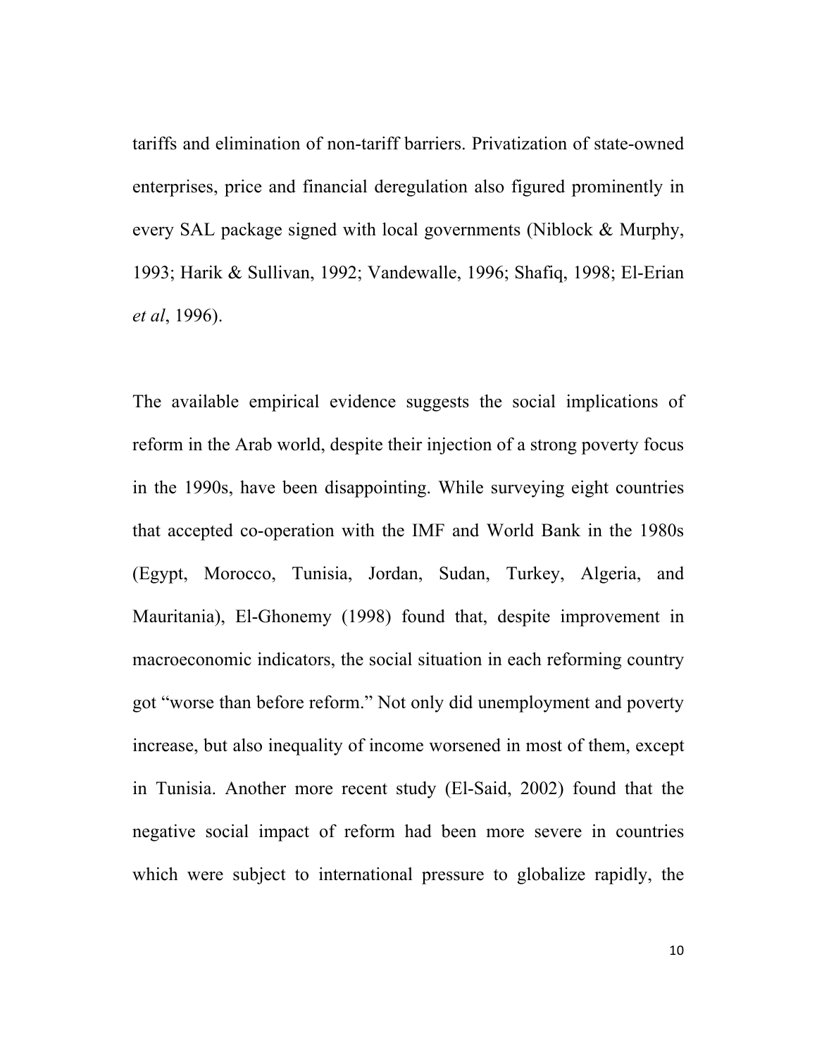tariffs and elimination of non-tariff barriers. Privatization of state-owned enterprises, price and financial deregulation also figured prominently in every SAL package signed with local governments (Niblock & Murphy, 1993; Harik & Sullivan, 1992; Vandewalle, 1996; Shafiq, 1998; El-Erian *et al*, 1996).

The available empirical evidence suggests the social implications of reform in the Arab world, despite their injection of a strong poverty focus in the 1990s, have been disappointing. While surveying eight countries that accepted co-operation with the IMF and World Bank in the 1980s (Egypt, Morocco, Tunisia, Jordan, Sudan, Turkey, Algeria, and Mauritania), El-Ghonemy (1998) found that, despite improvement in macroeconomic indicators, the social situation in each reforming country got "worse than before reform." Not only did unemployment and poverty increase, but also inequality of income worsened in most of them, except in Tunisia. Another more recent study (El-Said, 2002) found that the negative social impact of reform had been more severe in countries which were subject to international pressure to globalize rapidly, the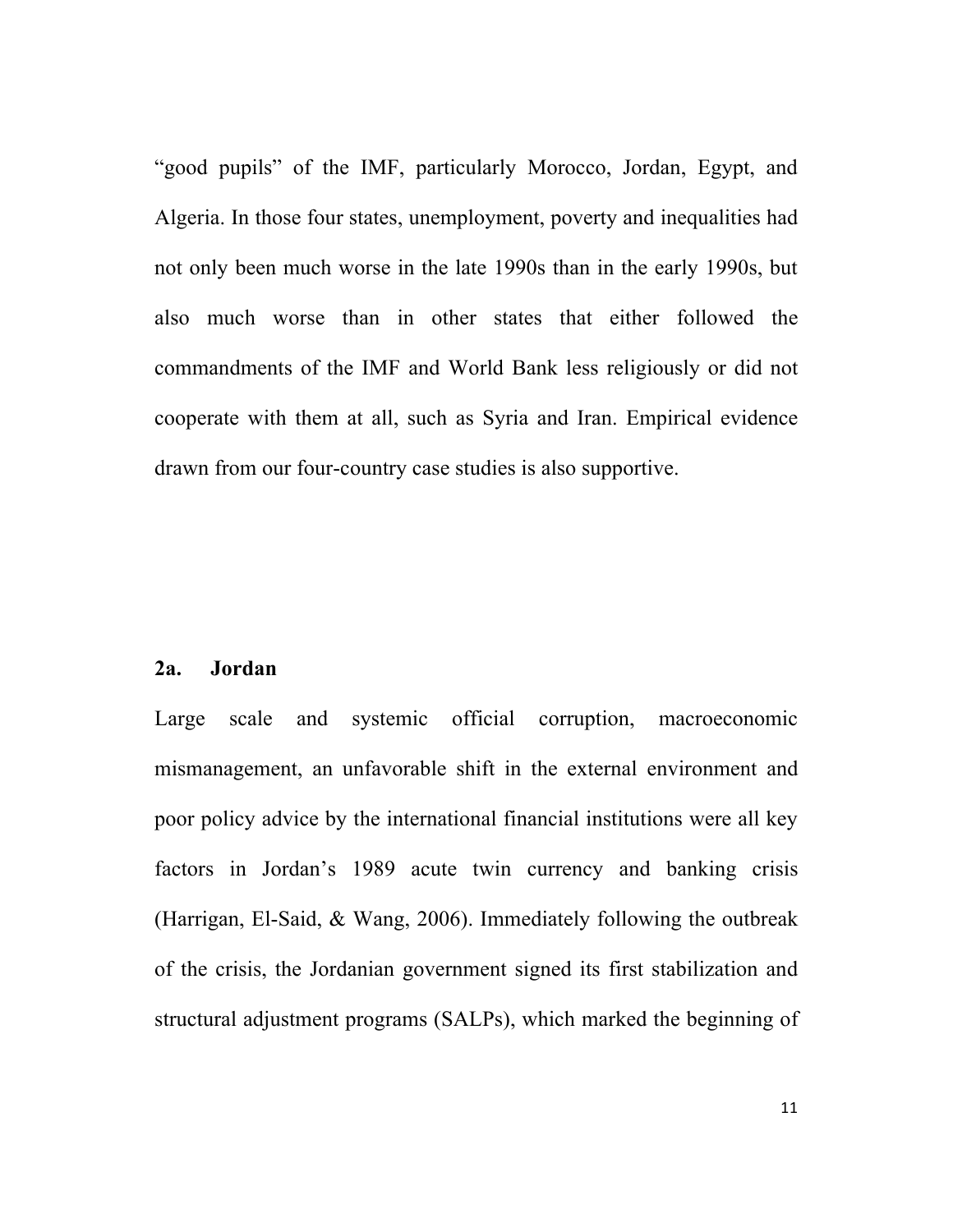"good pupils" of the IMF, particularly Morocco, Jordan, Egypt, and Algeria. In those four states, unemployment, poverty and inequalities had not only been much worse in the late 1990s than in the early 1990s, but also much worse than in other states that either followed the commandments of the IMF and World Bank less religiously or did not cooperate with them at all, such as Syria and Iran. Empirical evidence drawn from our four-country case studies is also supportive.

### 2a. Jordan

Large scale and systemic official corruption, macroeconomic mismanagement, an unfavorable shift in the external environment and poor policy advice by the international financial institutions were all key factors in Jordan's 1989 acute twin currency and banking crisis (Harrigan, El-Said, & Wang, 2006). Immediately following the outbreak of the crisis, the Jordanian government signed its first stabilization and structural adjustment programs (SALPs), which marked the beginning of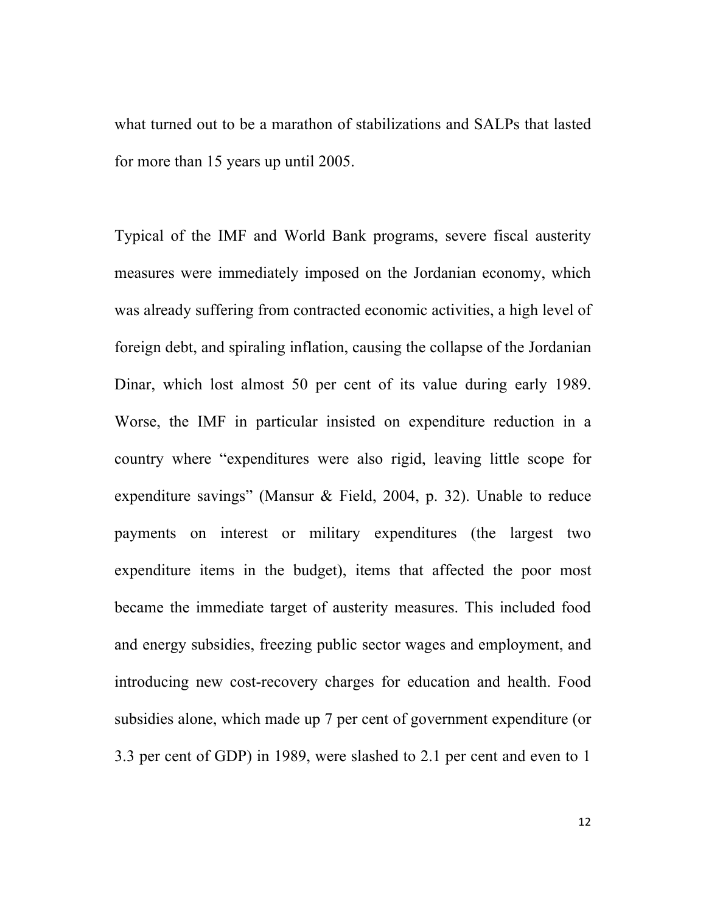what turned out to be a marathon of stabilizations and SALPs that lasted for more than 15 years up until 2005.

Typical of the IMF and World Bank programs, severe fiscal austerity measures were immediately imposed on the Jordanian economy, which was already suffering from contracted economic activities, a high level of foreign debt, and spiraling inflation, causing the collapse of the Jordanian Dinar, which lost almost 50 per cent of its value during early 1989. Worse, the IMF in particular insisted on expenditure reduction in a country where "expenditures were also rigid, leaving little scope for expenditure savings" (Mansur & Field, 2004, p. 32). Unable to reduce payments on interest or military expenditures (the largest two expenditure items in the budget), items that affected the poor most became the immediate target of austerity measures. This included food and energy subsidies, freezing public sector wages and employment, and introducing new cost-recovery charges for education and health. Food subsidies alone, which made up 7 per cent of government expenditure (or 3.3 per cent of GDP) in 1989, were slashed to 2.1 per cent and even to 1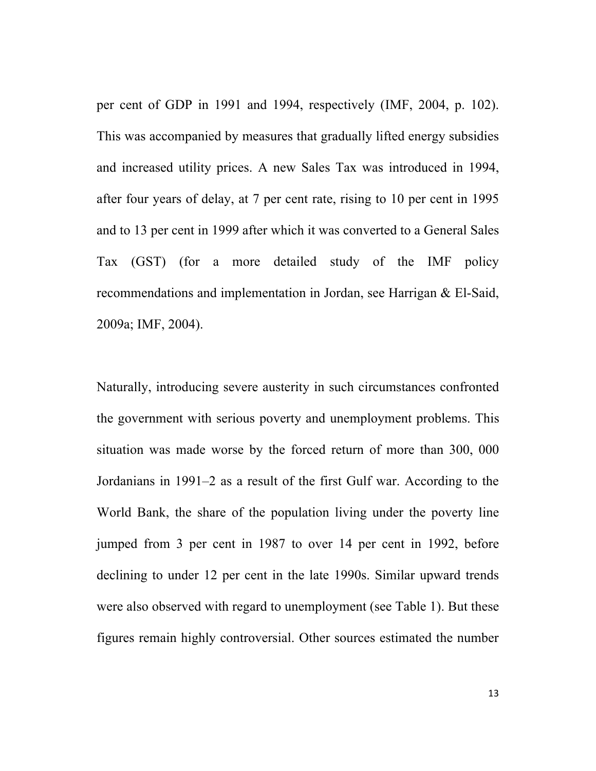per cent of GDP in 1991 and 1994, respectively (IMF, 2004, p. 102). This was accompanied by measures that gradually lifted energy subsidies and increased utility prices. A new Sales Tax was introduced in 1994, after four years of delay, at 7 per cent rate, rising to 10 per cent in 1995 and to 13 per cent in 1999 after which it was converted to a General Sales Tax (GST) (for a more detailed study of the IMF policy recommendations and implementation in Jordan, see Harrigan & El-Said, 2009a; IMF, 2004).

Naturally, introducing severe austerity in such circumstances confronted the government with serious poverty and unemployment problems. This situation was made worse by the forced return of more than 300, 000 Jordanians in 1991–2 as a result of the first Gulf war. According to the World Bank, the share of the population living under the poverty line jumped from 3 per cent in 1987 to over 14 per cent in 1992, before declining to under 12 per cent in the late 1990s. Similar upward trends were also observed with regard to unemployment (see Table 1). But these figures remain highly controversial. Other sources estimated the number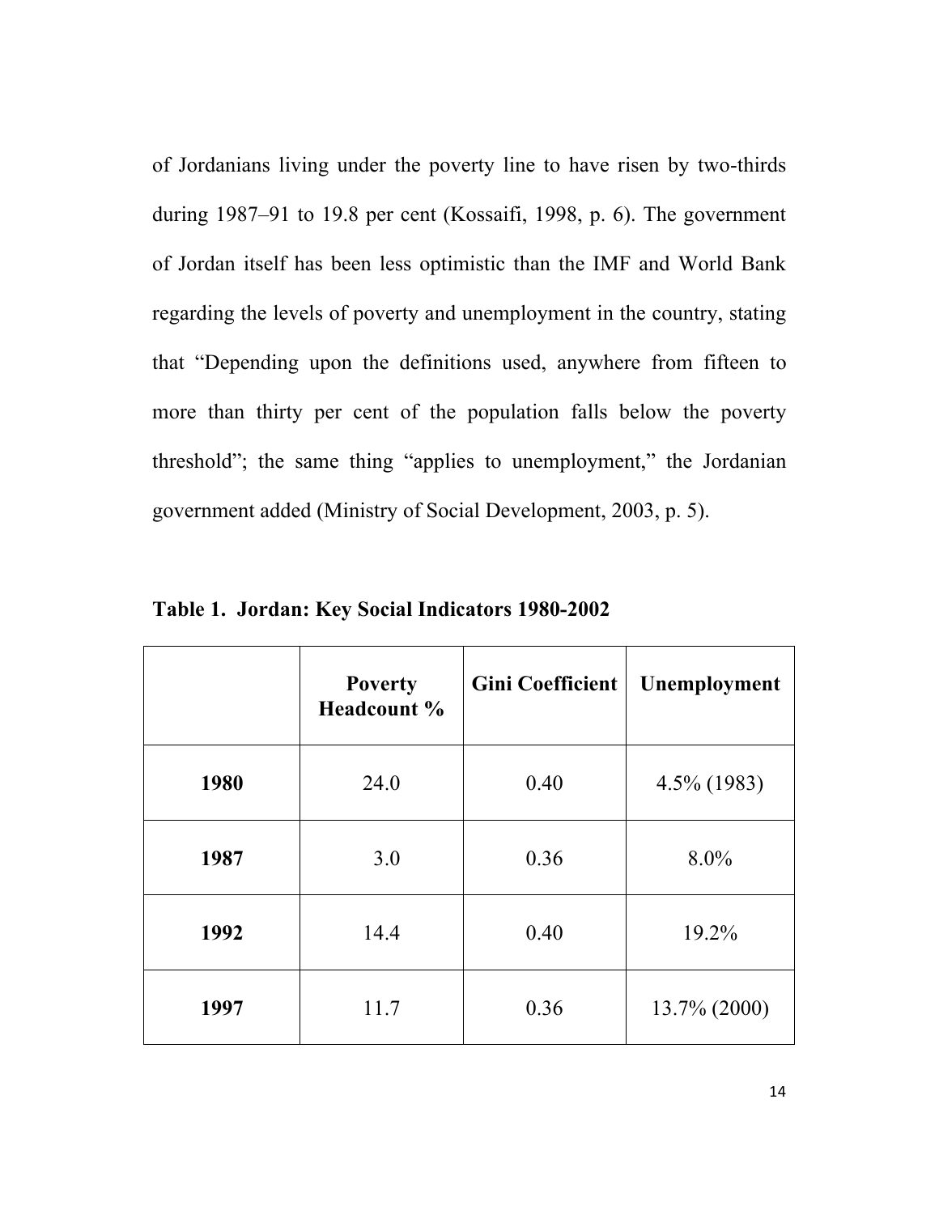of Jordanians living under the poverty line to have risen by two-thirds during 1987–91 to 19.8 per cent (Kossaifi, 1998, p. 6). The government of Jordan itself has been less optimistic than the IMF and World Bank regarding the levels of poverty and unemployment in the country, stating that "Depending upon the definitions used, anywhere from fifteen to more than thirty per cent of the population falls below the poverty threshold"; the same thing "applies to unemployment," the Jordanian government added (Ministry of Social Development, 2003, p. 5).

**Table 1. Jordan: Key Social Indicators 1980-2002**

| | Poverty Headcount % | Gini Coefficient | Unemployment |
|---|---|---|---|
| **1980** | 24.0 | 0.40 | 4.5% (1983) |
| **1987** | 3.0 | 0.36 | 8.0% |
| **1992** | 14.4 | 0.40 | 19.2% |
| **1997** | 11.7 | 0.36 | 13.7% (2000) |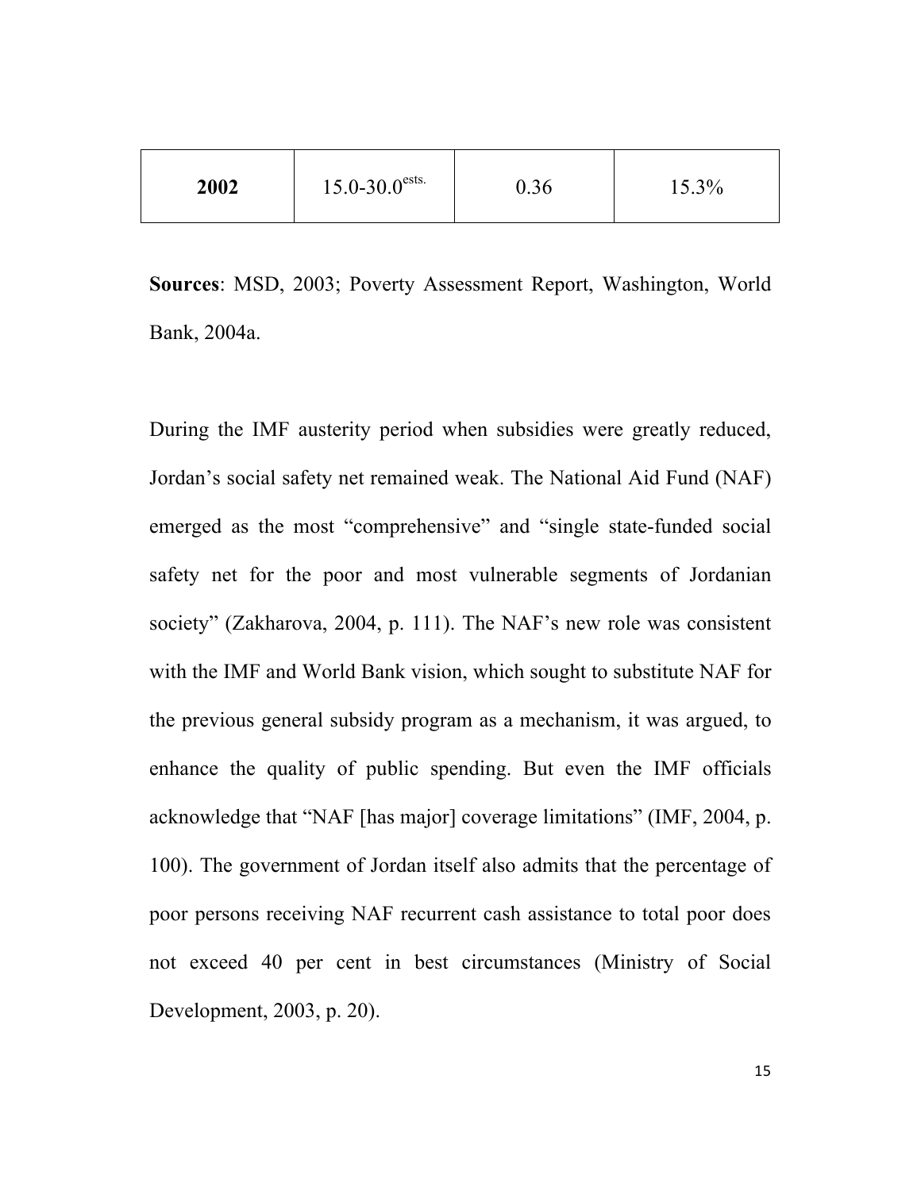| **2002** | 15.0-30.0[ests.] | 0.36 | 15.3% |
|---|---|---|---|

**Sources**: MSD, 2003; Poverty Assessment Report, Washington, World Bank, 2004a.

During the IMF austerity period when subsidies were greatly reduced, Jordan's social safety net remained weak. The National Aid Fund (NAF) emerged as the most "comprehensive" and "single state-funded social safety net for the poor and most vulnerable segments of Jordanian society" (Zakharova, 2004, p. 111). The NAF's new role was consistent with the IMF and World Bank vision, which sought to substitute NAF for the previous general subsidy program as a mechanism, it was argued, to enhance the quality of public spending. But even the IMF officials acknowledge that "NAF [has major] coverage limitations" (IMF, 2004, p. 100). The government of Jordan itself also admits that the percentage of poor persons receiving NAF recurrent cash assistance to total poor does not exceed 40 per cent in best circumstances (Ministry of Social Development, 2003, p. 20).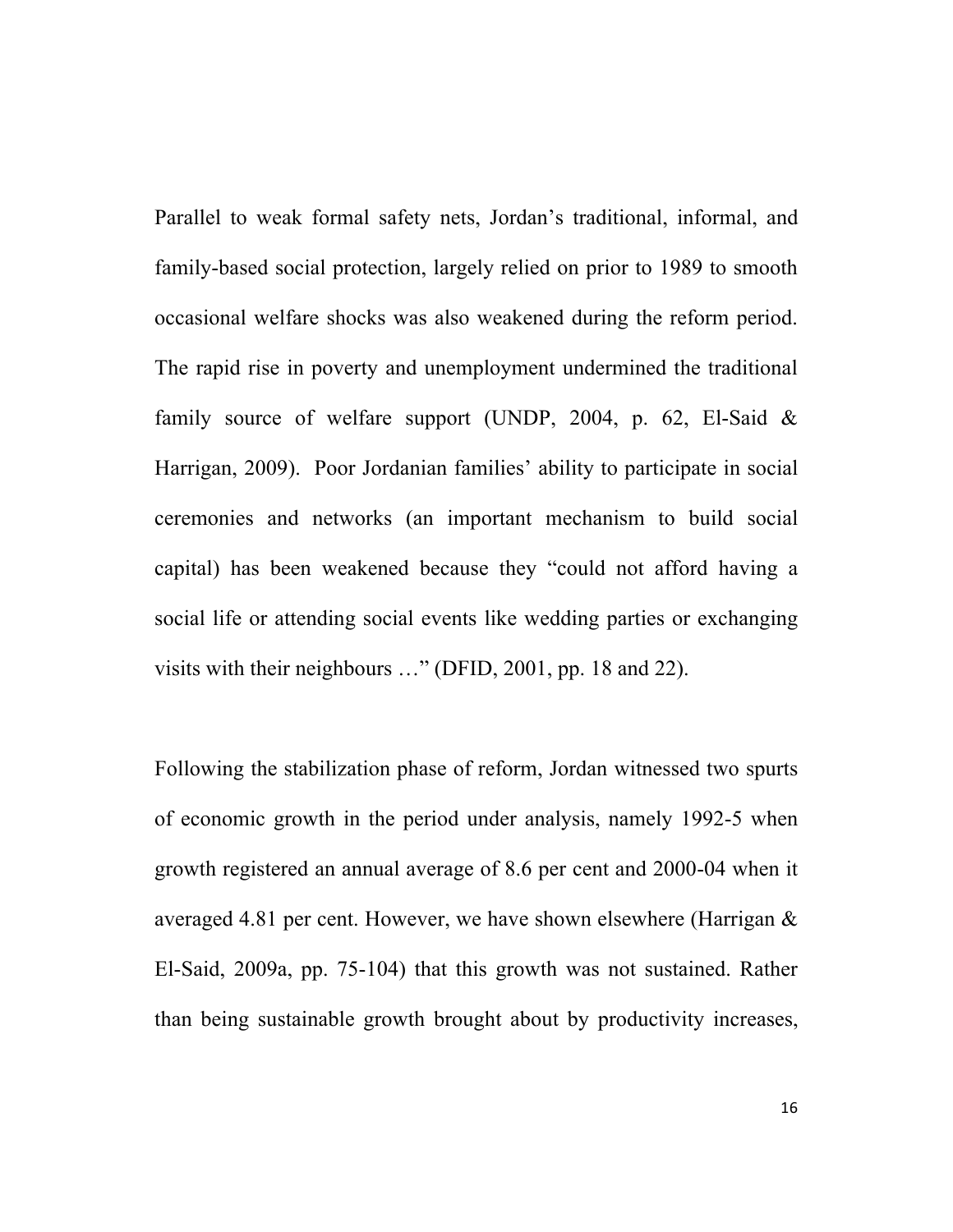Parallel to weak formal safety nets, Jordan's traditional, informal, and family-based social protection, largely relied on prior to 1989 to smooth occasional welfare shocks was also weakened during the reform period. The rapid rise in poverty and unemployment undermined the traditional family source of welfare support (UNDP, 2004, p. 62, El-Said & Harrigan, 2009). Poor Jordanian families' ability to participate in social ceremonies and networks (an important mechanism to build social capital) has been weakened because they "could not afford having a social life or attending social events like wedding parties or exchanging visits with their neighbours …" (DFID, 2001, pp. 18 and 22).

Following the stabilization phase of reform, Jordan witnessed two spurts of economic growth in the period under analysis, namely 1992-5 when growth registered an annual average of 8.6 per cent and 2000-04 when it averaged 4.81 per cent. However, we have shown elsewhere (Harrigan & El-Said, 2009a, pp. 75-104) that this growth was not sustained. Rather than being sustainable growth brought about by productivity increases,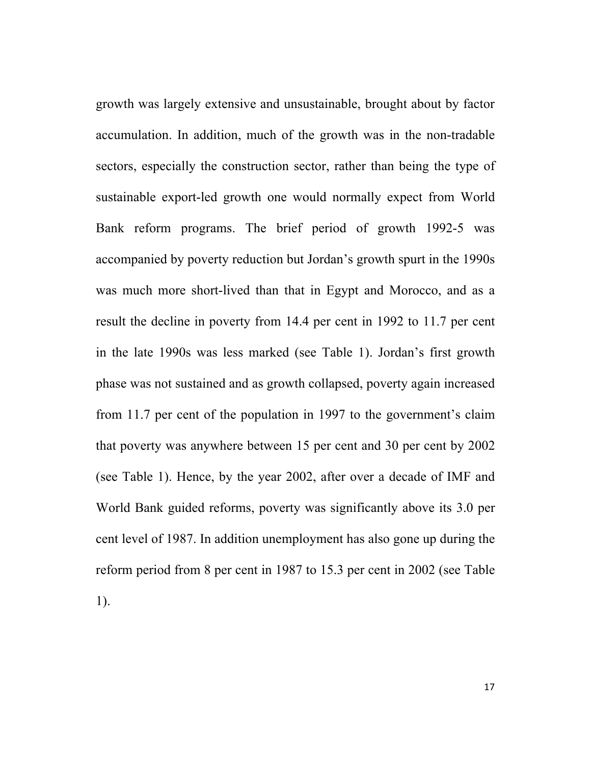growth was largely extensive and unsustainable, brought about by factor accumulation. In addition, much of the growth was in the non-tradable sectors, especially the construction sector, rather than being the type of sustainable export-led growth one would normally expect from World Bank reform programs. The brief period of growth 1992-5 was accompanied by poverty reduction but Jordan's growth spurt in the 1990s was much more short-lived than that in Egypt and Morocco, and as a result the decline in poverty from 14.4 per cent in 1992 to 11.7 per cent in the late 1990s was less marked (see Table 1). Jordan's first growth phase was not sustained and as growth collapsed, poverty again increased from 11.7 per cent of the population in 1997 to the government's claim that poverty was anywhere between 15 per cent and 30 per cent by 2002 (see Table 1). Hence, by the year 2002, after over a decade of IMF and World Bank guided reforms, poverty was significantly above its 3.0 per cent level of 1987. In addition unemployment has also gone up during the reform period from 8 per cent in 1987 to 15.3 per cent in 2002 (see Table 1).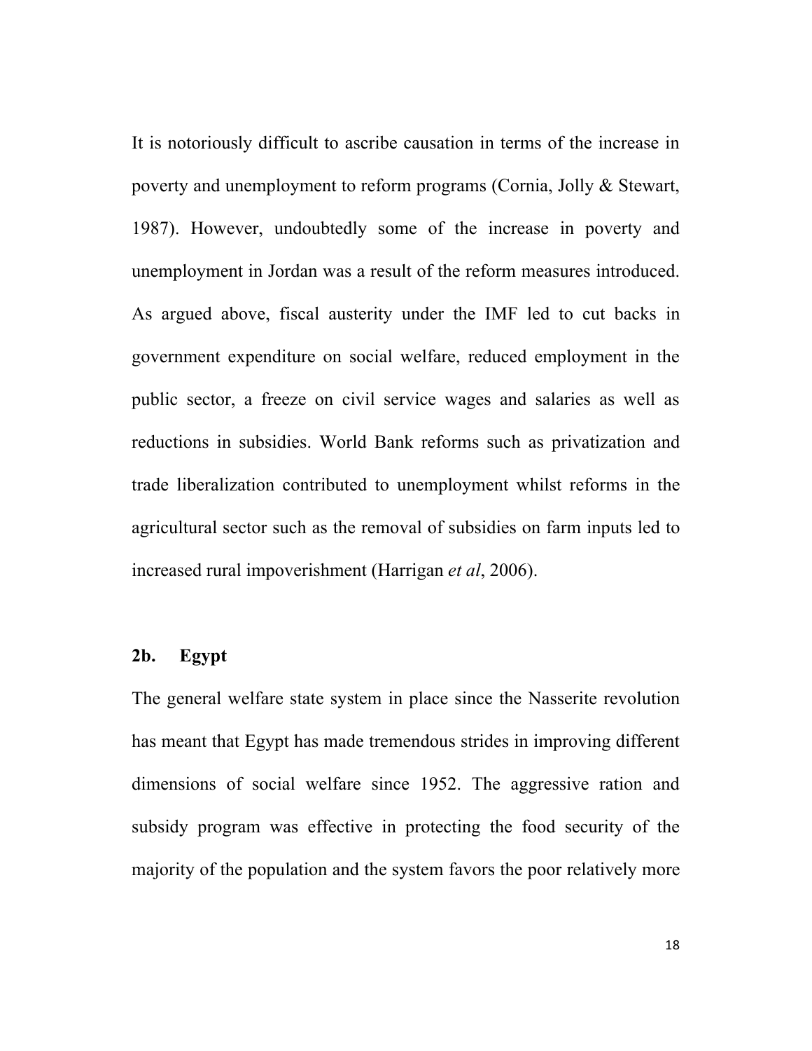It is notoriously difficult to ascribe causation in terms of the increase in poverty and unemployment to reform programs (Cornia, Jolly & Stewart, 1987). However, undoubtedly some of the increase in poverty and unemployment in Jordan was a result of the reform measures introduced. As argued above, fiscal austerity under the IMF led to cut backs in government expenditure on social welfare, reduced employment in the public sector, a freeze on civil service wages and salaries as well as reductions in subsidies. World Bank reforms such as privatization and trade liberalization contributed to unemployment whilst reforms in the agricultural sector such as the removal of subsidies on farm inputs led to increased rural impoverishment (Harrigan *et al*, 2006).

### 2b. Egypt

The general welfare state system in place since the Nasserite revolution has meant that Egypt has made tremendous strides in improving different dimensions of social welfare since 1952. The aggressive ration and subsidy program was effective in protecting the food security of the majority of the population and the system favors the poor relatively more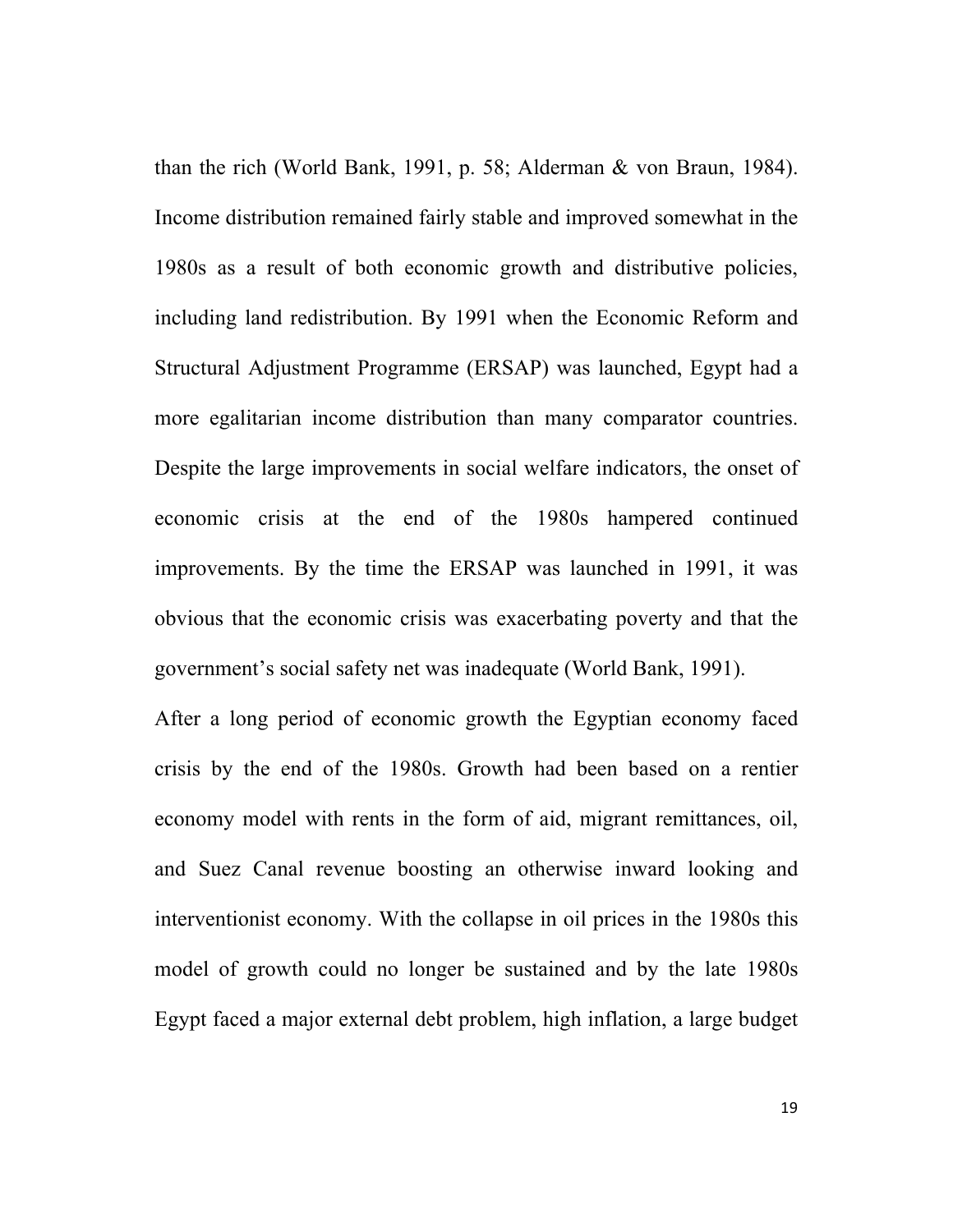than the rich (World Bank, 1991, p. 58; Alderman & von Braun, 1984). Income distribution remained fairly stable and improved somewhat in the 1980s as a result of both economic growth and distributive policies, including land redistribution. By 1991 when the Economic Reform and Structural Adjustment Programme (ERSAP) was launched, Egypt had a more egalitarian income distribution than many comparator countries. Despite the large improvements in social welfare indicators, the onset of economic crisis at the end of the 1980s hampered continued improvements. By the time the ERSAP was launched in 1991, it was obvious that the economic crisis was exacerbating poverty and that the government's social safety net was inadequate (World Bank, 1991).

After a long period of economic growth the Egyptian economy faced crisis by the end of the 1980s. Growth had been based on a rentier economy model with rents in the form of aid, migrant remittances, oil, and Suez Canal revenue boosting an otherwise inward looking and interventionist economy. With the collapse in oil prices in the 1980s this model of growth could no longer be sustained and by the late 1980s Egypt faced a major external debt problem, high inflation, a large budget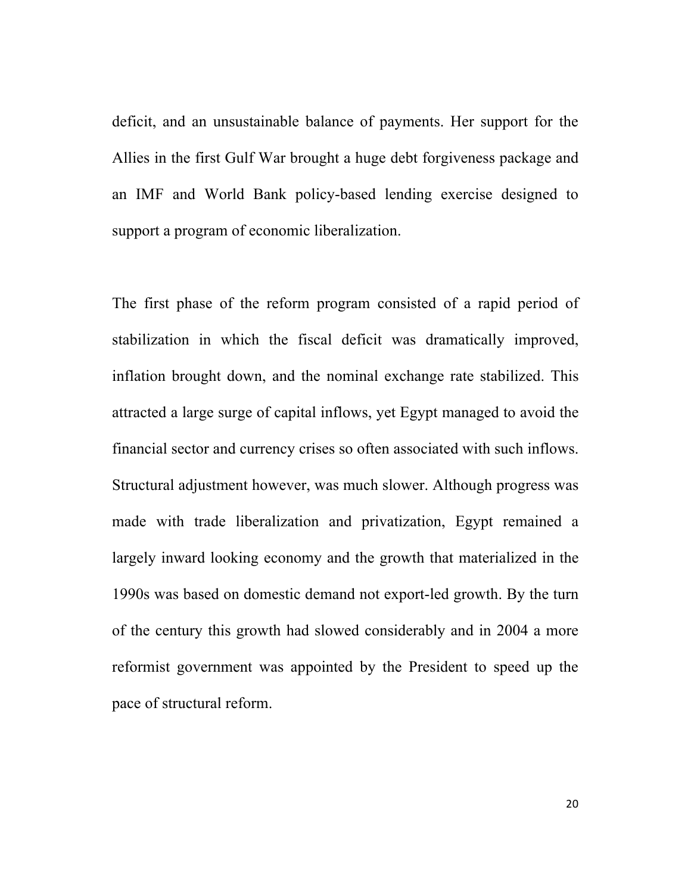deficit, and an unsustainable balance of payments. Her support for the Allies in the first Gulf War brought a huge debt forgiveness package and an IMF and World Bank policy-based lending exercise designed to support a program of economic liberalization.

The first phase of the reform program consisted of a rapid period of stabilization in which the fiscal deficit was dramatically improved, inflation brought down, and the nominal exchange rate stabilized. This attracted a large surge of capital inflows, yet Egypt managed to avoid the financial sector and currency crises so often associated with such inflows. Structural adjustment however, was much slower. Although progress was made with trade liberalization and privatization, Egypt remained a largely inward looking economy and the growth that materialized in the 1990s was based on domestic demand not export-led growth. By the turn of the century this growth had slowed considerably and in 2004 a more reformist government was appointed by the President to speed up the pace of structural reform.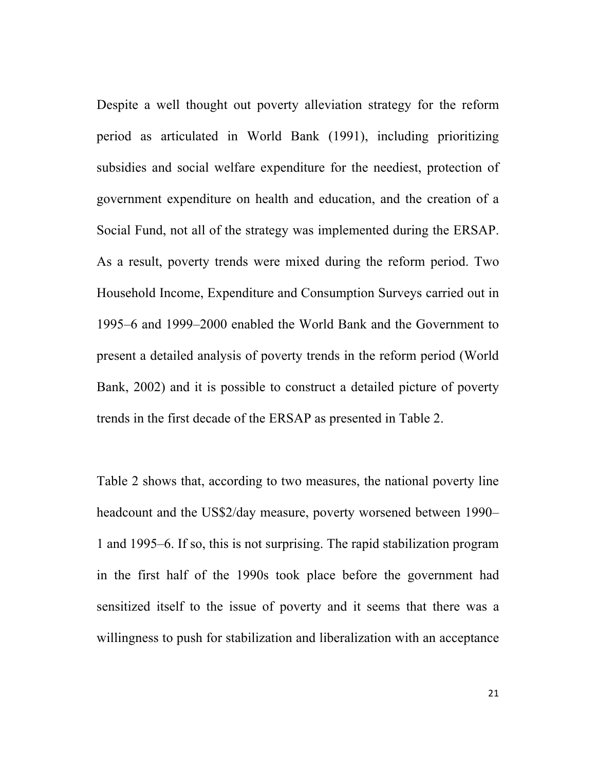Despite a well thought out poverty alleviation strategy for the reform period as articulated in World Bank (1991), including prioritizing subsidies and social welfare expenditure for the neediest, protection of government expenditure on health and education, and the creation of a Social Fund, not all of the strategy was implemented during the ERSAP. As a result, poverty trends were mixed during the reform period. Two Household Income, Expenditure and Consumption Surveys carried out in 1995–6 and 1999–2000 enabled the World Bank and the Government to present a detailed analysis of poverty trends in the reform period (World Bank, 2002) and it is possible to construct a detailed picture of poverty trends in the first decade of the ERSAP as presented in Table 2.

Table 2 shows that, according to two measures, the national poverty line headcount and the US$2/day measure, poverty worsened between 1990–1 and 1995–6. If so, this is not surprising. The rapid stabilization program in the first half of the 1990s took place before the government had sensitized itself to the issue of poverty and it seems that there was a willingness to push for stabilization and liberalization with an acceptance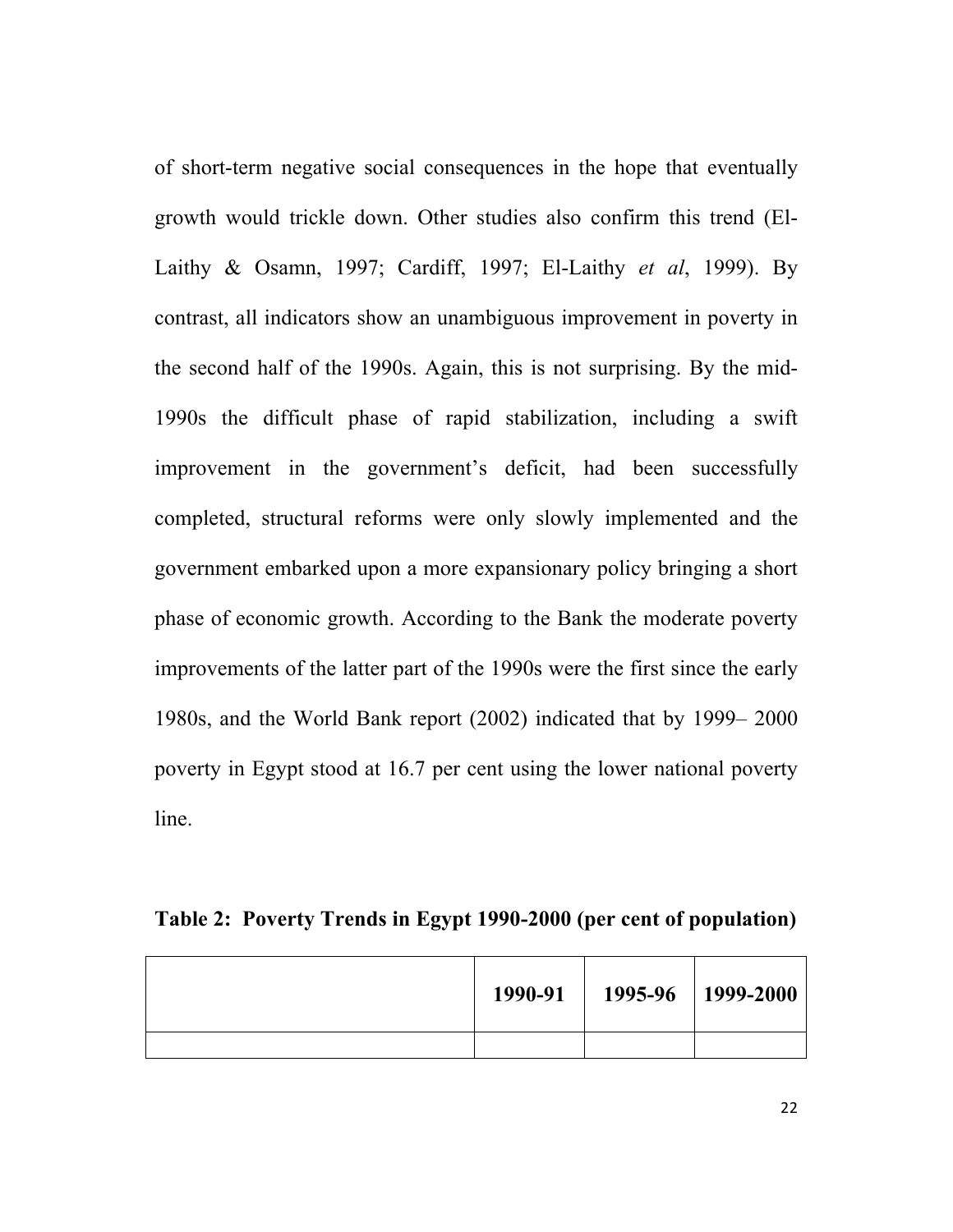of short-term negative social consequences in the hope that eventually growth would trickle down. Other studies also confirm this trend (El-Laithy & Osamn, 1997; Cardiff, 1997; El-Laithy *et al*, 1999). By contrast, all indicators show an unambiguous improvement in poverty in the second half of the 1990s. Again, this is not surprising. By the mid-1990s the difficult phase of rapid stabilization, including a swift improvement in the government's deficit, had been successfully completed, structural reforms were only slowly implemented and the government embarked upon a more expansionary policy bringing a short phase of economic growth. According to the Bank the moderate poverty improvements of the latter part of the 1990s were the first since the early 1980s, and the World Bank report (2002) indicated that by 1999– 2000 poverty in Egypt stood at 16.7 per cent using the lower national poverty line.

**Table 2: Poverty Trends in Egypt 1990-2000 (per cent of population)**

| | 1990-91 | 1995-96 | 1999-2000 |
|---|---|---|---|
| | | | |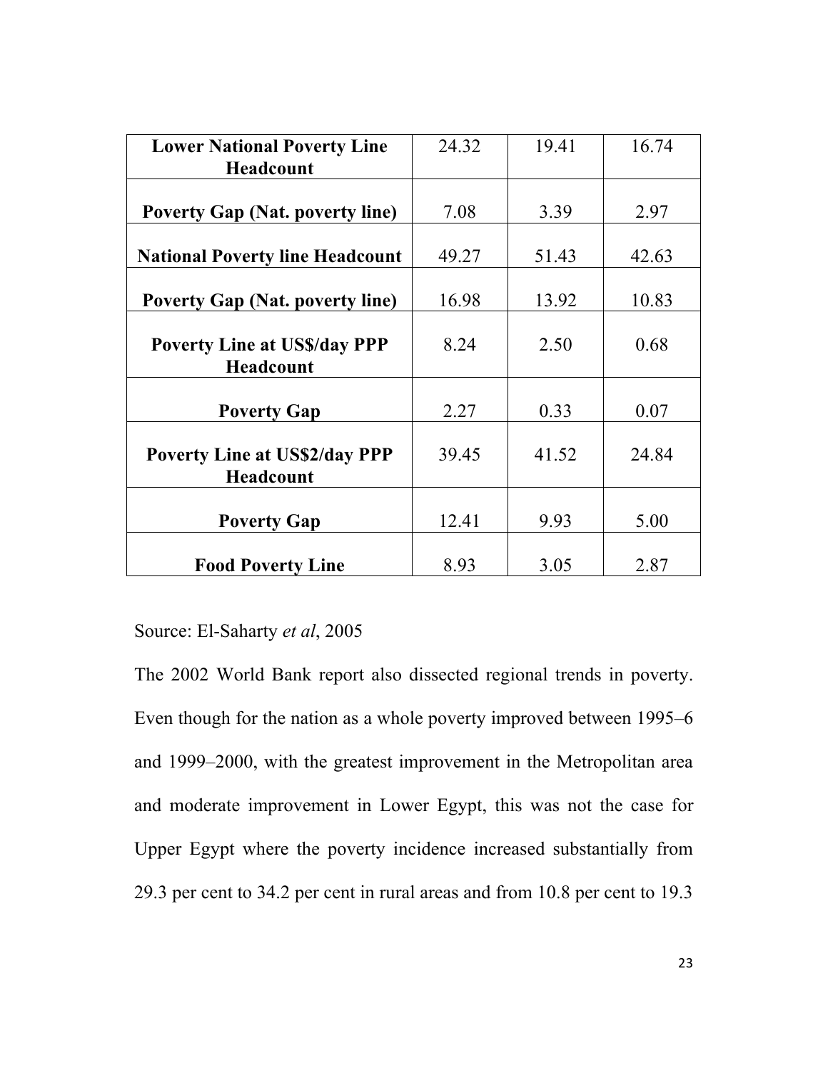| Lower National Poverty Line Headcount | 24.32 | 19.41 | 16.74 |
|---|---|---|---|
| Poverty Gap (Nat. poverty line) | 7.08 | 3.39 | 2.97 |
| National Poverty line Headcount | 49.27 | 51.43 | 42.63 |
| Poverty Gap (Nat. poverty line) | 16.98 | 13.92 | 10.83 |
| Poverty Line at US$/day PPP Headcount | 8.24 | 2.50 | 0.68 |
| Poverty Gap | 2.27 | 0.33 | 0.07 |
| Poverty Line at US$2/day PPP Headcount | 39.45 | 41.52 | 24.84 |
| Poverty Gap | 12.41 | 9.93 | 5.00 |
| Food Poverty Line | 8.93 | 3.05 | 2.87 |

Source: El-Saharty *et al*, 2005

The 2002 World Bank report also dissected regional trends in poverty. Even though for the nation as a whole poverty improved between 1995–6 and 1999–2000, with the greatest improvement in the Metropolitan area and moderate improvement in Lower Egypt, this was not the case for Upper Egypt where the poverty incidence increased substantially from 29.3 per cent to 34.2 per cent in rural areas and from 10.8 per cent to 19.3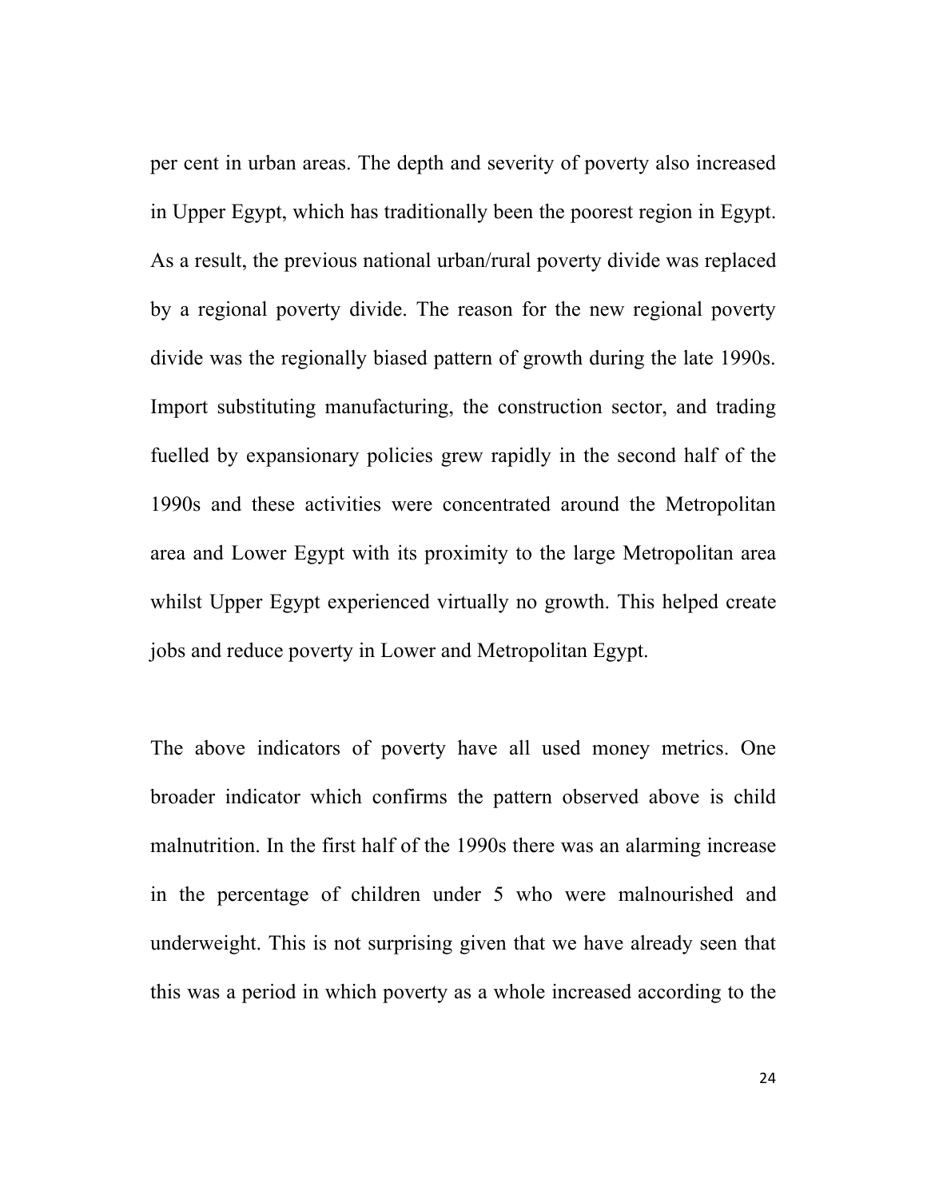per cent in urban areas. The depth and severity of poverty also increased in Upper Egypt, which has traditionally been the poorest region in Egypt. As a result, the previous national urban/rural poverty divide was replaced by a regional poverty divide. The reason for the new regional poverty divide was the regionally biased pattern of growth during the late 1990s. Import substituting manufacturing, the construction sector, and trading fuelled by expansionary policies grew rapidly in the second half of the 1990s and these activities were concentrated around the Metropolitan area and Lower Egypt with its proximity to the large Metropolitan area whilst Upper Egypt experienced virtually no growth. This helped create jobs and reduce poverty in Lower and Metropolitan Egypt.

The above indicators of poverty have all used money metrics. One broader indicator which confirms the pattern observed above is child malnutrition. In the first half of the 1990s there was an alarming increase in the percentage of children under 5 who were malnourished and underweight. This is not surprising given that we have already seen that this was a period in which poverty as a whole increased according to the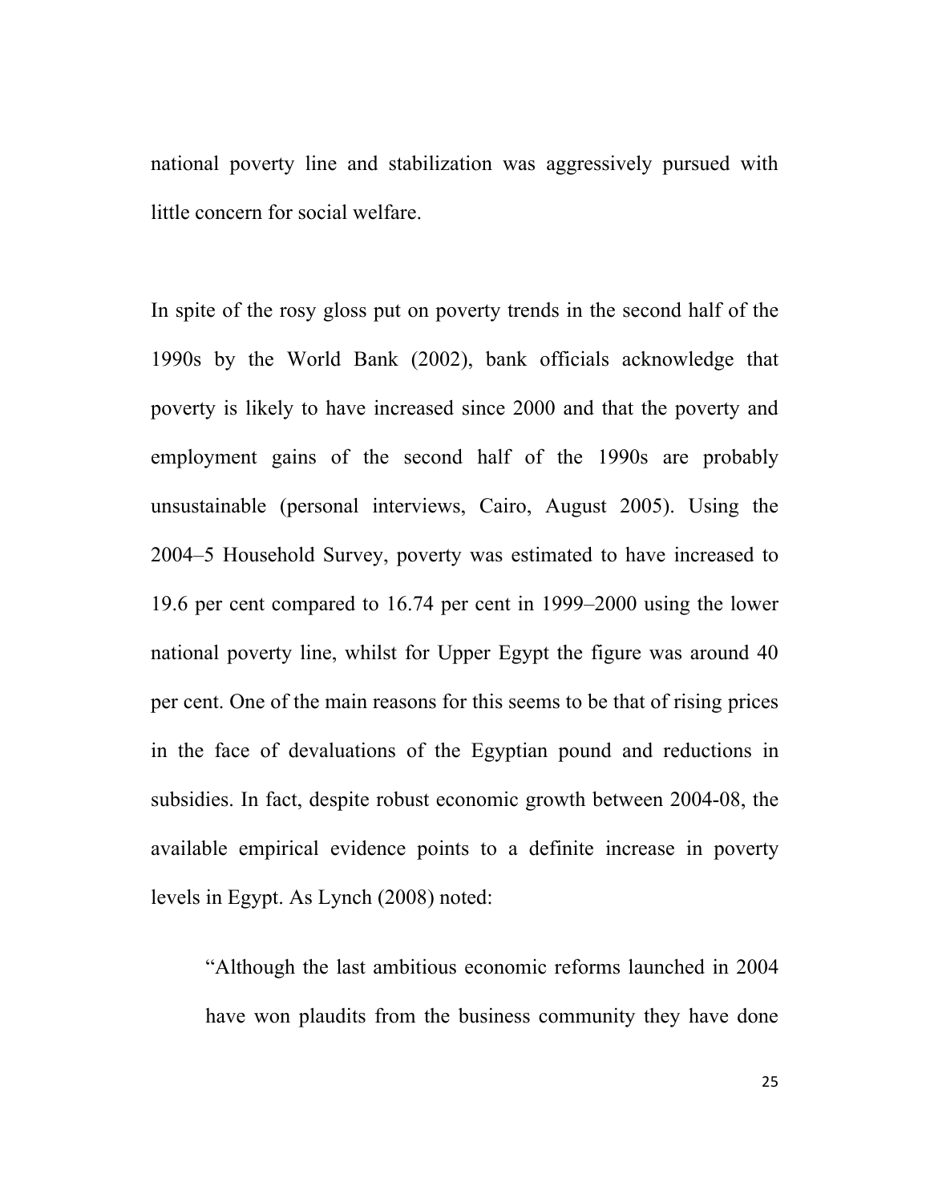national poverty line and stabilization was aggressively pursued with little concern for social welfare.

In spite of the rosy gloss put on poverty trends in the second half of the 1990s by the World Bank (2002), bank officials acknowledge that poverty is likely to have increased since 2000 and that the poverty and employment gains of the second half of the 1990s are probably unsustainable (personal interviews, Cairo, August 2005). Using the 2004–5 Household Survey, poverty was estimated to have increased to 19.6 per cent compared to 16.74 per cent in 1999–2000 using the lower national poverty line, whilst for Upper Egypt the figure was around 40 per cent. One of the main reasons for this seems to be that of rising prices in the face of devaluations of the Egyptian pound and reductions in subsidies. In fact, despite robust economic growth between 2004-08, the available empirical evidence points to a definite increase in poverty levels in Egypt. As Lynch (2008) noted:

> "Although the last ambitious economic reforms launched in 2004 have won plaudits from the business community they have done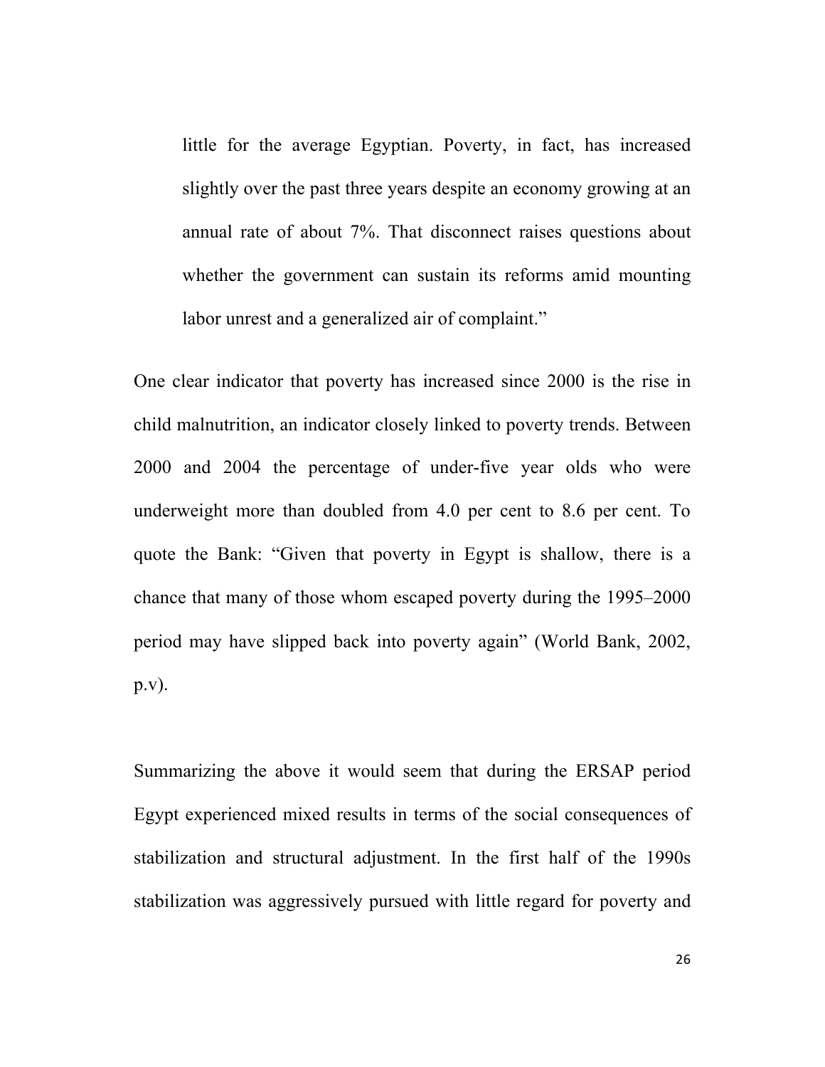> little for the average Egyptian. Poverty, in fact, has increased slightly over the past three years despite an economy growing at an annual rate of about 7%. That disconnect raises questions about whether the government can sustain its reforms amid mounting labor unrest and a generalized air of complaint."

One clear indicator that poverty has increased since 2000 is the rise in child malnutrition, an indicator closely linked to poverty trends. Between 2000 and 2004 the percentage of under-five year olds who were underweight more than doubled from 4.0 per cent to 8.6 per cent. To quote the Bank: "Given that poverty in Egypt is shallow, there is a chance that many of those whom escaped poverty during the 1995–2000 period may have slipped back into poverty again" (World Bank, 2002, p.v).

Summarizing the above it would seem that during the ERSAP period Egypt experienced mixed results in terms of the social consequences of stabilization and structural adjustment. In the first half of the 1990s stabilization was aggressively pursued with little regard for poverty and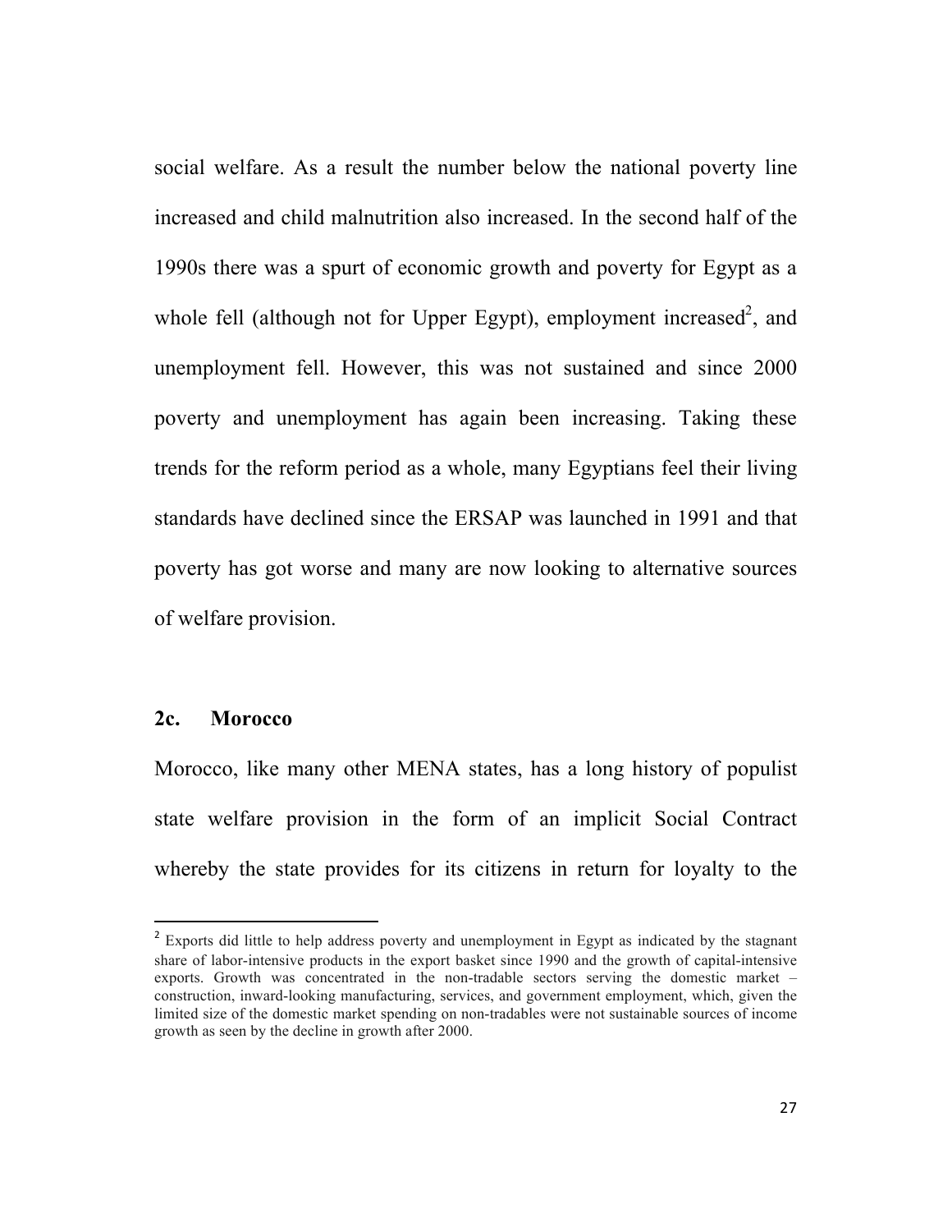social welfare. As a result the number below the national poverty line increased and child malnutrition also increased. In the second half of the 1990s there was a spurt of economic growth and poverty for Egypt as a whole fell (although not for Upper Egypt), employment increased[2], and unemployment fell. However, this was not sustained and since 2000 poverty and unemployment has again been increasing. Taking these trends for the reform period as a whole, many Egyptians feel their living standards have declined since the ERSAP was launched in 1991 and that poverty has got worse and many are now looking to alternative sources of welfare provision.

## 2c. Morocco

Morocco, like many other MENA states, has a long history of populist state welfare provision in the form of an implicit Social Contract whereby the state provides for its citizens in return for loyalty to the

---

[2] Exports did little to help address poverty and unemployment in Egypt as indicated by the stagnant share of labor-intensive products in the export basket since 1990 and the growth of capital-intensive exports. Growth was concentrated in the non-tradable sectors serving the domestic market – construction, inward-looking manufacturing, services, and government employment, which, given the limited size of the domestic market spending on non-tradables were not sustainable sources of income growth as seen by the decline in growth after 2000.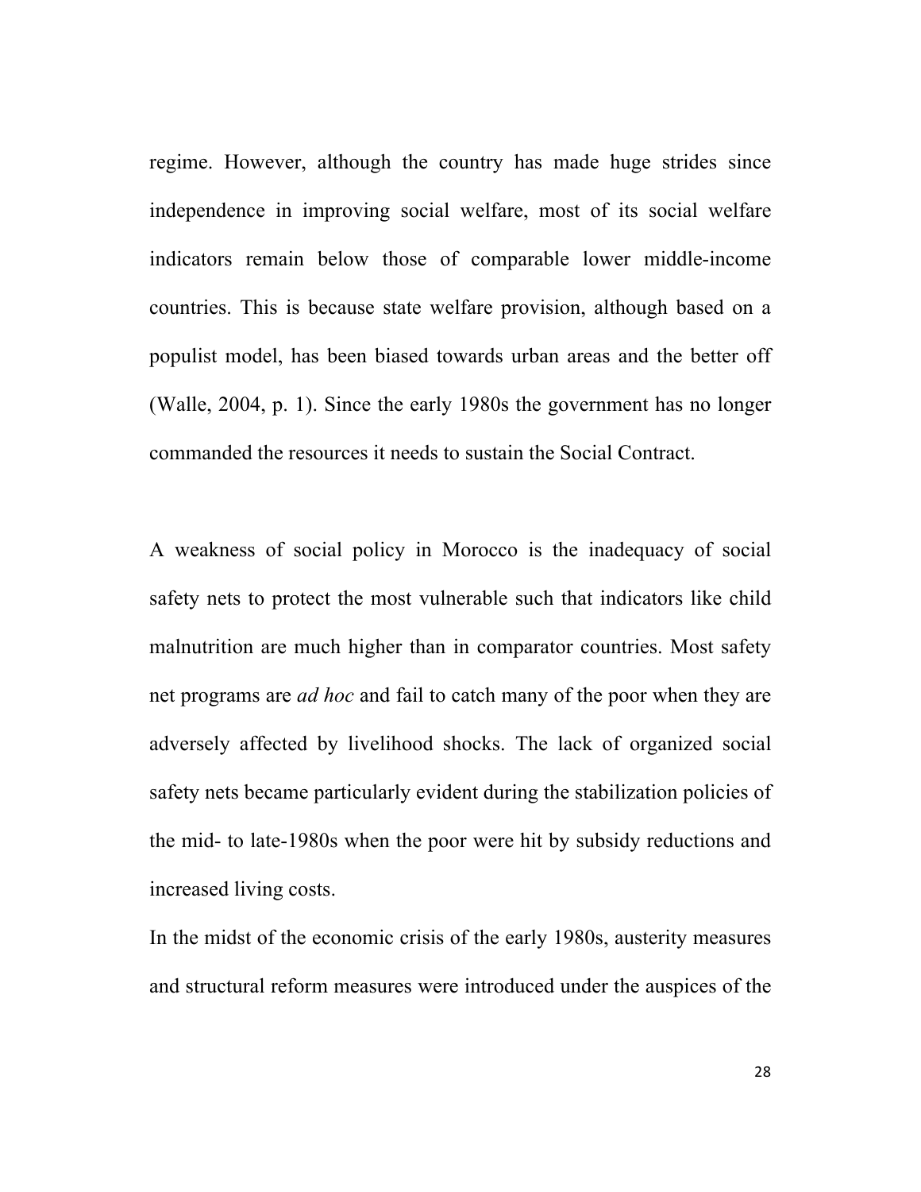regime. However, although the country has made huge strides since independence in improving social welfare, most of its social welfare indicators remain below those of comparable lower middle-income countries. This is because state welfare provision, although based on a populist model, has been biased towards urban areas and the better off (Walle, 2004, p. 1). Since the early 1980s the government has no longer commanded the resources it needs to sustain the Social Contract.

A weakness of social policy in Morocco is the inadequacy of social safety nets to protect the most vulnerable such that indicators like child malnutrition are much higher than in comparator countries. Most safety net programs are *ad hoc* and fail to catch many of the poor when they are adversely affected by livelihood shocks. The lack of organized social safety nets became particularly evident during the stabilization policies of the mid- to late-1980s when the poor were hit by subsidy reductions and increased living costs.

In the midst of the economic crisis of the early 1980s, austerity measures and structural reform measures were introduced under the auspices of the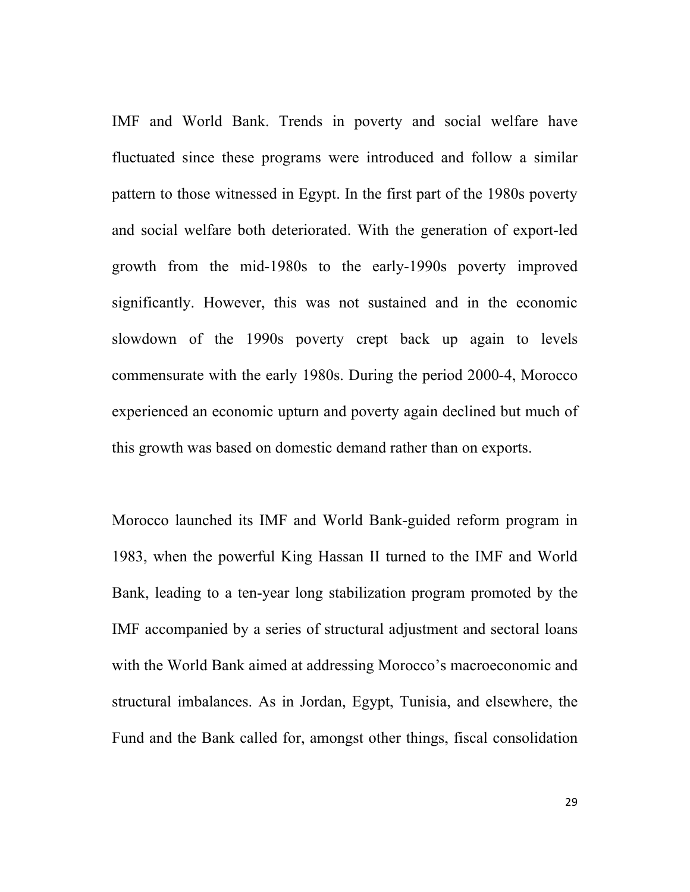IMF and World Bank. Trends in poverty and social welfare have fluctuated since these programs were introduced and follow a similar pattern to those witnessed in Egypt. In the first part of the 1980s poverty and social welfare both deteriorated. With the generation of export-led growth from the mid-1980s to the early-1990s poverty improved significantly. However, this was not sustained and in the economic slowdown of the 1990s poverty crept back up again to levels commensurate with the early 1980s. During the period 2000-4, Morocco experienced an economic upturn and poverty again declined but much of this growth was based on domestic demand rather than on exports.

Morocco launched its IMF and World Bank-guided reform program in 1983, when the powerful King Hassan II turned to the IMF and World Bank, leading to a ten-year long stabilization program promoted by the IMF accompanied by a series of structural adjustment and sectoral loans with the World Bank aimed at addressing Morocco's macroeconomic and structural imbalances. As in Jordan, Egypt, Tunisia, and elsewhere, the Fund and the Bank called for, amongst other things, fiscal consolidation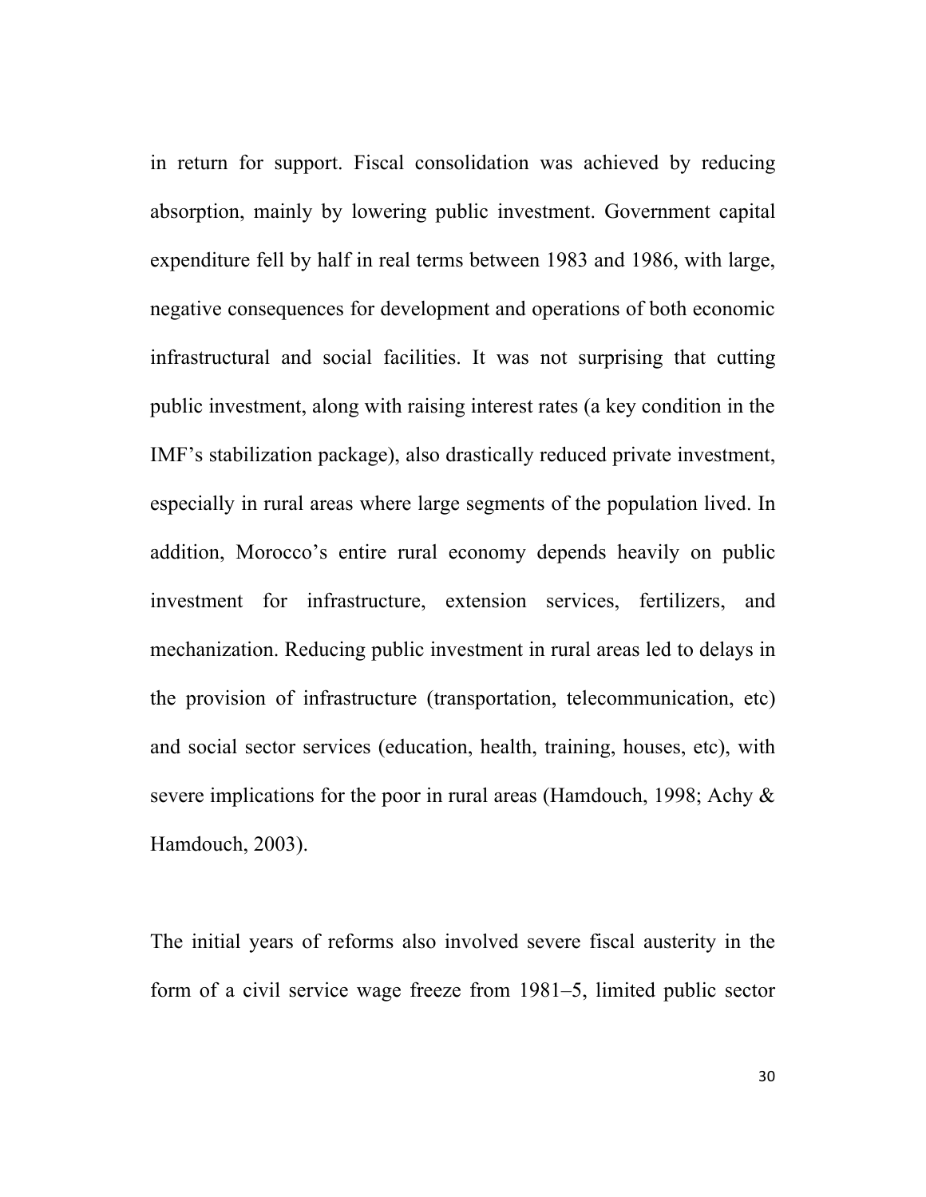in return for support. Fiscal consolidation was achieved by reducing absorption, mainly by lowering public investment. Government capital expenditure fell by half in real terms between 1983 and 1986, with large, negative consequences for development and operations of both economic infrastructural and social facilities. It was not surprising that cutting public investment, along with raising interest rates (a key condition in the IMF's stabilization package), also drastically reduced private investment, especially in rural areas where large segments of the population lived. In addition, Morocco's entire rural economy depends heavily on public investment for infrastructure, extension services, fertilizers, and mechanization. Reducing public investment in rural areas led to delays in the provision of infrastructure (transportation, telecommunication, etc) and social sector services (education, health, training, houses, etc), with severe implications for the poor in rural areas (Hamdouch, 1998; Achy & Hamdouch, 2003).

The initial years of reforms also involved severe fiscal austerity in the form of a civil service wage freeze from 1981–5, limited public sector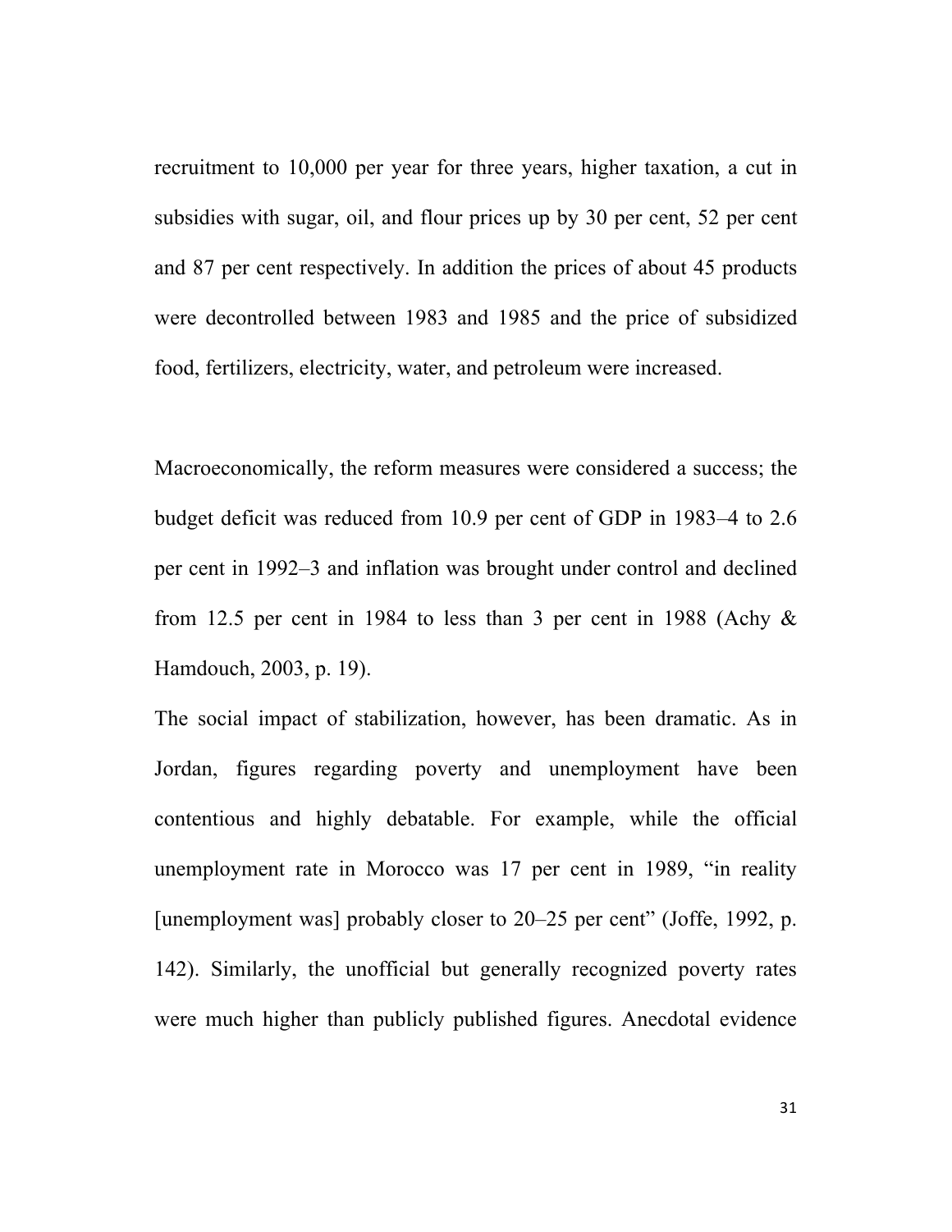recruitment to 10,000 per year for three years, higher taxation, a cut in subsidies with sugar, oil, and flour prices up by 30 per cent, 52 per cent and 87 per cent respectively. In addition the prices of about 45 products were decontrolled between 1983 and 1985 and the price of subsidized food, fertilizers, electricity, water, and petroleum were increased.

Macroeconomically, the reform measures were considered a success; the budget deficit was reduced from 10.9 per cent of GDP in 1983–4 to 2.6 per cent in 1992–3 and inflation was brought under control and declined from 12.5 per cent in 1984 to less than 3 per cent in 1988 (Achy & Hamdouch, 2003, p. 19).

The social impact of stabilization, however, has been dramatic. As in Jordan, figures regarding poverty and unemployment have been contentious and highly debatable. For example, while the official unemployment rate in Morocco was 17 per cent in 1989, "in reality [unemployment was] probably closer to 20–25 per cent" (Joffe, 1992, p. 142). Similarly, the unofficial but generally recognized poverty rates were much higher than publicly published figures. Anecdotal evidence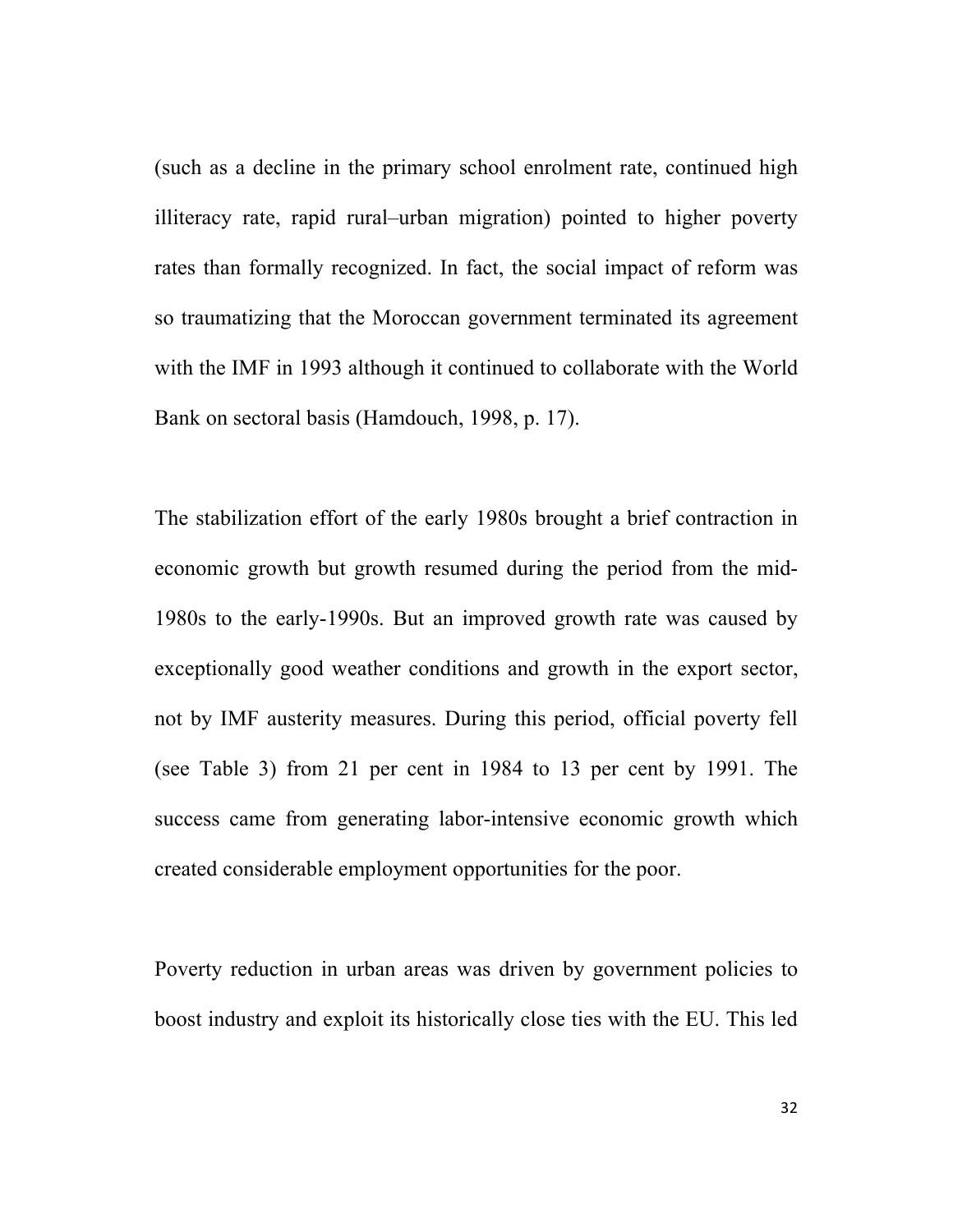(such as a decline in the primary school enrolment rate, continued high illiteracy rate, rapid rural–urban migration) pointed to higher poverty rates than formally recognized. In fact, the social impact of reform was so traumatizing that the Moroccan government terminated its agreement with the IMF in 1993 although it continued to collaborate with the World Bank on sectoral basis (Hamdouch, 1998, p. 17).

The stabilization effort of the early 1980s brought a brief contraction in economic growth but growth resumed during the period from the mid-1980s to the early-1990s. But an improved growth rate was caused by exceptionally good weather conditions and growth in the export sector, not by IMF austerity measures. During this period, official poverty fell (see Table 3) from 21 per cent in 1984 to 13 per cent by 1991. The success came from generating labor-intensive economic growth which created considerable employment opportunities for the poor.

Poverty reduction in urban areas was driven by government policies to boost industry and exploit its historically close ties with the EU. This led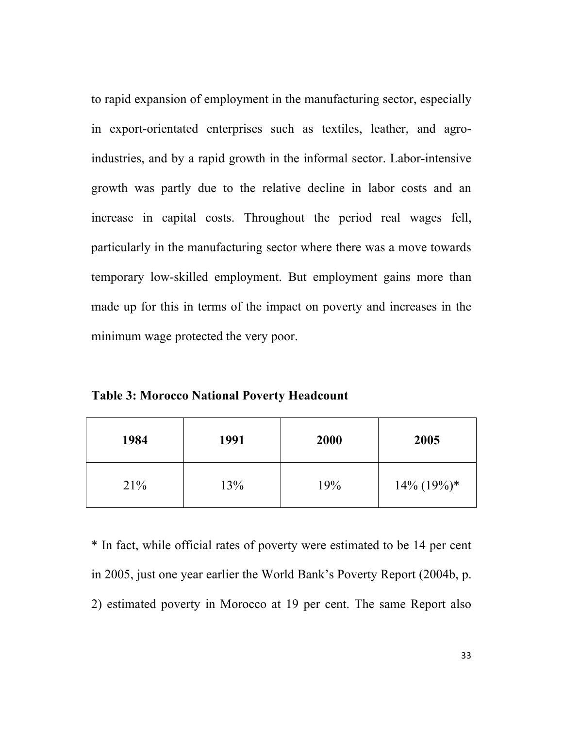to rapid expansion of employment in the manufacturing sector, especially in export-orientated enterprises such as textiles, leather, and agro-industries, and by a rapid growth in the informal sector. Labor-intensive growth was partly due to the relative decline in labor costs and an increase in capital costs. Throughout the period real wages fell, particularly in the manufacturing sector where there was a move towards temporary low-skilled employment. But employment gains more than made up for this in terms of the impact on poverty and increases in the minimum wage protected the very poor.

**Table 3: Morocco National Poverty Headcount**

| 1984 | 1991 | 2000 | 2005 |
|---|---|---|---|
| 21% | 13% | 19% | 14% (19%)* |

* In fact, while official rates of poverty were estimated to be 14 per cent in 2005, just one year earlier the World Bank's Poverty Report (2004b, p. 2) estimated poverty in Morocco at 19 per cent. The same Report also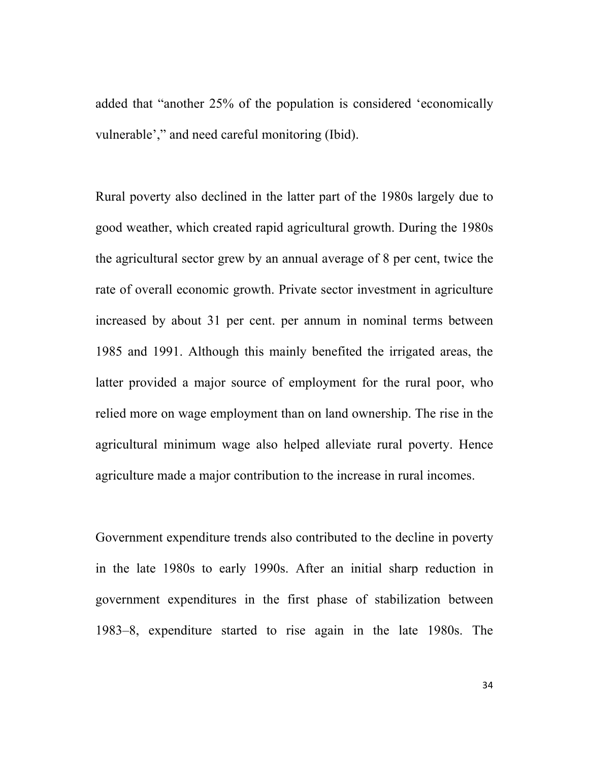added that "another 25% of the population is considered 'economically vulnerable'," and need careful monitoring (Ibid).

Rural poverty also declined in the latter part of the 1980s largely due to good weather, which created rapid agricultural growth. During the 1980s the agricultural sector grew by an annual average of 8 per cent, twice the rate of overall economic growth. Private sector investment in agriculture increased by about 31 per cent. per annum in nominal terms between 1985 and 1991. Although this mainly benefited the irrigated areas, the latter provided a major source of employment for the rural poor, who relied more on wage employment than on land ownership. The rise in the agricultural minimum wage also helped alleviate rural poverty. Hence agriculture made a major contribution to the increase in rural incomes.

Government expenditure trends also contributed to the decline in poverty in the late 1980s to early 1990s. After an initial sharp reduction in government expenditures in the first phase of stabilization between 1983–8, expenditure started to rise again in the late 1980s. The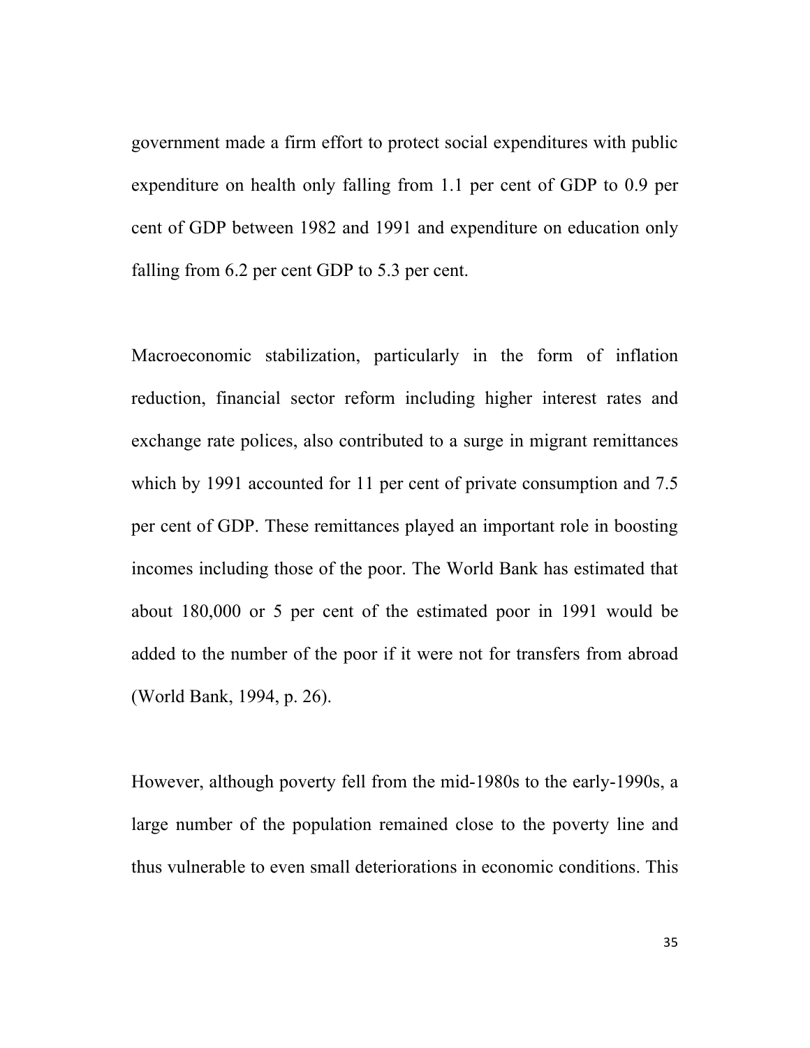government made a firm effort to protect social expenditures with public expenditure on health only falling from 1.1 per cent of GDP to 0.9 per cent of GDP between 1982 and 1991 and expenditure on education only falling from 6.2 per cent GDP to 5.3 per cent.

Macroeconomic stabilization, particularly in the form of inflation reduction, financial sector reform including higher interest rates and exchange rate polices, also contributed to a surge in migrant remittances which by 1991 accounted for 11 per cent of private consumption and 7.5 per cent of GDP. These remittances played an important role in boosting incomes including those of the poor. The World Bank has estimated that about 180,000 or 5 per cent of the estimated poor in 1991 would be added to the number of the poor if it were not for transfers from abroad (World Bank, 1994, p. 26).

However, although poverty fell from the mid-1980s to the early-1990s, a large number of the population remained close to the poverty line and thus vulnerable to even small deteriorations in economic conditions. This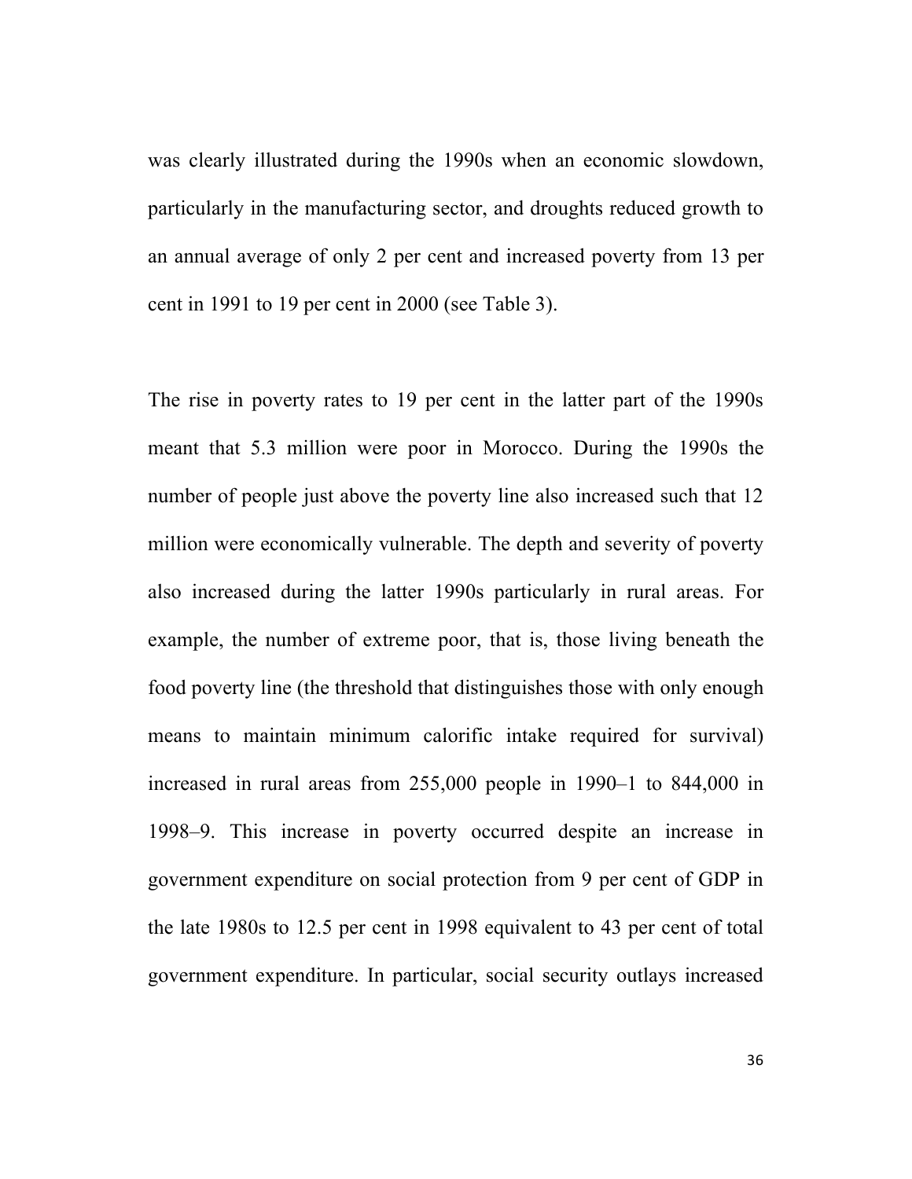was clearly illustrated during the 1990s when an economic slowdown, particularly in the manufacturing sector, and droughts reduced growth to an annual average of only 2 per cent and increased poverty from 13 per cent in 1991 to 19 per cent in 2000 (see Table 3).

The rise in poverty rates to 19 per cent in the latter part of the 1990s meant that 5.3 million were poor in Morocco. During the 1990s the number of people just above the poverty line also increased such that 12 million were economically vulnerable. The depth and severity of poverty also increased during the latter 1990s particularly in rural areas. For example, the number of extreme poor, that is, those living beneath the food poverty line (the threshold that distinguishes those with only enough means to maintain minimum calorific intake required for survival) increased in rural areas from 255,000 people in 1990–1 to 844,000 in 1998–9. This increase in poverty occurred despite an increase in government expenditure on social protection from 9 per cent of GDP in the late 1980s to 12.5 per cent in 1998 equivalent to 43 per cent of total government expenditure. In particular, social security outlays increased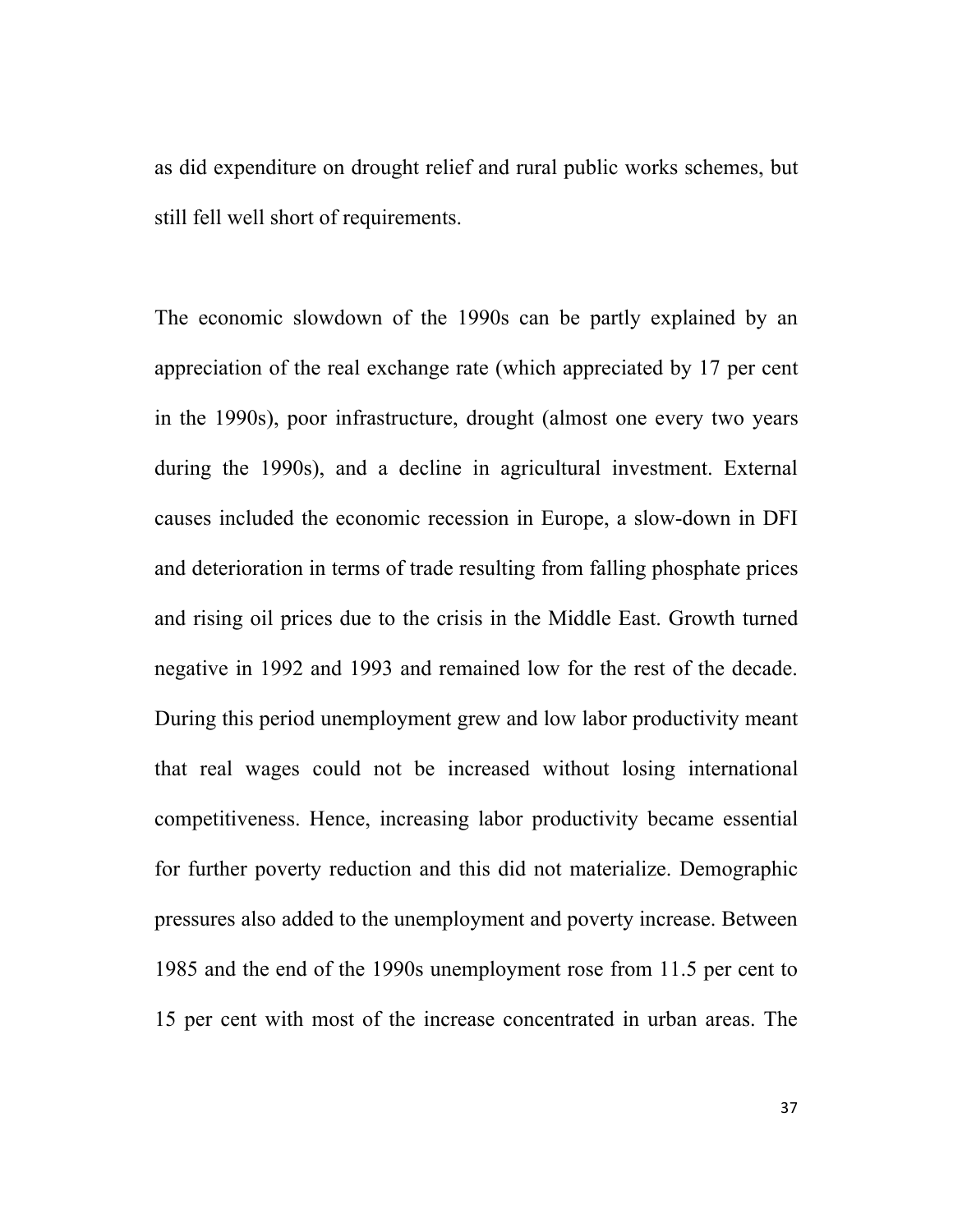as did expenditure on drought relief and rural public works schemes, but still fell well short of requirements.

The economic slowdown of the 1990s can be partly explained by an appreciation of the real exchange rate (which appreciated by 17 per cent in the 1990s), poor infrastructure, drought (almost one every two years during the 1990s), and a decline in agricultural investment. External causes included the economic recession in Europe, a slow-down in DFI and deterioration in terms of trade resulting from falling phosphate prices and rising oil prices due to the crisis in the Middle East. Growth turned negative in 1992 and 1993 and remained low for the rest of the decade. During this period unemployment grew and low labor productivity meant that real wages could not be increased without losing international competitiveness. Hence, increasing labor productivity became essential for further poverty reduction and this did not materialize. Demographic pressures also added to the unemployment and poverty increase. Between 1985 and the end of the 1990s unemployment rose from 11.5 per cent to 15 per cent with most of the increase concentrated in urban areas. The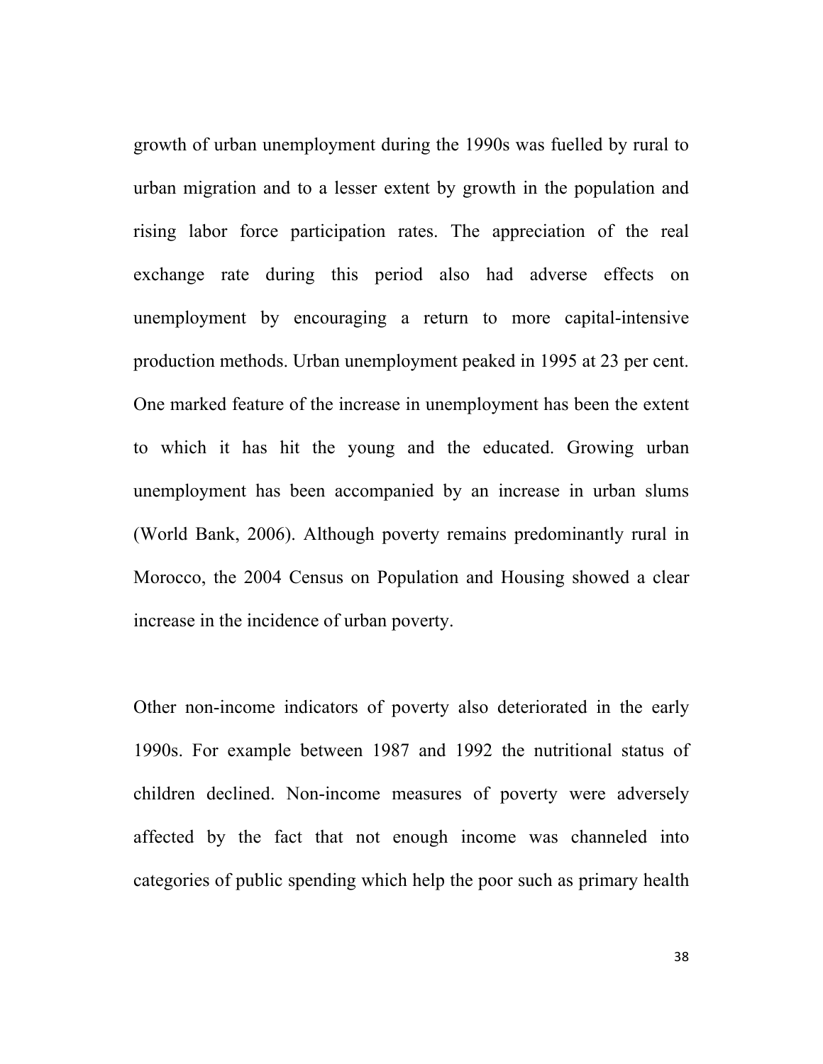growth of urban unemployment during the 1990s was fuelled by rural to urban migration and to a lesser extent by growth in the population and rising labor force participation rates. The appreciation of the real exchange rate during this period also had adverse effects on unemployment by encouraging a return to more capital-intensive production methods. Urban unemployment peaked in 1995 at 23 per cent. One marked feature of the increase in unemployment has been the extent to which it has hit the young and the educated. Growing urban unemployment has been accompanied by an increase in urban slums (World Bank, 2006). Although poverty remains predominantly rural in Morocco, the 2004 Census on Population and Housing showed a clear increase in the incidence of urban poverty.

Other non-income indicators of poverty also deteriorated in the early 1990s. For example between 1987 and 1992 the nutritional status of children declined. Non-income measures of poverty were adversely affected by the fact that not enough income was channeled into categories of public spending which help the poor such as primary health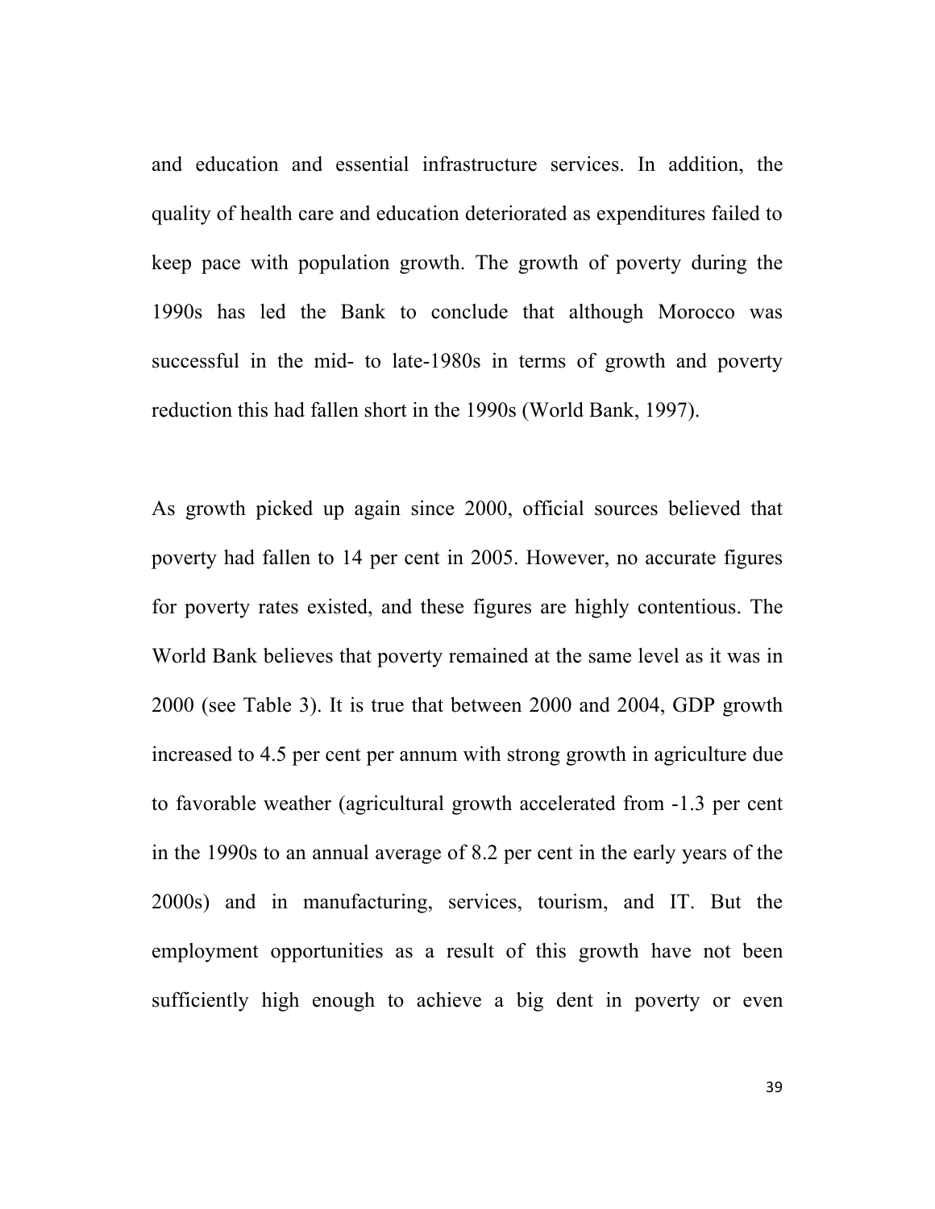and education and essential infrastructure services. In addition, the quality of health care and education deteriorated as expenditures failed to keep pace with population growth. The growth of poverty during the 1990s has led the Bank to conclude that although Morocco was successful in the mid- to late-1980s in terms of growth and poverty reduction this had fallen short in the 1990s (World Bank, 1997).

As growth picked up again since 2000, official sources believed that poverty had fallen to 14 per cent in 2005. However, no accurate figures for poverty rates existed, and these figures are highly contentious. The World Bank believes that poverty remained at the same level as it was in 2000 (see Table 3). It is true that between 2000 and 2004, GDP growth increased to 4.5 per cent per annum with strong growth in agriculture due to favorable weather (agricultural growth accelerated from -1.3 per cent in the 1990s to an annual average of 8.2 per cent in the early years of the 2000s) and in manufacturing, services, tourism, and IT. But the employment opportunities as a result of this growth have not been sufficiently high enough to achieve a big dent in poverty or even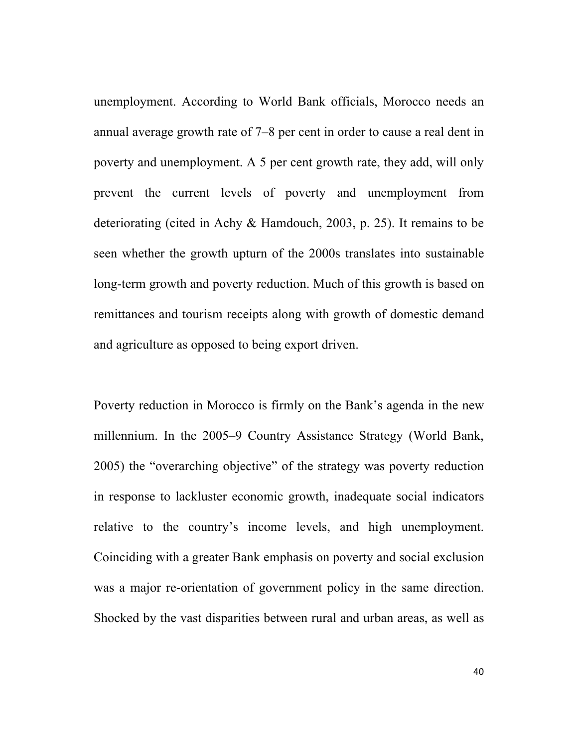unemployment. According to World Bank officials, Morocco needs an annual average growth rate of 7–8 per cent in order to cause a real dent in poverty and unemployment. A 5 per cent growth rate, they add, will only prevent the current levels of poverty and unemployment from deteriorating (cited in Achy & Hamdouch, 2003, p. 25). It remains to be seen whether the growth upturn of the 2000s translates into sustainable long-term growth and poverty reduction. Much of this growth is based on remittances and tourism receipts along with growth of domestic demand and agriculture as opposed to being export driven.

Poverty reduction in Morocco is firmly on the Bank's agenda in the new millennium. In the 2005–9 Country Assistance Strategy (World Bank, 2005) the "overarching objective" of the strategy was poverty reduction in response to lackluster economic growth, inadequate social indicators relative to the country's income levels, and high unemployment. Coinciding with a greater Bank emphasis on poverty and social exclusion was a major re-orientation of government policy in the same direction. Shocked by the vast disparities between rural and urban areas, as well as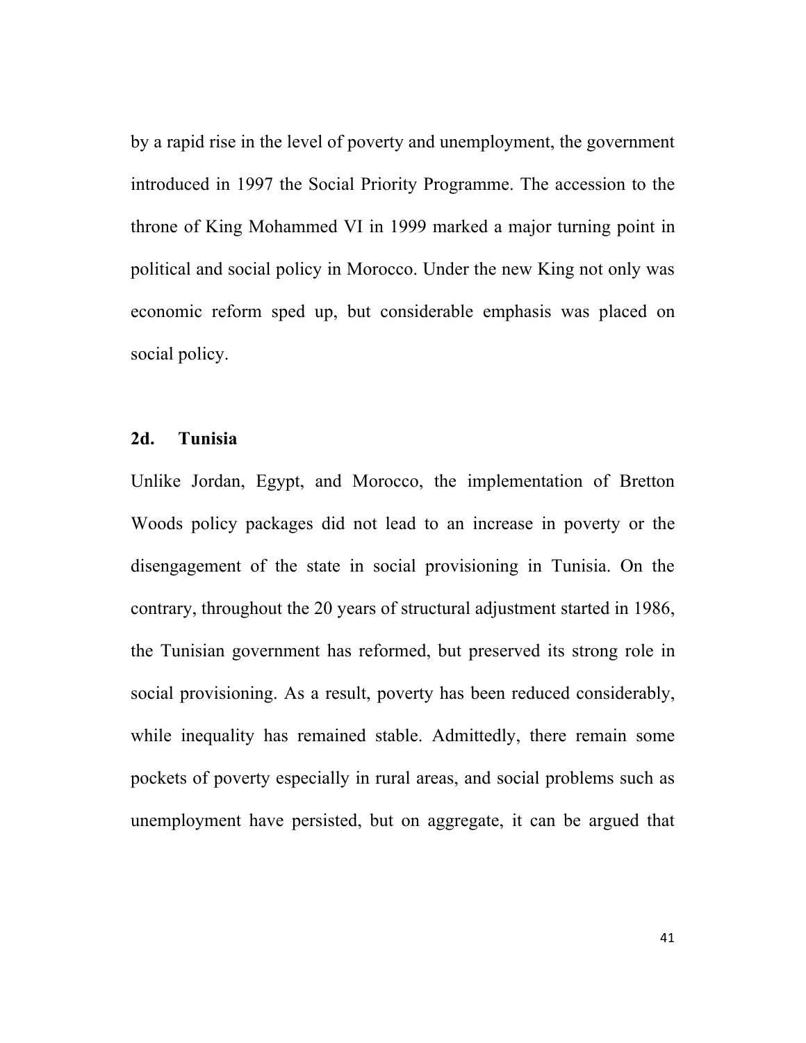by a rapid rise in the level of poverty and unemployment, the government introduced in 1997 the Social Priority Programme. The accession to the throne of King Mohammed VI in 1999 marked a major turning point in political and social policy in Morocco. Under the new King not only was economic reform sped up, but considerable emphasis was placed on social policy.

### 2d. Tunisia

Unlike Jordan, Egypt, and Morocco, the implementation of Bretton Woods policy packages did not lead to an increase in poverty or the disengagement of the state in social provisioning in Tunisia. On the contrary, throughout the 20 years of structural adjustment started in 1986, the Tunisian government has reformed, but preserved its strong role in social provisioning. As a result, poverty has been reduced considerably, while inequality has remained stable. Admittedly, there remain some pockets of poverty especially in rural areas, and social problems such as unemployment have persisted, but on aggregate, it can be argued that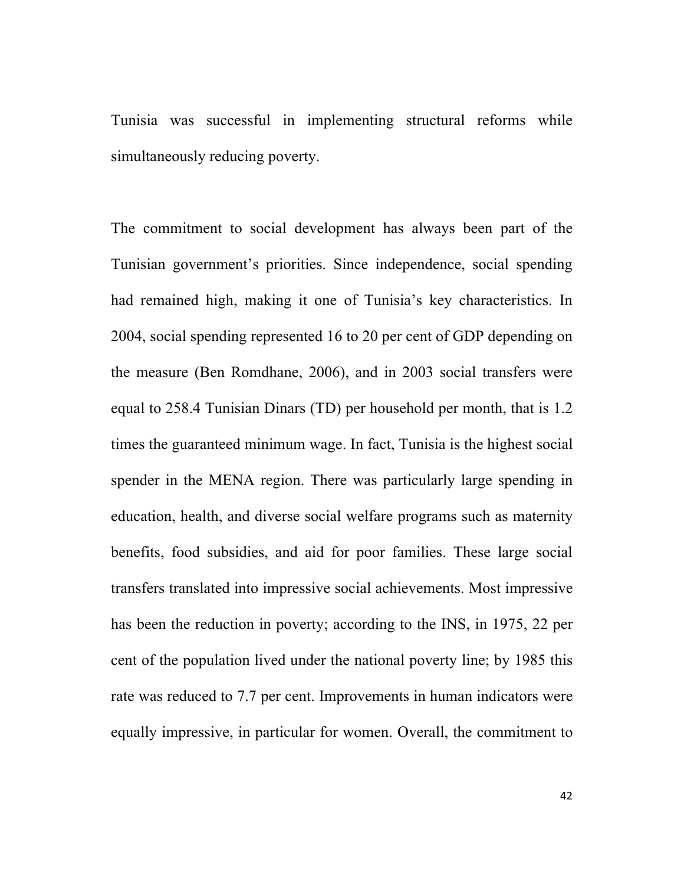Tunisia was successful in implementing structural reforms while simultaneously reducing poverty.

The commitment to social development has always been part of the Tunisian government's priorities. Since independence, social spending had remained high, making it one of Tunisia's key characteristics. In 2004, social spending represented 16 to 20 per cent of GDP depending on the measure (Ben Romdhane, 2006), and in 2003 social transfers were equal to 258.4 Tunisian Dinars (TD) per household per month, that is 1.2 times the guaranteed minimum wage. In fact, Tunisia is the highest social spender in the MENA region. There was particularly large spending in education, health, and diverse social welfare programs such as maternity benefits, food subsidies, and aid for poor families. These large social transfers translated into impressive social achievements. Most impressive has been the reduction in poverty; according to the INS, in 1975, 22 per cent of the population lived under the national poverty line; by 1985 this rate was reduced to 7.7 per cent. Improvements in human indicators were equally impressive, in particular for women. Overall, the commitment to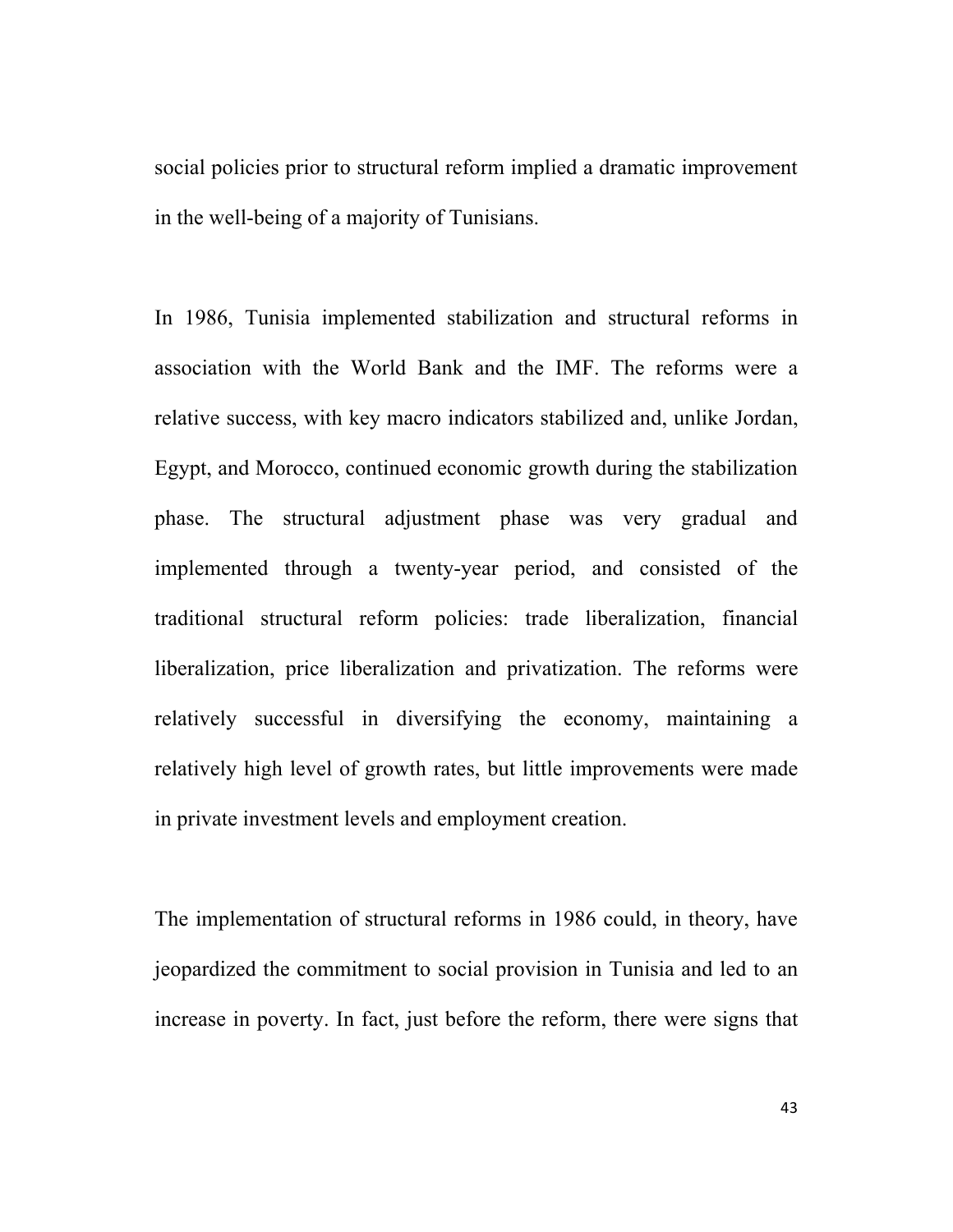social policies prior to structural reform implied a dramatic improvement in the well-being of a majority of Tunisians.

In 1986, Tunisia implemented stabilization and structural reforms in association with the World Bank and the IMF. The reforms were a relative success, with key macro indicators stabilized and, unlike Jordan, Egypt, and Morocco, continued economic growth during the stabilization phase. The structural adjustment phase was very gradual and implemented through a twenty-year period, and consisted of the traditional structural reform policies: trade liberalization, financial liberalization, price liberalization and privatization. The reforms were relatively successful in diversifying the economy, maintaining a relatively high level of growth rates, but little improvements were made in private investment levels and employment creation.

The implementation of structural reforms in 1986 could, in theory, have jeopardized the commitment to social provision in Tunisia and led to an increase in poverty. In fact, just before the reform, there were signs that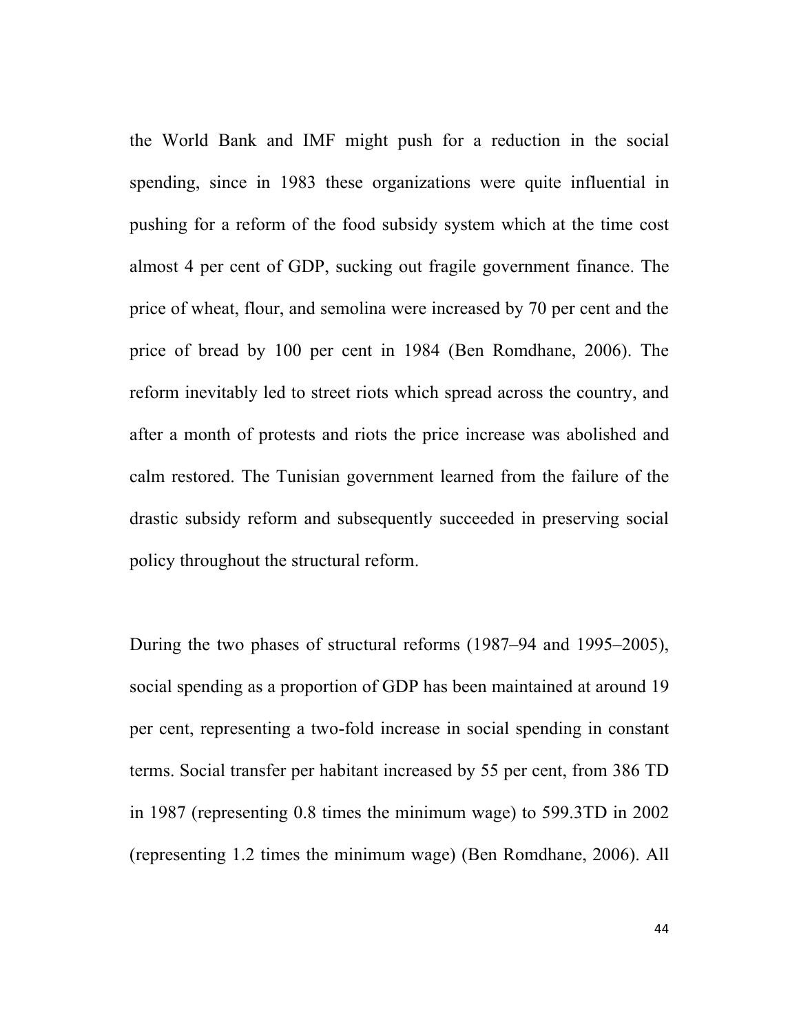the World Bank and IMF might push for a reduction in the social spending, since in 1983 these organizations were quite influential in pushing for a reform of the food subsidy system which at the time cost almost 4 per cent of GDP, sucking out fragile government finance. The price of wheat, flour, and semolina were increased by 70 per cent and the price of bread by 100 per cent in 1984 (Ben Romdhane, 2006). The reform inevitably led to street riots which spread across the country, and after a month of protests and riots the price increase was abolished and calm restored. The Tunisian government learned from the failure of the drastic subsidy reform and subsequently succeeded in preserving social policy throughout the structural reform.

During the two phases of structural reforms (1987–94 and 1995–2005), social spending as a proportion of GDP has been maintained at around 19 per cent, representing a two-fold increase in social spending in constant terms. Social transfer per habitant increased by 55 per cent, from 386 TD in 1987 (representing 0.8 times the minimum wage) to 599.3TD in 2002 (representing 1.2 times the minimum wage) (Ben Romdhane, 2006). All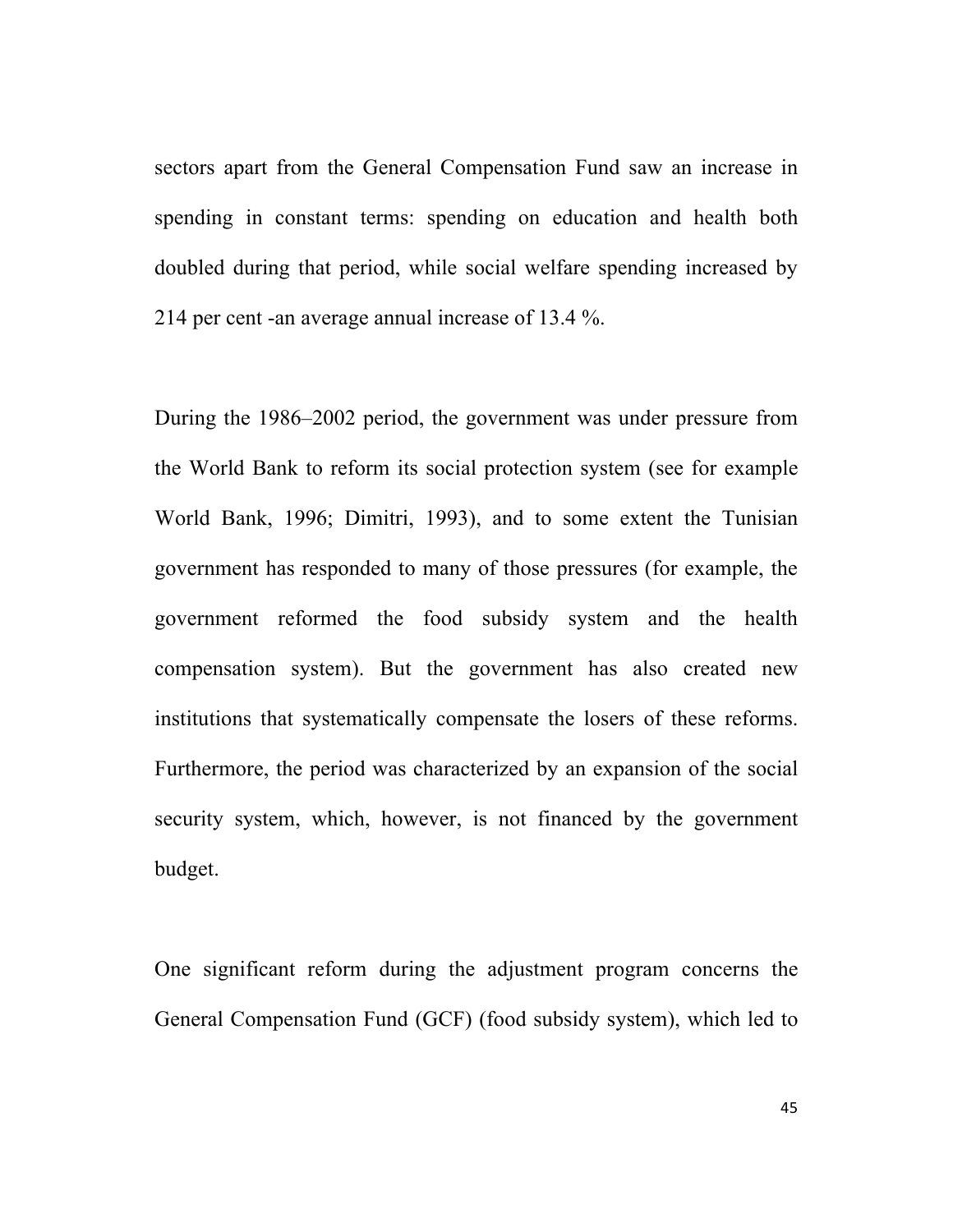sectors apart from the General Compensation Fund saw an increase in spending in constant terms: spending on education and health both doubled during that period, while social welfare spending increased by 214 per cent -an average annual increase of 13.4 %.

During the 1986–2002 period, the government was under pressure from the World Bank to reform its social protection system (see for example World Bank, 1996; Dimitri, 1993), and to some extent the Tunisian government has responded to many of those pressures (for example, the government reformed the food subsidy system and the health compensation system). But the government has also created new institutions that systematically compensate the losers of these reforms. Furthermore, the period was characterized by an expansion of the social security system, which, however, is not financed by the government budget.

One significant reform during the adjustment program concerns the General Compensation Fund (GCF) (food subsidy system), which led to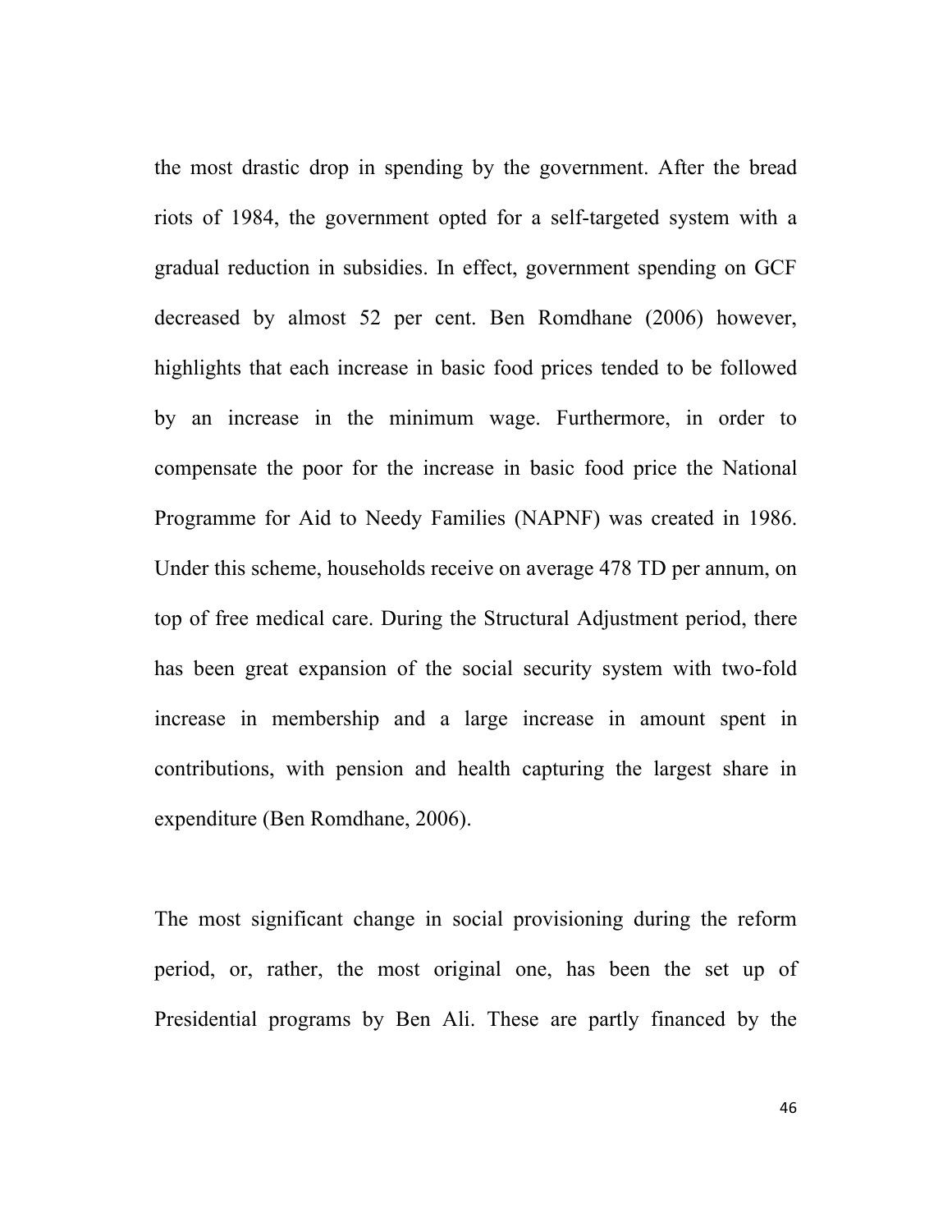the most drastic drop in spending by the government. After the bread riots of 1984, the government opted for a self-targeted system with a gradual reduction in subsidies. In effect, government spending on GCF decreased by almost 52 per cent. Ben Romdhane (2006) however, highlights that each increase in basic food prices tended to be followed by an increase in the minimum wage. Furthermore, in order to compensate the poor for the increase in basic food price the National Programme for Aid to Needy Families (NAPNF) was created in 1986. Under this scheme, households receive on average 478 TD per annum, on top of free medical care. During the Structural Adjustment period, there has been great expansion of the social security system with two-fold increase in membership and a large increase in amount spent in contributions, with pension and health capturing the largest share in expenditure (Ben Romdhane, 2006).

The most significant change in social provisioning during the reform period, or, rather, the most original one, has been the set up of Presidential programs by Ben Ali. These are partly financed by the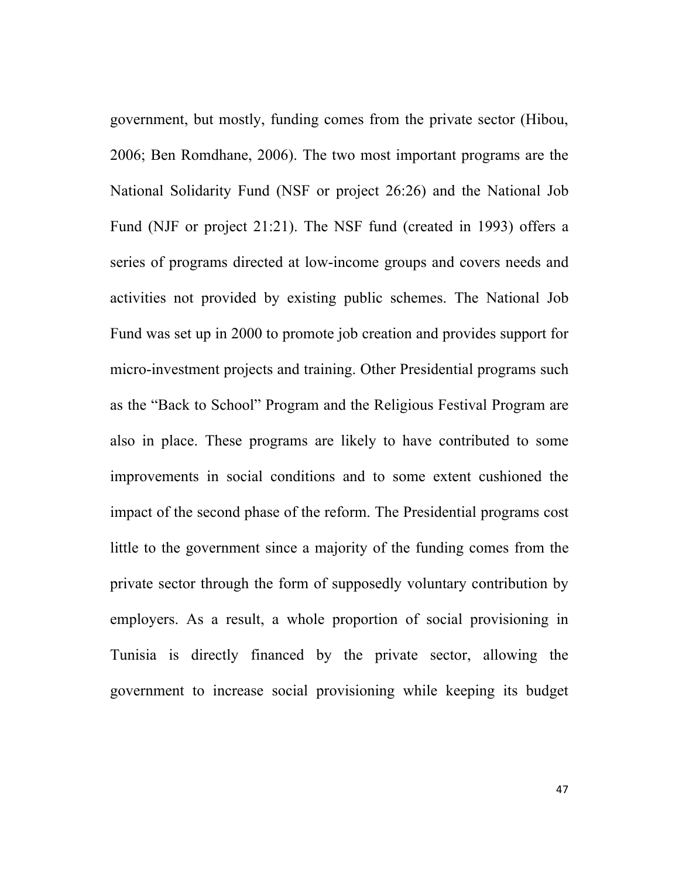government, but mostly, funding comes from the private sector (Hibou, 2006; Ben Romdhane, 2006). The two most important programs are the National Solidarity Fund (NSF or project 26:26) and the National Job Fund (NJF or project 21:21). The NSF fund (created in 1993) offers a series of programs directed at low-income groups and covers needs and activities not provided by existing public schemes. The National Job Fund was set up in 2000 to promote job creation and provides support for micro-investment projects and training. Other Presidential programs such as the "Back to School" Program and the Religious Festival Program are also in place. These programs are likely to have contributed to some improvements in social conditions and to some extent cushioned the impact of the second phase of the reform. The Presidential programs cost little to the government since a majority of the funding comes from the private sector through the form of supposedly voluntary contribution by employers. As a result, a whole proportion of social provisioning in Tunisia is directly financed by the private sector, allowing the government to increase social provisioning while keeping its budget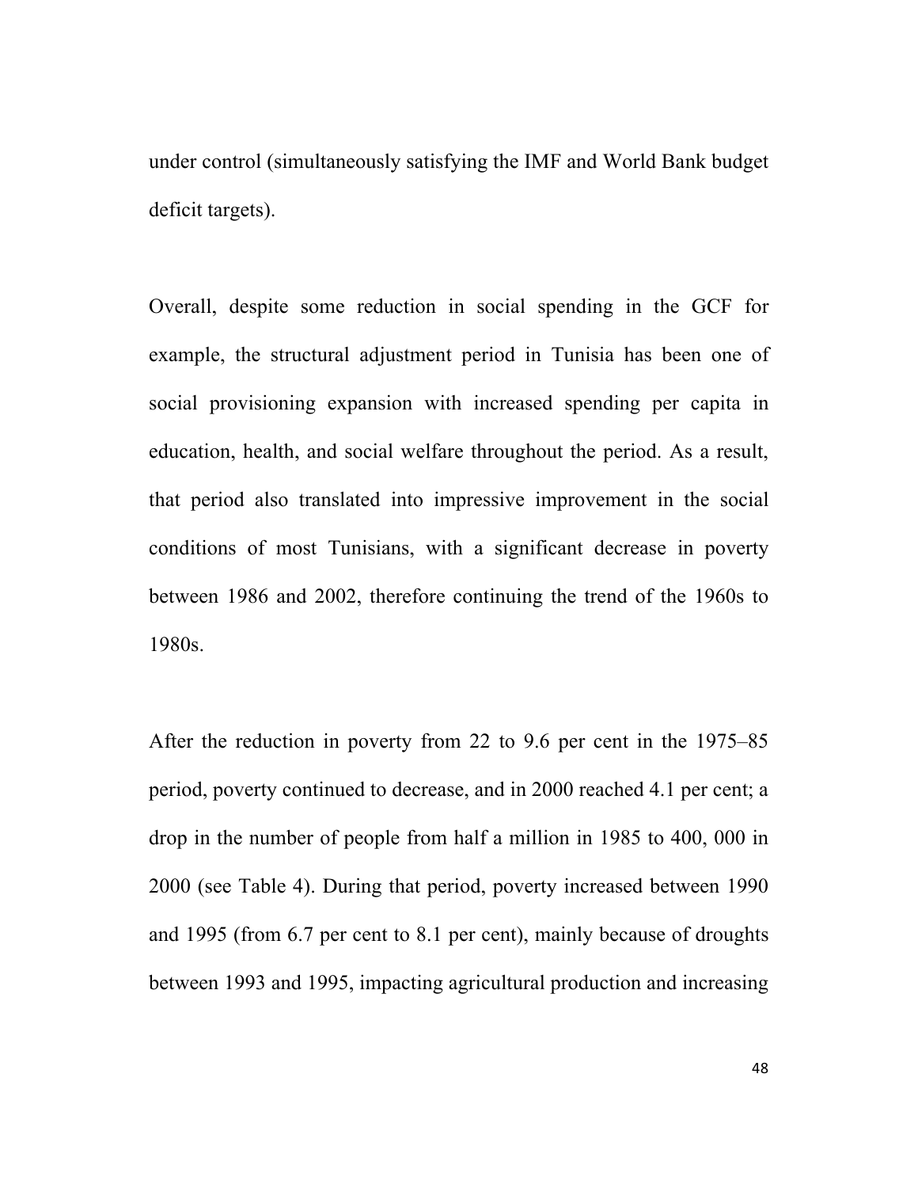under control (simultaneously satisfying the IMF and World Bank budget deficit targets).

Overall, despite some reduction in social spending in the GCF for example, the structural adjustment period in Tunisia has been one of social provisioning expansion with increased spending per capita in education, health, and social welfare throughout the period. As a result, that period also translated into impressive improvement in the social conditions of most Tunisians, with a significant decrease in poverty between 1986 and 2002, therefore continuing the trend of the 1960s to 1980s.

After the reduction in poverty from 22 to 9.6 per cent in the 1975–85 period, poverty continued to decrease, and in 2000 reached 4.1 per cent; a drop in the number of people from half a million in 1985 to 400, 000 in 2000 (see Table 4). During that period, poverty increased between 1990 and 1995 (from 6.7 per cent to 8.1 per cent), mainly because of droughts between 1993 and 1995, impacting agricultural production and increasing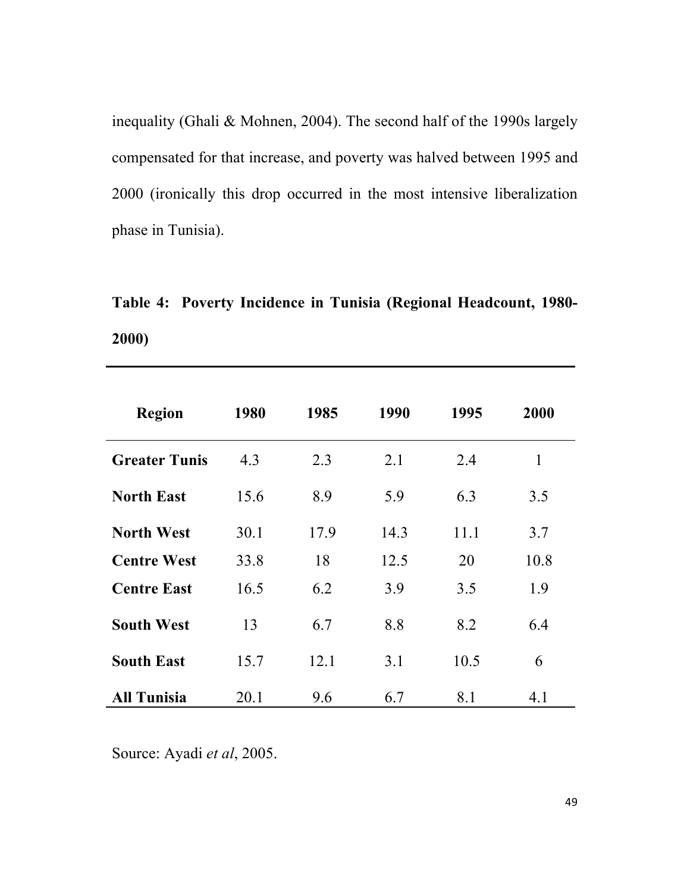inequality (Ghali & Mohnen, 2004). The second half of the 1990s largely compensated for that increase, and poverty was halved between 1995 and 2000 (ironically this drop occurred in the most intensive liberalization phase in Tunisia).

**Table 4: Poverty Incidence in Tunisia (Regional Headcount, 1980-2000)**

| Region | 1980 | 1985 | 1990 | 1995 | 2000 |
|---|---|---|---|---|---|
| **Greater Tunis** | 4.3 | 2.3 | 2.1 | 2.4 | 1 |
| **North East** | 15.6 | 8.9 | 5.9 | 6.3 | 3.5 |
| **North West** | 30.1 | 17.9 | 14.3 | 11.1 | 3.7 |
| **Centre West** | 33.8 | 18 | 12.5 | 20 | 10.8 |
| **Centre East** | 16.5 | 6.2 | 3.9 | 3.5 | 1.9 |
| **South West** | 13 | 6.7 | 8.8 | 8.2 | 6.4 |
| **South East** | 15.7 | 12.1 | 3.1 | 10.5 | 6 |
| **All Tunisia** | 20.1 | 9.6 | 6.7 | 8.1 | 4.1 |

Source: Ayadi *et al*, 2005.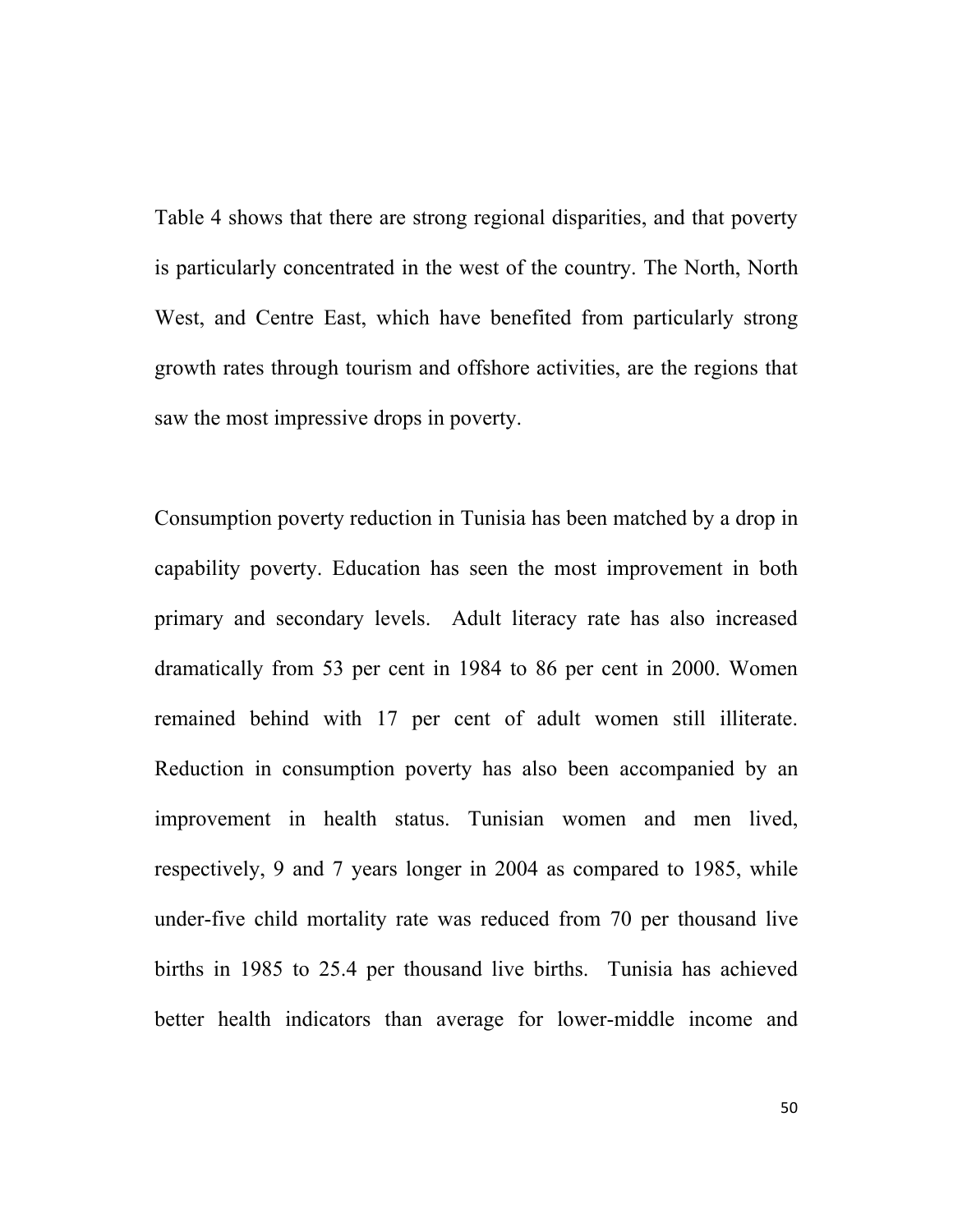Table 4 shows that there are strong regional disparities, and that poverty is particularly concentrated in the west of the country. The North, North West, and Centre East, which have benefited from particularly strong growth rates through tourism and offshore activities, are the regions that saw the most impressive drops in poverty.

Consumption poverty reduction in Tunisia has been matched by a drop in capability poverty. Education has seen the most improvement in both primary and secondary levels. Adult literacy rate has also increased dramatically from 53 per cent in 1984 to 86 per cent in 2000. Women remained behind with 17 per cent of adult women still illiterate. Reduction in consumption poverty has also been accompanied by an improvement in health status. Tunisian women and men lived, respectively, 9 and 7 years longer in 2004 as compared to 1985, while under-five child mortality rate was reduced from 70 per thousand live births in 1985 to 25.4 per thousand live births. Tunisia has achieved better health indicators than average for lower-middle income and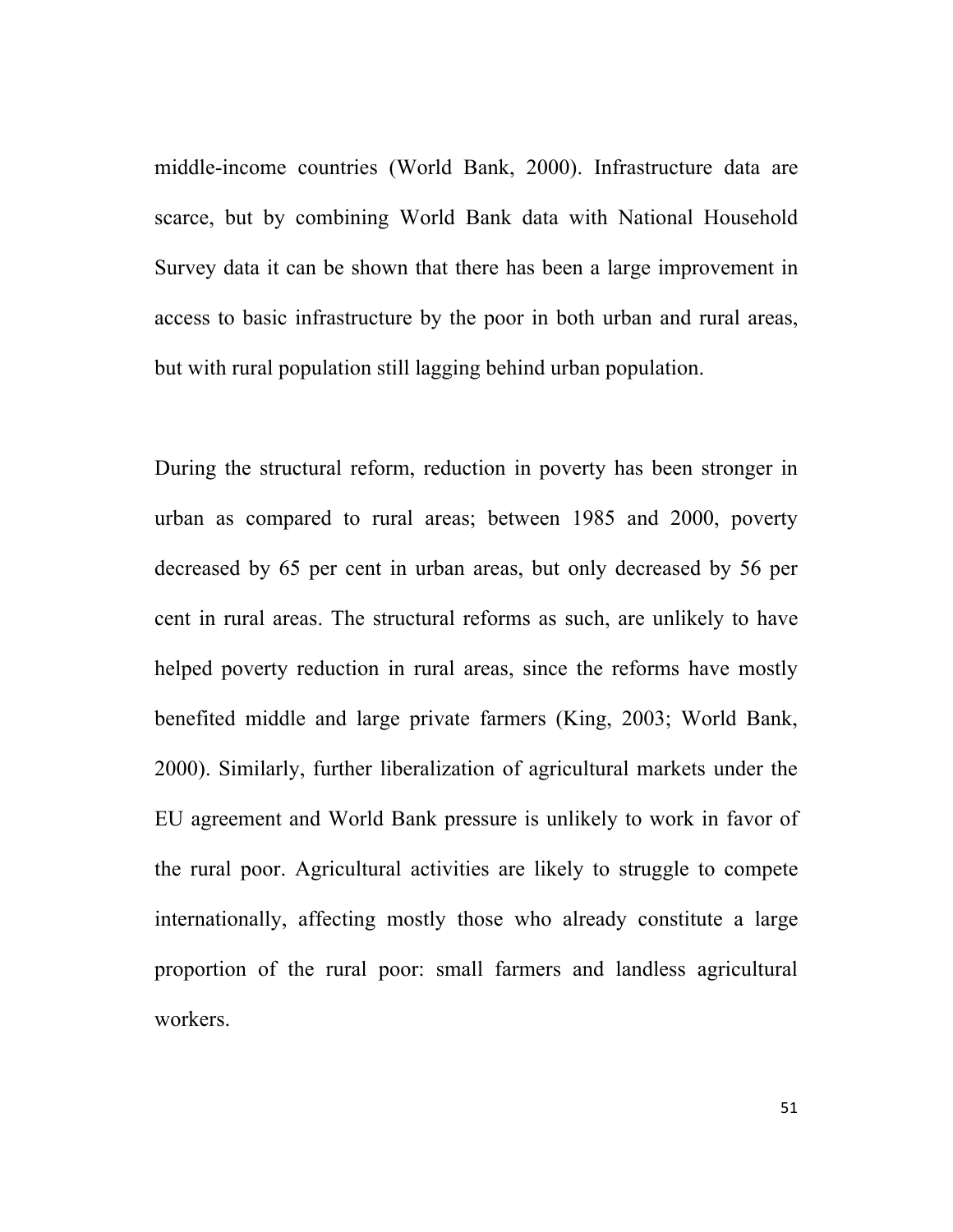middle-income countries (World Bank, 2000). Infrastructure data are scarce, but by combining World Bank data with National Household Survey data it can be shown that there has been a large improvement in access to basic infrastructure by the poor in both urban and rural areas, but with rural population still lagging behind urban population.

During the structural reform, reduction in poverty has been stronger in urban as compared to rural areas; between 1985 and 2000, poverty decreased by 65 per cent in urban areas, but only decreased by 56 per cent in rural areas. The structural reforms as such, are unlikely to have helped poverty reduction in rural areas, since the reforms have mostly benefited middle and large private farmers (King, 2003; World Bank, 2000). Similarly, further liberalization of agricultural markets under the EU agreement and World Bank pressure is unlikely to work in favor of the rural poor. Agricultural activities are likely to struggle to compete internationally, affecting mostly those who already constitute a large proportion of the rural poor: small farmers and landless agricultural workers.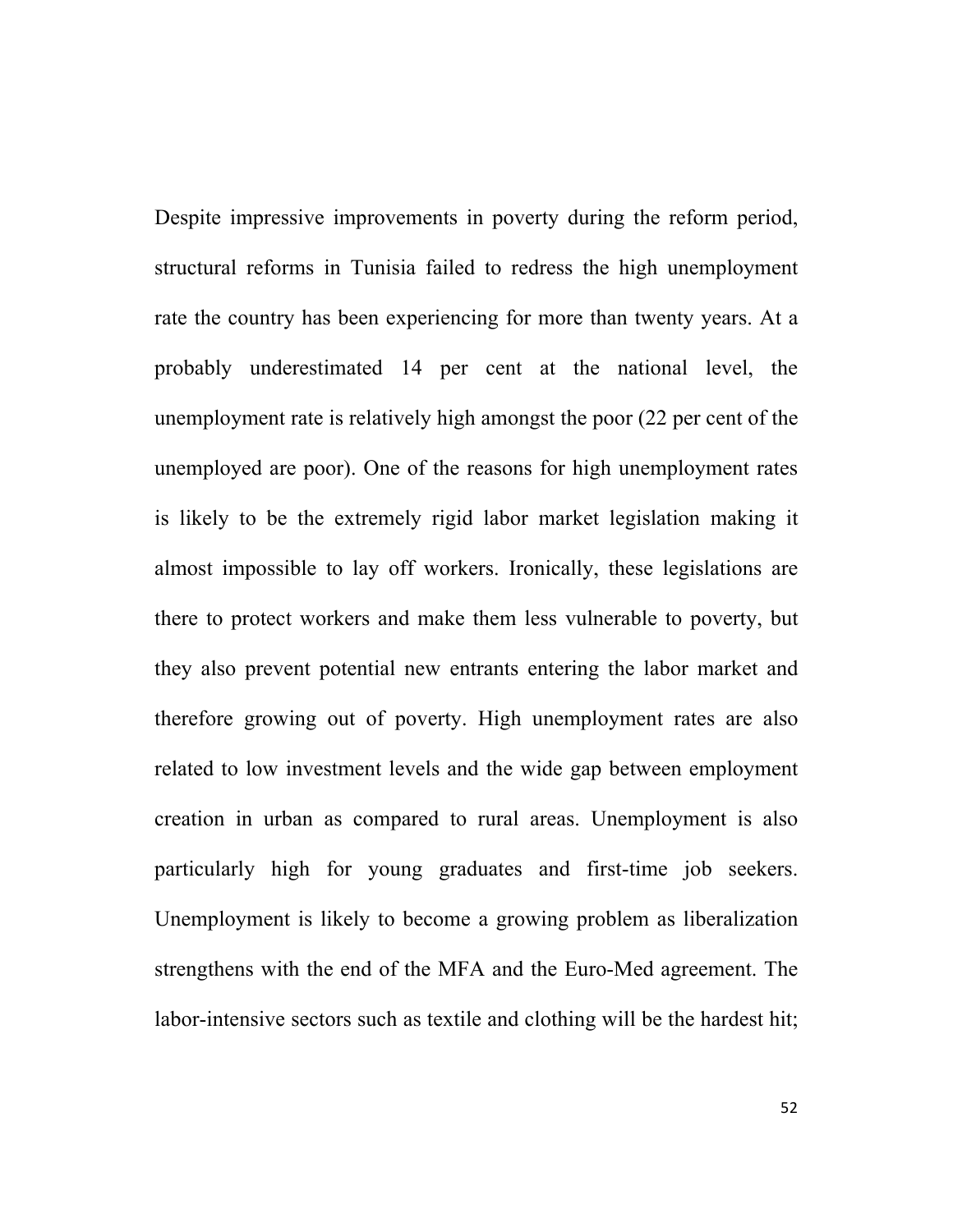Despite impressive improvements in poverty during the reform period, structural reforms in Tunisia failed to redress the high unemployment rate the country has been experiencing for more than twenty years. At a probably underestimated 14 per cent at the national level, the unemployment rate is relatively high amongst the poor (22 per cent of the unemployed are poor). One of the reasons for high unemployment rates is likely to be the extremely rigid labor market legislation making it almost impossible to lay off workers. Ironically, these legislations are there to protect workers and make them less vulnerable to poverty, but they also prevent potential new entrants entering the labor market and therefore growing out of poverty. High unemployment rates are also related to low investment levels and the wide gap between employment creation in urban as compared to rural areas. Unemployment is also particularly high for young graduates and first-time job seekers. Unemployment is likely to become a growing problem as liberalization strengthens with the end of the MFA and the Euro-Med agreement. The labor-intensive sectors such as textile and clothing will be the hardest hit;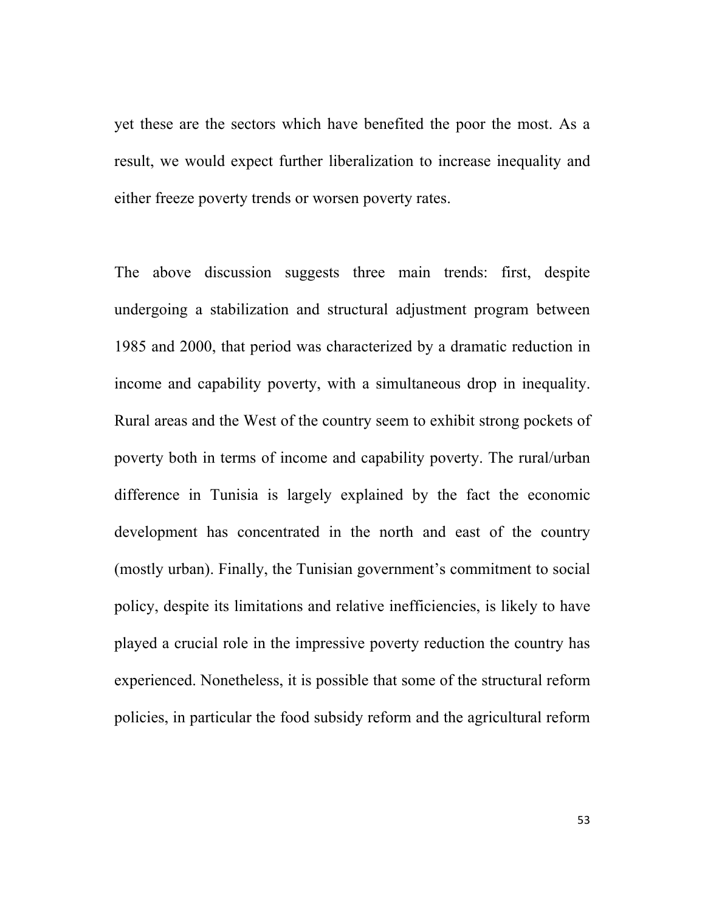yet these are the sectors which have benefited the poor the most. As a result, we would expect further liberalization to increase inequality and either freeze poverty trends or worsen poverty rates.

The above discussion suggests three main trends: first, despite undergoing a stabilization and structural adjustment program between 1985 and 2000, that period was characterized by a dramatic reduction in income and capability poverty, with a simultaneous drop in inequality. Rural areas and the West of the country seem to exhibit strong pockets of poverty both in terms of income and capability poverty. The rural/urban difference in Tunisia is largely explained by the fact the economic development has concentrated in the north and east of the country (mostly urban). Finally, the Tunisian government's commitment to social policy, despite its limitations and relative inefficiencies, is likely to have played a crucial role in the impressive poverty reduction the country has experienced. Nonetheless, it is possible that some of the structural reform policies, in particular the food subsidy reform and the agricultural reform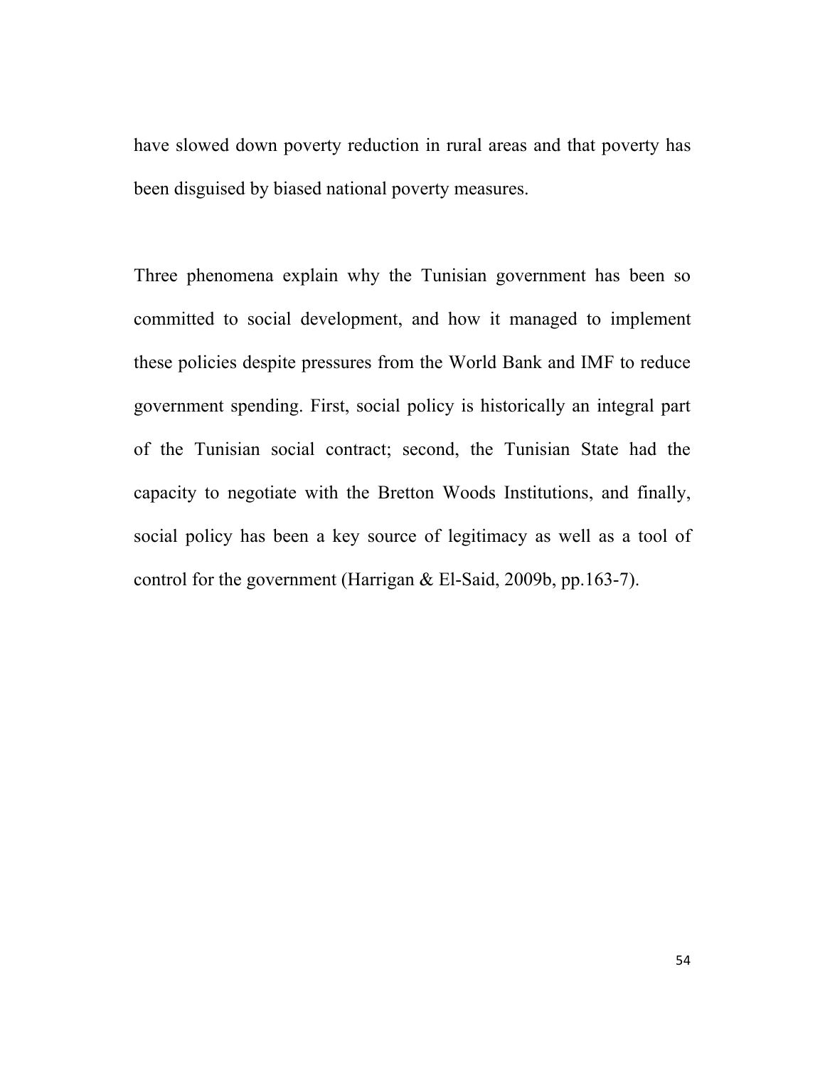have slowed down poverty reduction in rural areas and that poverty has been disguised by biased national poverty measures.

Three phenomena explain why the Tunisian government has been so committed to social development, and how it managed to implement these policies despite pressures from the World Bank and IMF to reduce government spending. First, social policy is historically an integral part of the Tunisian social contract; second, the Tunisian State had the capacity to negotiate with the Bretton Woods Institutions, and finally, social policy has been a key source of legitimacy as well as a tool of control for the government (Harrigan & El-Said, 2009b, pp.163-7).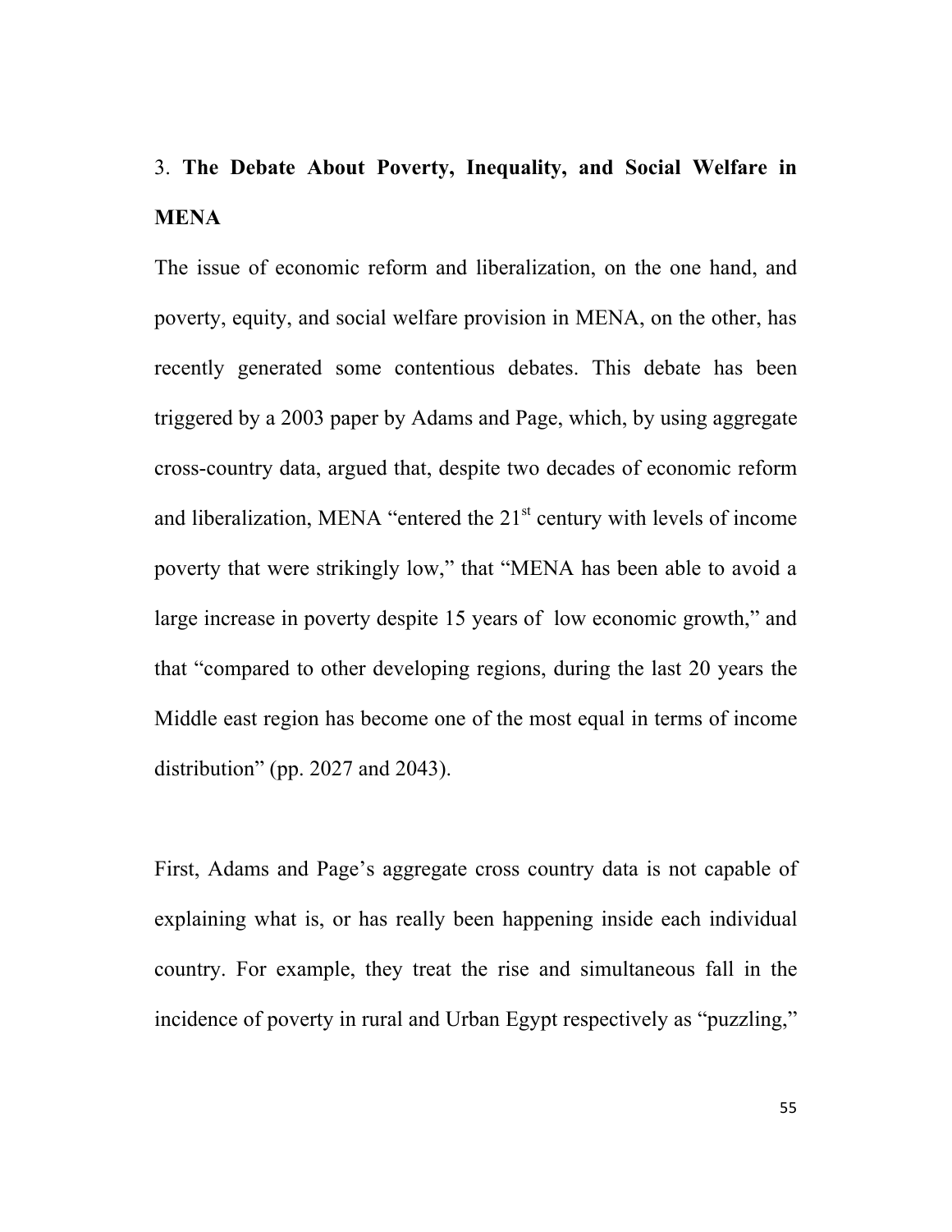## 3. **The Debate About Poverty, Inequality, and Social Welfare in MENA**

The issue of economic reform and liberalization, on the one hand, and poverty, equity, and social welfare provision in MENA, on the other, has recently generated some contentious debates. This debate has been triggered by a 2003 paper by Adams and Page, which, by using aggregate cross-country data, argued that, despite two decades of economic reform and liberalization, MENA "entered the 21st century with levels of income poverty that were strikingly low," that "MENA has been able to avoid a large increase in poverty despite 15 years of low economic growth," and that "compared to other developing regions, during the last 20 years the Middle east region has become one of the most equal in terms of income distribution" (pp. 2027 and 2043).

First, Adams and Page's aggregate cross country data is not capable of explaining what is, or has really been happening inside each individual country. For example, they treat the rise and simultaneous fall in the incidence of poverty in rural and Urban Egypt respectively as "puzzling,"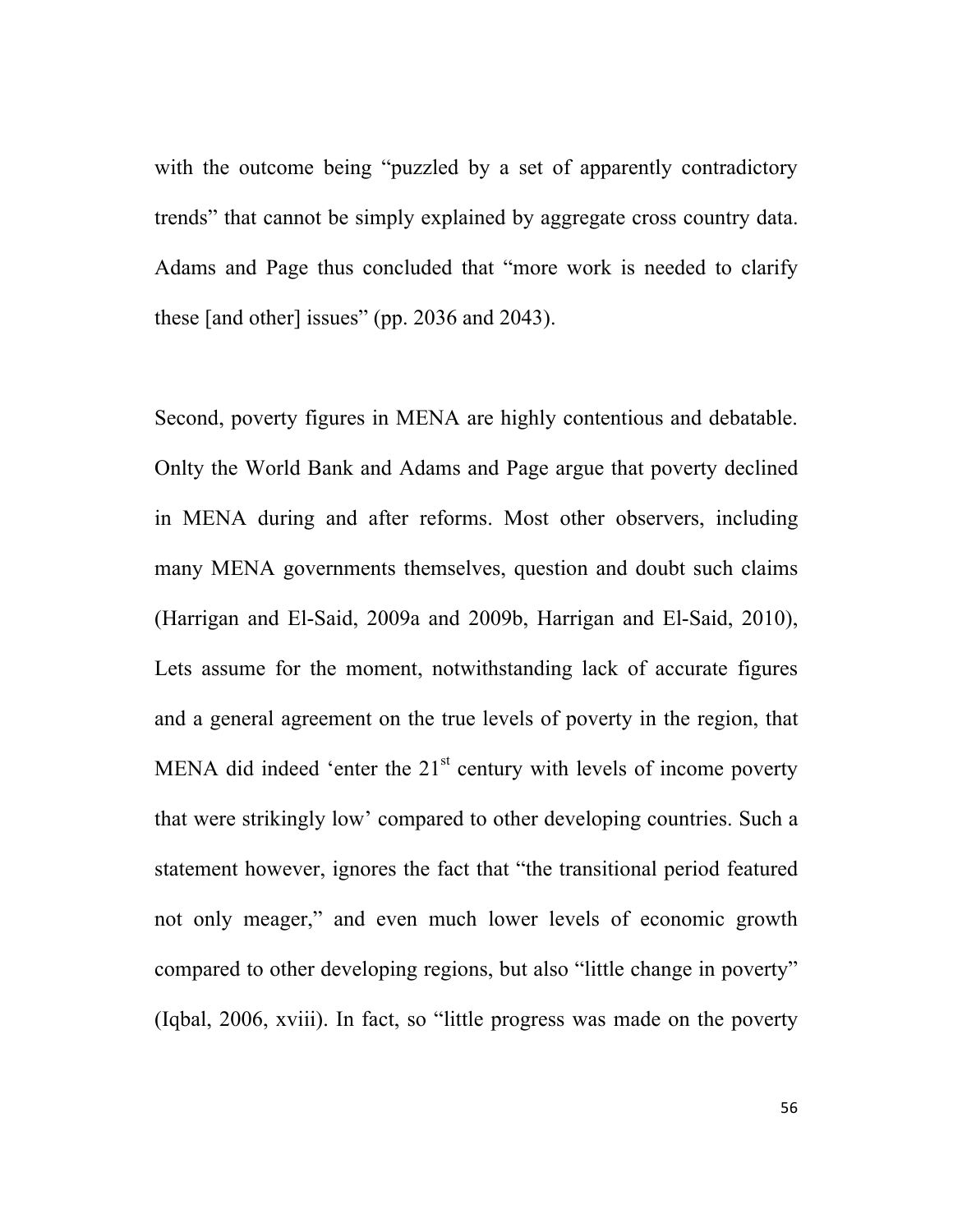with the outcome being "puzzled by a set of apparently contradictory trends" that cannot be simply explained by aggregate cross country data. Adams and Page thus concluded that "more work is needed to clarify these [and other] issues" (pp. 2036 and 2043).

Second, poverty figures in MENA are highly contentious and debatable. Onlty the World Bank and Adams and Page argue that poverty declined in MENA during and after reforms. Most other observers, including many MENA governments themselves, question and doubt such claims (Harrigan and El-Said, 2009a and 2009b, Harrigan and El-Said, 2010), Lets assume for the moment, notwithstanding lack of accurate figures and a general agreement on the true levels of poverty in the region, that MENA did indeed 'enter the 21st century with levels of income poverty that were strikingly low' compared to other developing countries. Such a statement however, ignores the fact that "the transitional period featured not only meager," and even much lower levels of economic growth compared to other developing regions, but also "little change in poverty" (Iqbal, 2006, xviii). In fact, so "little progress was made on the poverty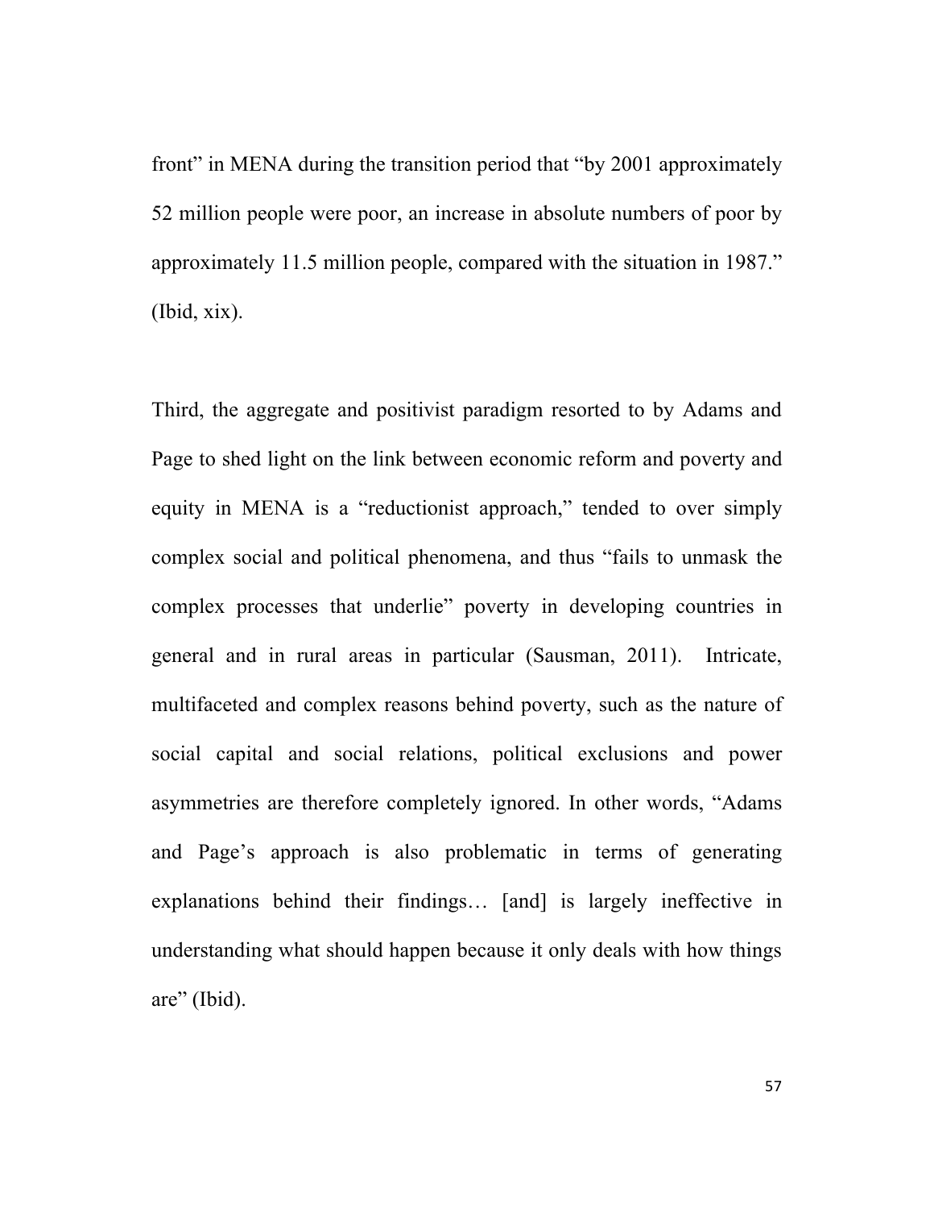front" in MENA during the transition period that "by 2001 approximately 52 million people were poor, an increase in absolute numbers of poor by approximately 11.5 million people, compared with the situation in 1987." (Ibid, xix).

Third, the aggregate and positivist paradigm resorted to by Adams and Page to shed light on the link between economic reform and poverty and equity in MENA is a "reductionist approach," tended to over simply complex social and political phenomena, and thus "fails to unmask the complex processes that underlie" poverty in developing countries in general and in rural areas in particular (Sausman, 2011). Intricate, multifaceted and complex reasons behind poverty, such as the nature of social capital and social relations, political exclusions and power asymmetries are therefore completely ignored. In other words, "Adams and Page's approach is also problematic in terms of generating explanations behind their findings… [and] is largely ineffective in understanding what should happen because it only deals with how things are" (Ibid).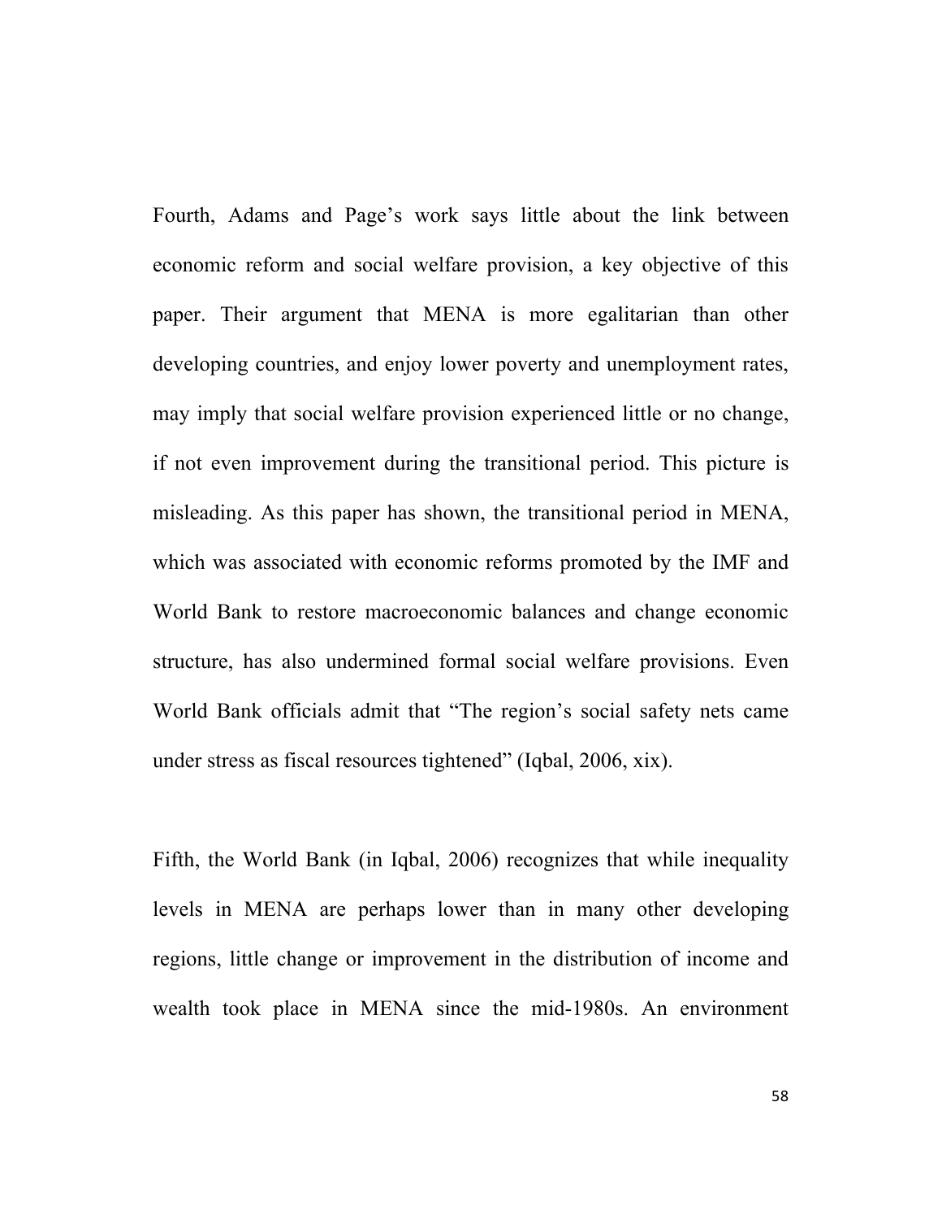Fourth, Adams and Page’s work says little about the link between economic reform and social welfare provision, a key objective of this paper. Their argument that MENA is more egalitarian than other developing countries, and enjoy lower poverty and unemployment rates, may imply that social welfare provision experienced little or no change, if not even improvement during the transitional period. This picture is misleading. As this paper has shown, the transitional period in MENA, which was associated with economic reforms promoted by the IMF and World Bank to restore macroeconomic balances and change economic structure, has also undermined formal social welfare provisions. Even World Bank officials admit that “The region’s social safety nets came under stress as fiscal resources tightened” (Iqbal, 2006, xix).

Fifth, the World Bank (in Iqbal, 2006) recognizes that while inequality levels in MENA are perhaps lower than in many other developing regions, little change or improvement in the distribution of income and wealth took place in MENA since the mid-1980s. An environment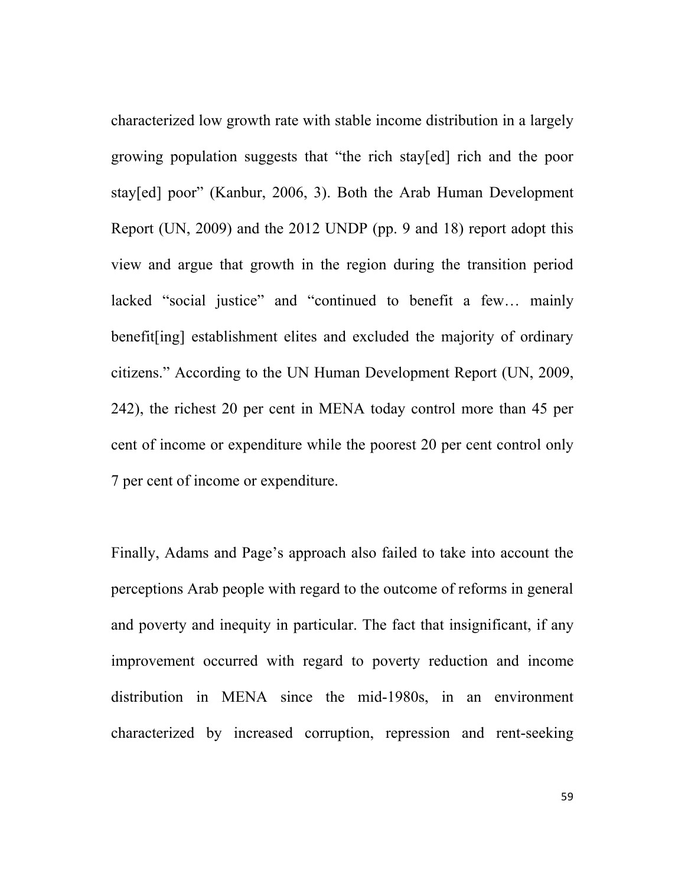characterized low growth rate with stable income distribution in a largely growing population suggests that "the rich stay[ed] rich and the poor stay[ed] poor" (Kanbur, 2006, 3). Both the Arab Human Development Report (UN, 2009) and the 2012 UNDP (pp. 9 and 18) report adopt this view and argue that growth in the region during the transition period lacked "social justice" and "continued to benefit a few… mainly benefit[ing] establishment elites and excluded the majority of ordinary citizens." According to the UN Human Development Report (UN, 2009, 242), the richest 20 per cent in MENA today control more than 45 per cent of income or expenditure while the poorest 20 per cent control only 7 per cent of income or expenditure.

Finally, Adams and Page's approach also failed to take into account the perceptions Arab people with regard to the outcome of reforms in general and poverty and inequity in particular. The fact that insignificant, if any improvement occurred with regard to poverty reduction and income distribution in MENA since the mid-1980s, in an environment characterized by increased corruption, repression and rent-seeking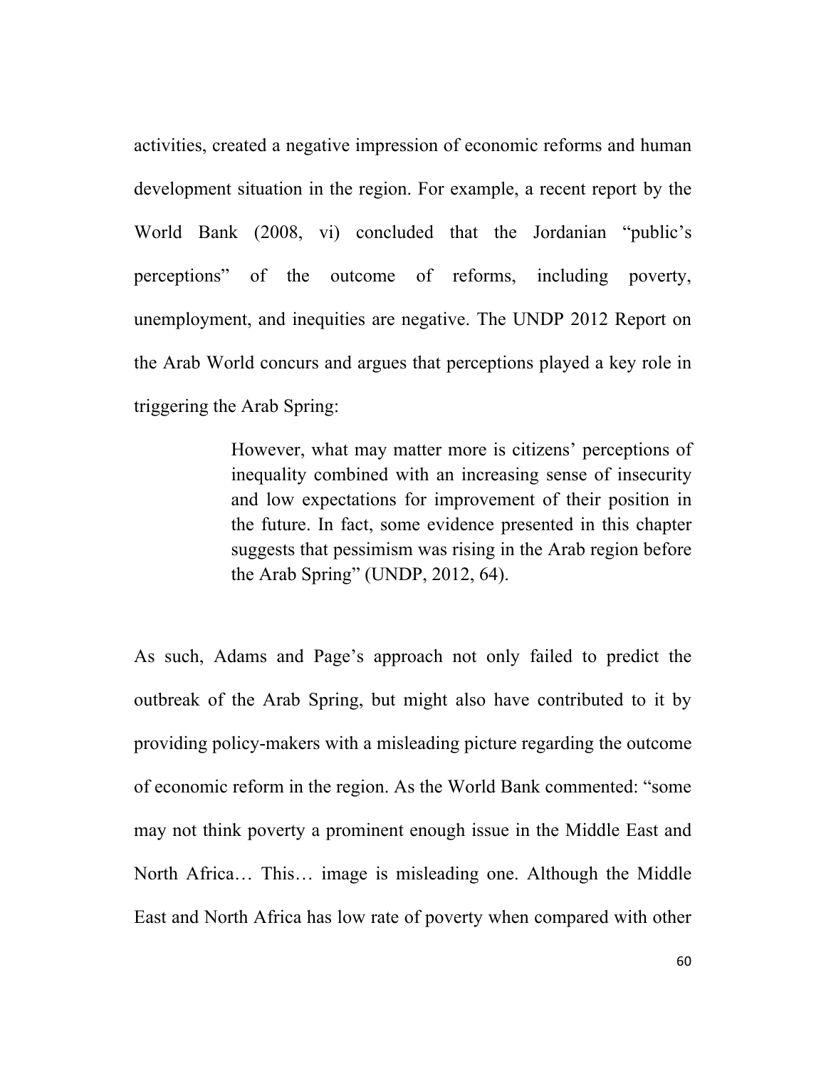activities, created a negative impression of economic reforms and human development situation in the region. For example, a recent report by the World Bank (2008, vi) concluded that the Jordanian "public's perceptions" of the outcome of reforms, including poverty, unemployment, and inequities are negative. The UNDP 2012 Report on the Arab World concurs and argues that perceptions played a key role in triggering the Arab Spring:

> However, what may matter more is citizens' perceptions of inequality combined with an increasing sense of insecurity and low expectations for improvement of their position in the future. In fact, some evidence presented in this chapter suggests that pessimism was rising in the Arab region before the Arab Spring" (UNDP, 2012, 64).

As such, Adams and Page's approach not only failed to predict the outbreak of the Arab Spring, but might also have contributed to it by providing policy-makers with a misleading picture regarding the outcome of economic reform in the region. As the World Bank commented: "some may not think poverty a prominent enough issue in the Middle East and North Africa… This… image is misleading one. Although the Middle East and North Africa has low rate of poverty when compared with other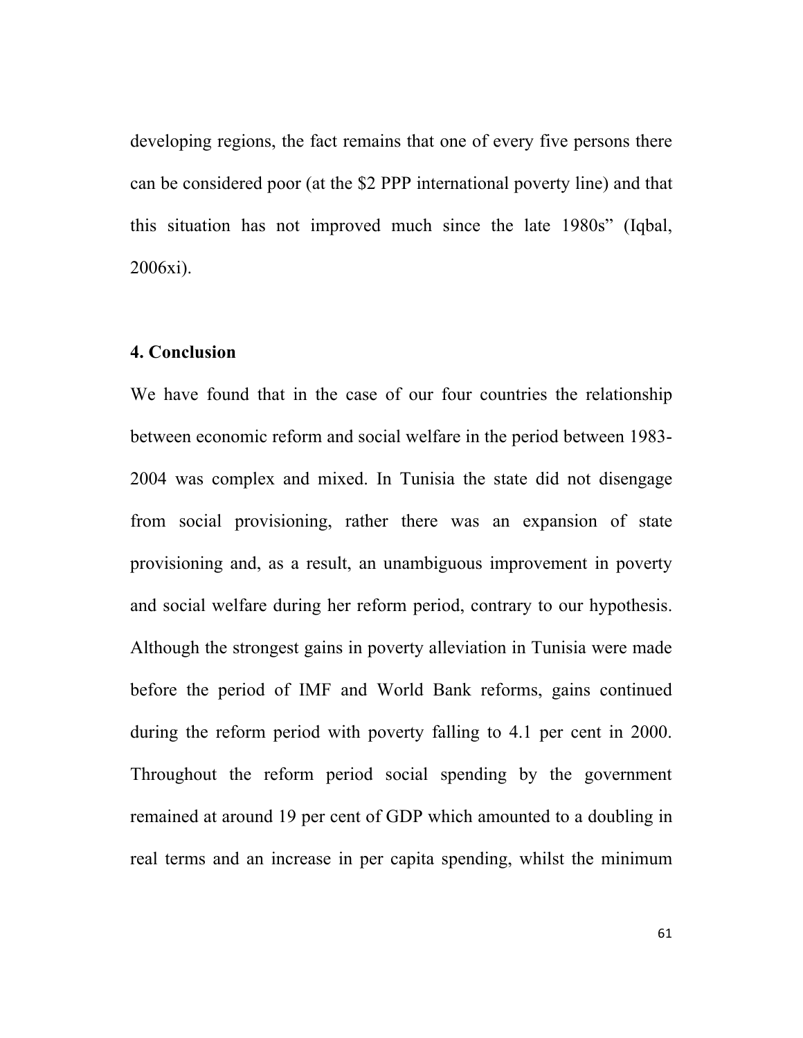developing regions, the fact remains that one of every five persons there can be considered poor (at the $2 PPP international poverty line) and that this situation has not improved much since the late 1980s" (Iqbal, 2006xi).

## 4. Conclusion

We have found that in the case of our four countries the relationship between economic reform and social welfare in the period between 1983-2004 was complex and mixed. In Tunisia the state did not disengage from social provisioning, rather there was an expansion of state provisioning and, as a result, an unambiguous improvement in poverty and social welfare during her reform period, contrary to our hypothesis. Although the strongest gains in poverty alleviation in Tunisia were made before the period of IMF and World Bank reforms, gains continued during the reform period with poverty falling to 4.1 per cent in 2000. Throughout the reform period social spending by the government remained at around 19 per cent of GDP which amounted to a doubling in real terms and an increase in per capita spending, whilst the minimum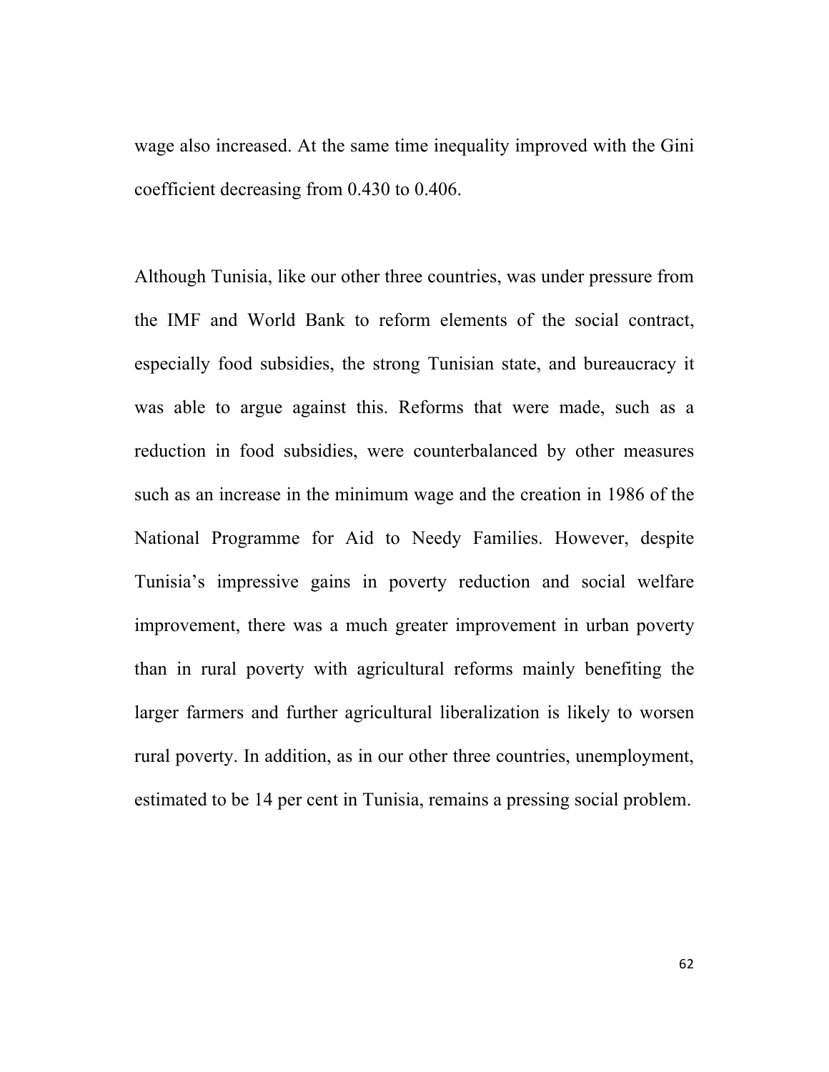wage also increased. At the same time inequality improved with the Gini coefficient decreasing from 0.430 to 0.406.

Although Tunisia, like our other three countries, was under pressure from the IMF and World Bank to reform elements of the social contract, especially food subsidies, the strong Tunisian state, and bureaucracy it was able to argue against this. Reforms that were made, such as a reduction in food subsidies, were counterbalanced by other measures such as an increase in the minimum wage and the creation in 1986 of the National Programme for Aid to Needy Families. However, despite Tunisia's impressive gains in poverty reduction and social welfare improvement, there was a much greater improvement in urban poverty than in rural poverty with agricultural reforms mainly benefiting the larger farmers and further agricultural liberalization is likely to worsen rural poverty. In addition, as in our other three countries, unemployment, estimated to be 14 per cent in Tunisia, remains a pressing social problem.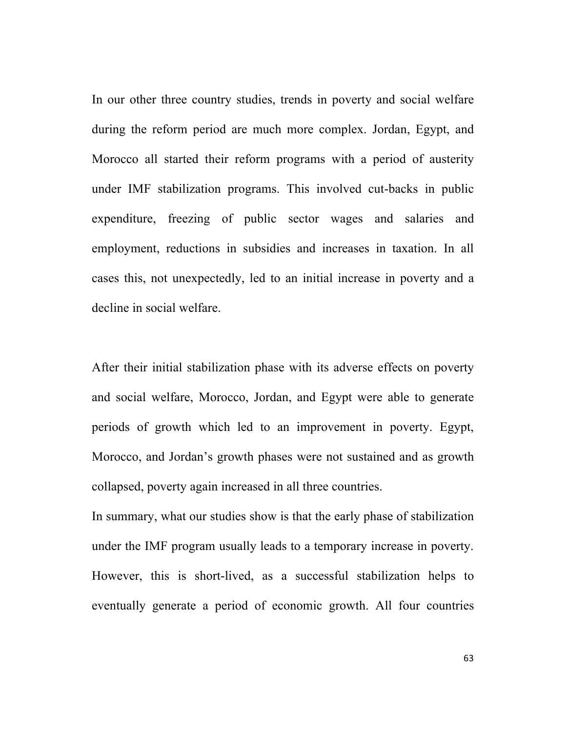In our other three country studies, trends in poverty and social welfare during the reform period are much more complex. Jordan, Egypt, and Morocco all started their reform programs with a period of austerity under IMF stabilization programs. This involved cut-backs in public expenditure, freezing of public sector wages and salaries and employment, reductions in subsidies and increases in taxation. In all cases this, not unexpectedly, led to an initial increase in poverty and a decline in social welfare.

After their initial stabilization phase with its adverse effects on poverty and social welfare, Morocco, Jordan, and Egypt were able to generate periods of growth which led to an improvement in poverty. Egypt, Morocco, and Jordan's growth phases were not sustained and as growth collapsed, poverty again increased in all three countries.

In summary, what our studies show is that the early phase of stabilization under the IMF program usually leads to a temporary increase in poverty. However, this is short-lived, as a successful stabilization helps to eventually generate a period of economic growth. All four countries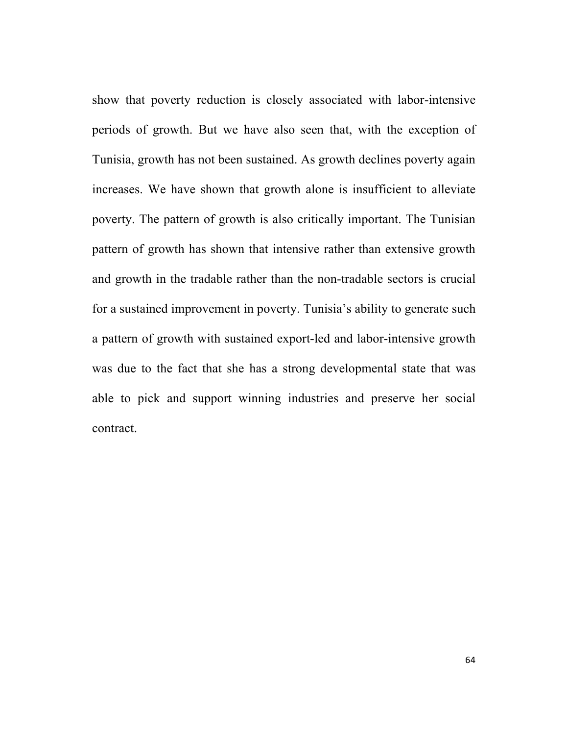show that poverty reduction is closely associated with labor-intensive periods of growth. But we have also seen that, with the exception of Tunisia, growth has not been sustained. As growth declines poverty again increases. We have shown that growth alone is insufficient to alleviate poverty. The pattern of growth is also critically important. The Tunisian pattern of growth has shown that intensive rather than extensive growth and growth in the tradable rather than the non-tradable sectors is crucial for a sustained improvement in poverty. Tunisia's ability to generate such a pattern of growth with sustained export-led and labor-intensive growth was due to the fact that she has a strong developmental state that was able to pick and support winning industries and preserve her social contract.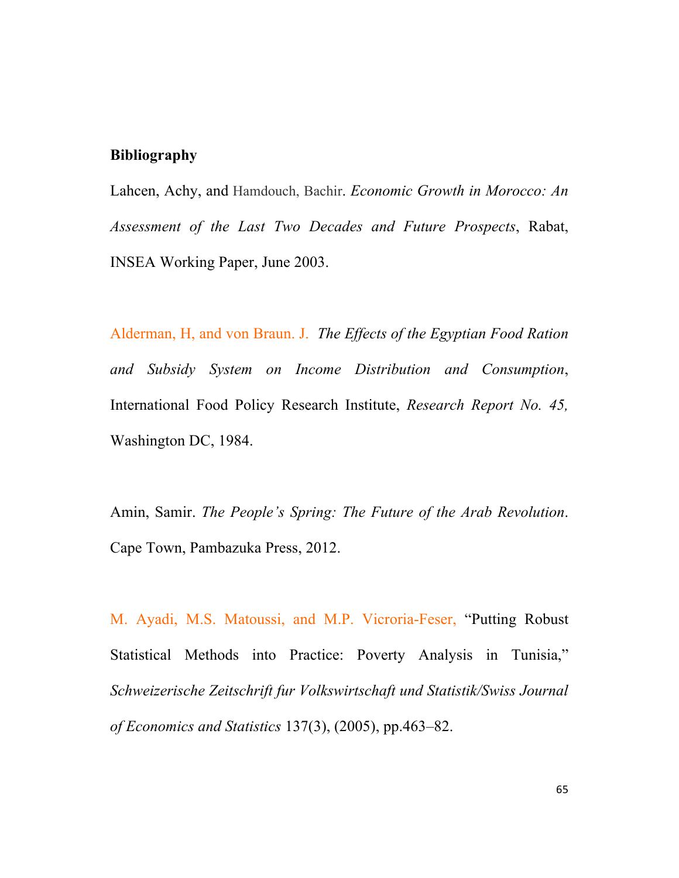**Bibliography**

Lahcen, Achy, and Hamdouch, Bachir. *Economic Growth in Morocco: An Assessment of the Last Two Decades and Future Prospects*, Rabat, INSEA Working Paper, June 2003.

Alderman, H, and von Braun. J. *The Effects of the Egyptian Food Ration and Subsidy System on Income Distribution and Consumption*, International Food Policy Research Institute, *Research Report No. 45,* Washington DC, 1984.

Amin, Samir. *The People's Spring: The Future of the Arab Revolution*. Cape Town, Pambazuka Press, 2012.

M. Ayadi, M.S. Matoussi, and M.P. Vicroria-Feser, "Putting Robust Statistical Methods into Practice: Poverty Analysis in Tunisia," *Schweizerische Zeitschrift fur Volkswirtschaft und Statistik/Swiss Journal of Economics and Statistics* 137(3), (2005), pp.463–82.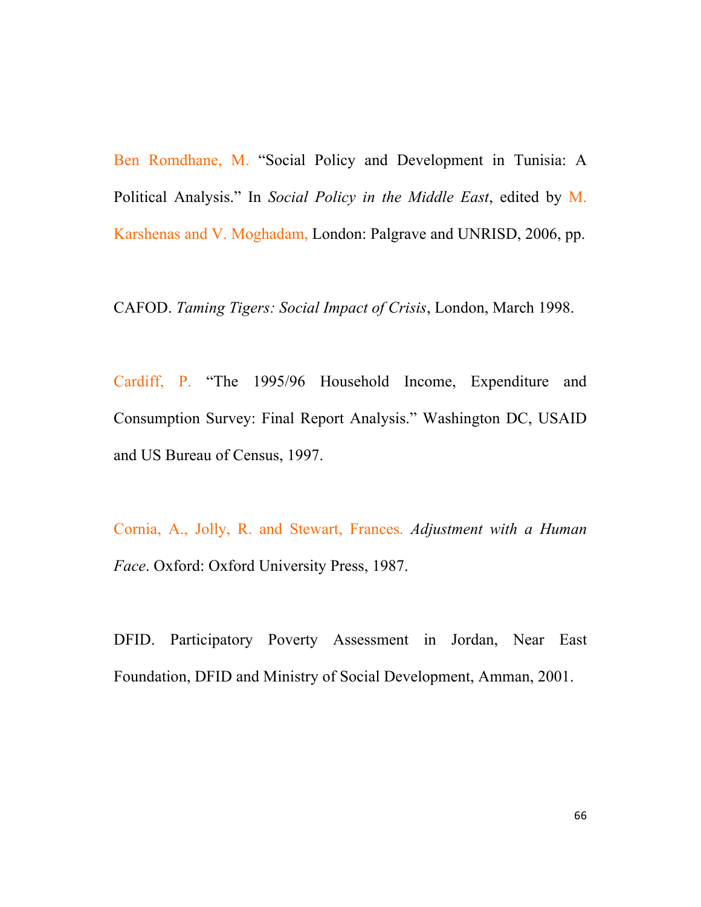Ben Romdhane, M. “Social Policy and Development in Tunisia: A Political Analysis.” In *Social Policy in the Middle East*, edited by M. Karshenas and V. Moghadam, London: Palgrave and UNRISD, 2006, pp.

CAFOD. *Taming Tigers: Social Impact of Crisis*, London, March 1998.

Cardiff, P. “The 1995/96 Household Income, Expenditure and Consumption Survey: Final Report Analysis.” Washington DC, USAID and US Bureau of Census, 1997.

Cornia, A., Jolly, R. and Stewart, Frances. *Adjustment with a Human Face*. Oxford: Oxford University Press, 1987.

DFID. Participatory Poverty Assessment in Jordan, Near East Foundation, DFID and Ministry of Social Development, Amman, 2001.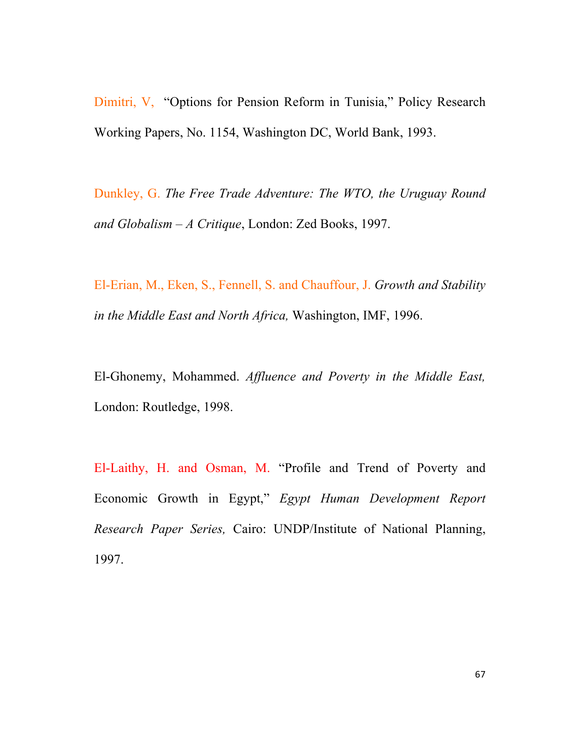Dimitri, V, "Options for Pension Reform in Tunisia," Policy Research Working Papers, No. 1154, Washington DC, World Bank, 1993.

Dunkley, G. *The Free Trade Adventure: The WTO, the Uruguay Round and Globalism – A Critique*, London: Zed Books, 1997.

El-Erian, M., Eken, S., Fennell, S. and Chauffour, J. *Growth and Stability in the Middle East and North Africa,* Washington, IMF, 1996.

El-Ghonemy, Mohammed. *Affluence and Poverty in the Middle East,* London: Routledge, 1998.

El-Laithy, H. and Osman, M. "Profile and Trend of Poverty and Economic Growth in Egypt," *Egypt Human Development Report Research Paper Series,* Cairo: UNDP/Institute of National Planning, 1997.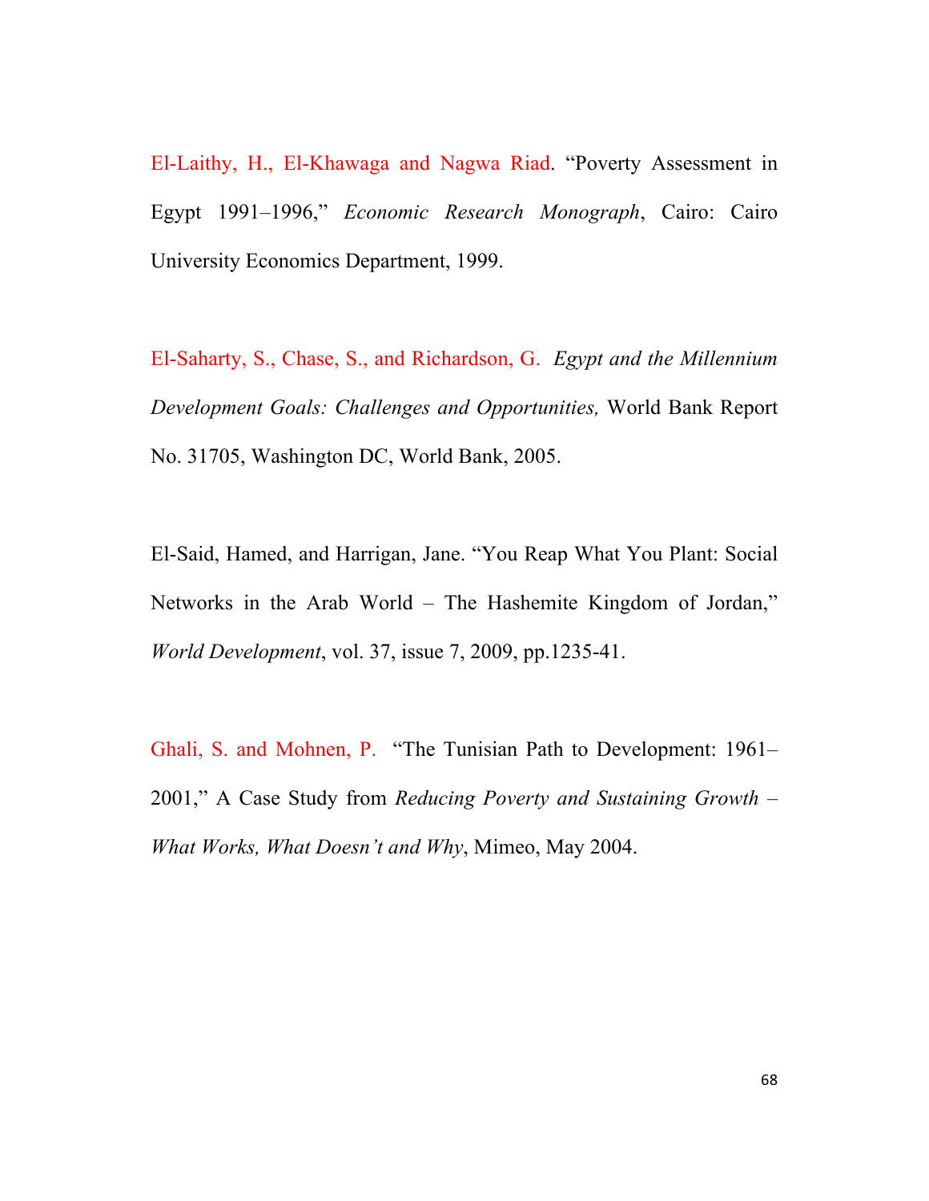El-Laithy, H., El-Khawaga and Nagwa Riad. "Poverty Assessment in Egypt 1991–1996," *Economic Research Monograph*, Cairo: Cairo University Economics Department, 1999.

El-Saharty, S., Chase, S., and Richardson, G. *Egypt and the Millennium Development Goals: Challenges and Opportunities,* World Bank Report No. 31705, Washington DC, World Bank, 2005.

El-Said, Hamed, and Harrigan, Jane. "You Reap What You Plant: Social Networks in the Arab World – The Hashemite Kingdom of Jordan," *World Development*, vol. 37, issue 7, 2009, pp.1235-41.

Ghali, S. and Mohnen, P. "The Tunisian Path to Development: 1961–2001," A Case Study from *Reducing Poverty and Sustaining Growth – What Works, What Doesn't and Why*, Mimeo, May 2004.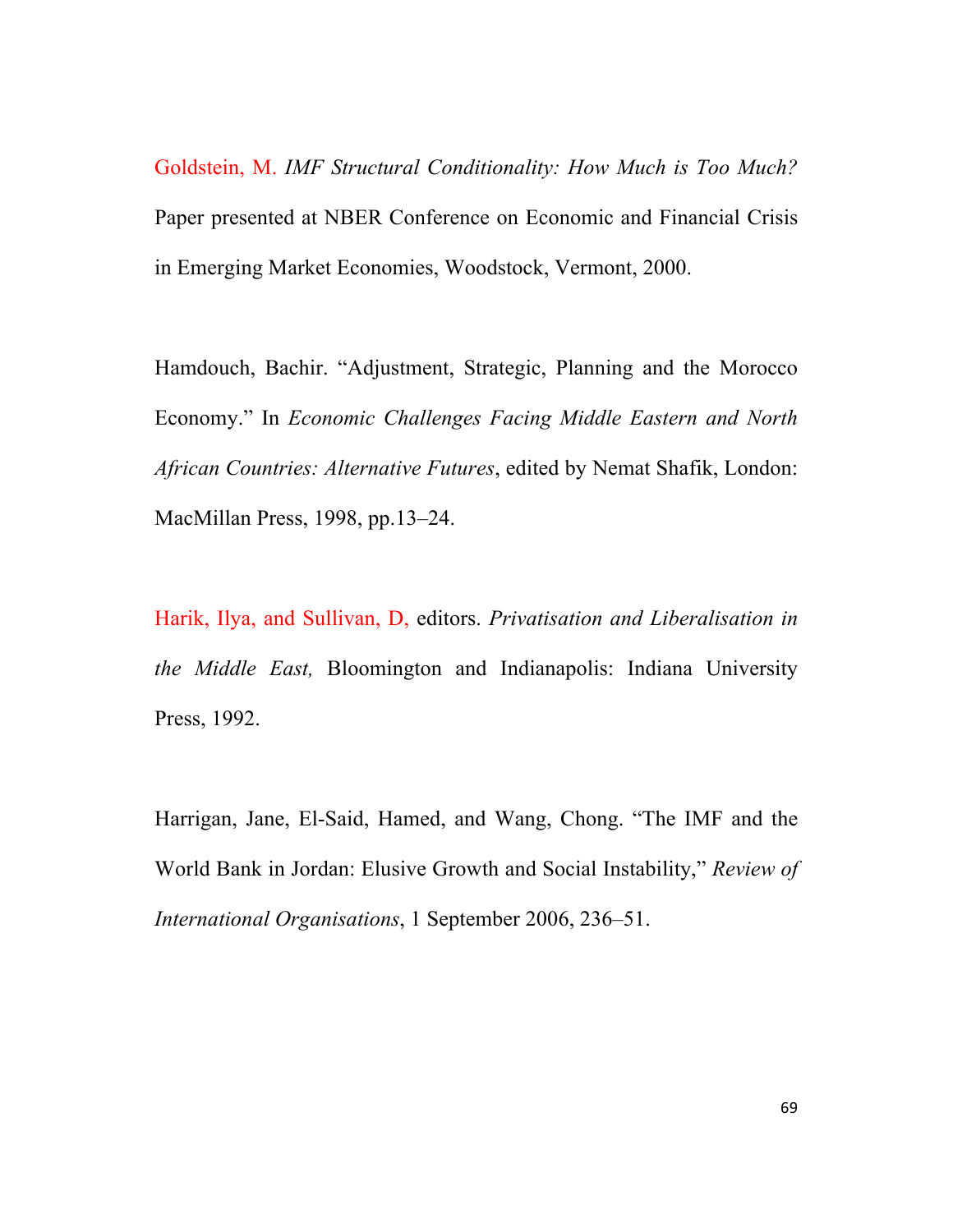Goldstein, M. *IMF Structural Conditionality: How Much is Too Much?* Paper presented at NBER Conference on Economic and Financial Crisis in Emerging Market Economies, Woodstock, Vermont, 2000.

Hamdouch, Bachir. “Adjustment, Strategic, Planning and the Morocco Economy.” In *Economic Challenges Facing Middle Eastern and North African Countries: Alternative Futures*, edited by Nemat Shafik, London: MacMillan Press, 1998, pp.13–24.

Harik, Ilya, and Sullivan, D, editors. *Privatisation and Liberalisation in the Middle East,* Bloomington and Indianapolis: Indiana University Press, 1992.

Harrigan, Jane, El-Said, Hamed, and Wang, Chong. “The IMF and the World Bank in Jordan: Elusive Growth and Social Instability,” *Review of International Organisations*, 1 September 2006, 236–51.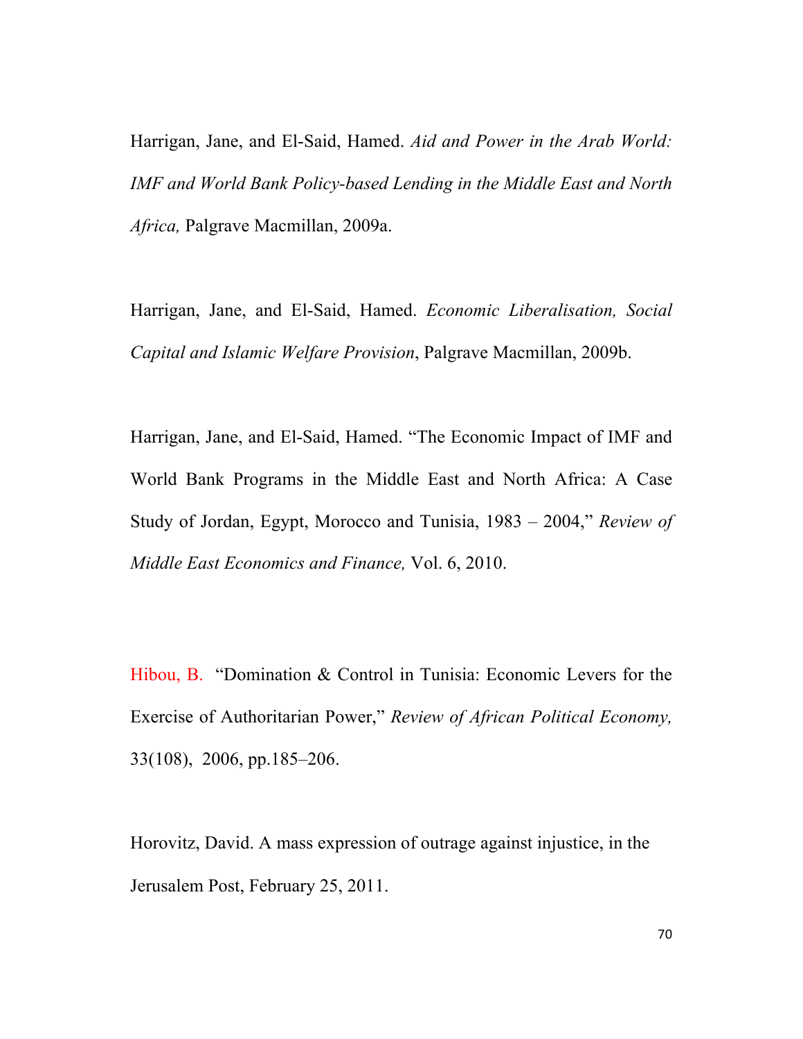Harrigan, Jane, and El-Said, Hamed. *Aid and Power in the Arab World: IMF and World Bank Policy-based Lending in the Middle East and North Africa,* Palgrave Macmillan, 2009a.

Harrigan, Jane, and El-Said, Hamed. *Economic Liberalisation, Social Capital and Islamic Welfare Provision*, Palgrave Macmillan, 2009b.

Harrigan, Jane, and El-Said, Hamed. "The Economic Impact of IMF and World Bank Programs in the Middle East and North Africa: A Case Study of Jordan, Egypt, Morocco and Tunisia, 1983 – 2004," *Review of Middle East Economics and Finance,* Vol. 6, 2010.

Hibou, B. "Domination & Control in Tunisia: Economic Levers for the Exercise of Authoritarian Power," *Review of African Political Economy,* 33(108), 2006, pp.185–206.

Horovitz, David. A mass expression of outrage against injustice, in the Jerusalem Post, February 25, 2011.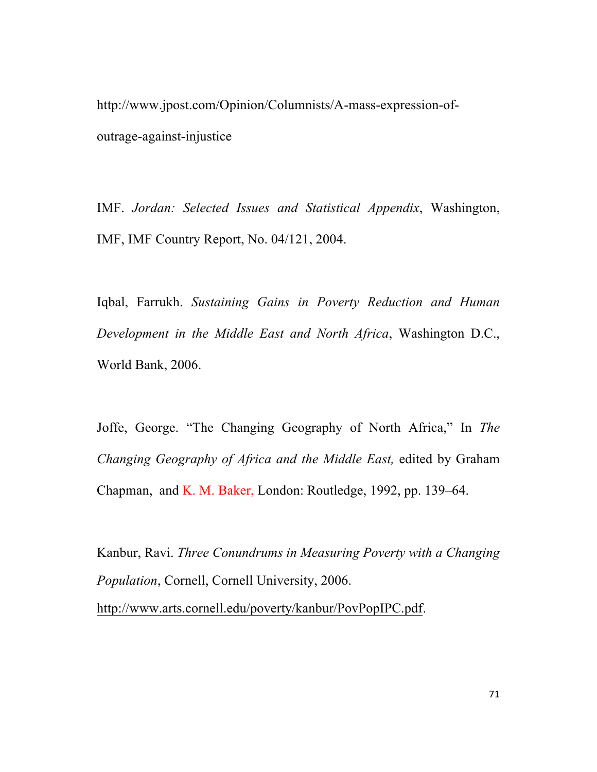http://www.jpost.com/Opinion/Columnists/A-mass-expression-of-outrage-against-injustice

IMF. *Jordan: Selected Issues and Statistical Appendix*, Washington, IMF, IMF Country Report, No. 04/121, 2004.

Iqbal, Farrukh. *Sustaining Gains in Poverty Reduction and Human Development in the Middle East and North Africa*, Washington D.C., World Bank, 2006.

Joffe, George. "The Changing Geography of North Africa," In *The Changing Geography of Africa and the Middle East,* edited by Graham Chapman, and K. M. Baker, London: Routledge, 1992, pp. 139–64.

Kanbur, Ravi. *Three Conundrums in Measuring Poverty with a Changing Population*, Cornell, Cornell University, 2006. http://www.arts.cornell.edu/poverty/kanbur/PovPopIPC.pdf.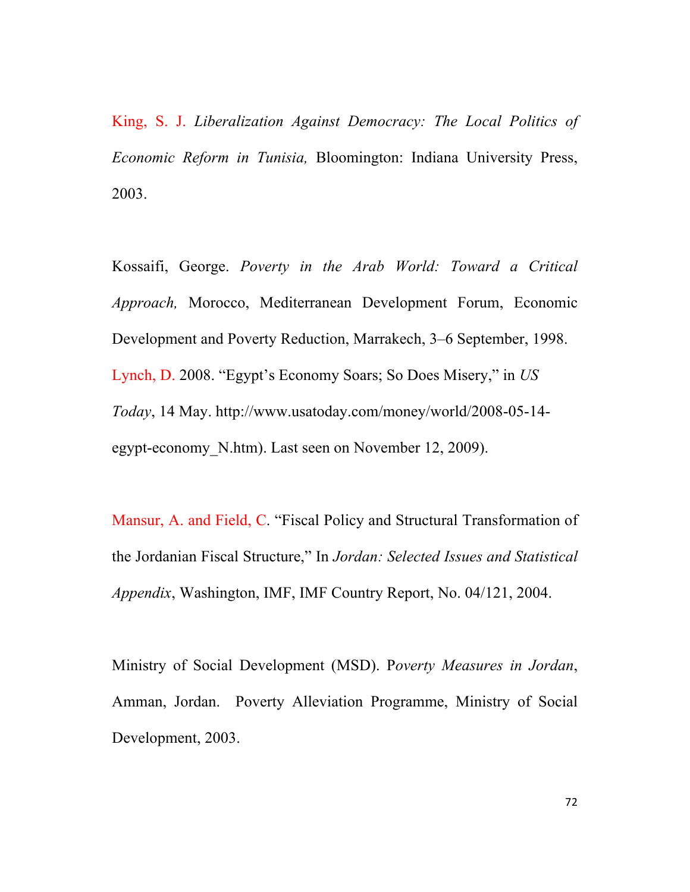King, S. J. *Liberalization Against Democracy: The Local Politics of Economic Reform in Tunisia,* Bloomington: Indiana University Press, 2003.

Kossaifi, George. *Poverty in the Arab World: Toward a Critical Approach,* Morocco, Mediterranean Development Forum, Economic Development and Poverty Reduction, Marrakech, 3–6 September, 1998.

Lynch, D. 2008. "Egypt's Economy Soars; So Does Misery," in *US Today*, 14 May. http://www.usatoday.com/money/world/2008-05-14-egypt-economy_N.htm). Last seen on November 12, 2009).

Mansur, A. and Field, C. "Fiscal Policy and Structural Transformation of the Jordanian Fiscal Structure," In *Jordan: Selected Issues and Statistical Appendix*, Washington, IMF, IMF Country Report, No. 04/121, 2004.

Ministry of Social Development (MSD). P*overty Measures in Jordan*, Amman, Jordan. Poverty Alleviation Programme, Ministry of Social Development, 2003.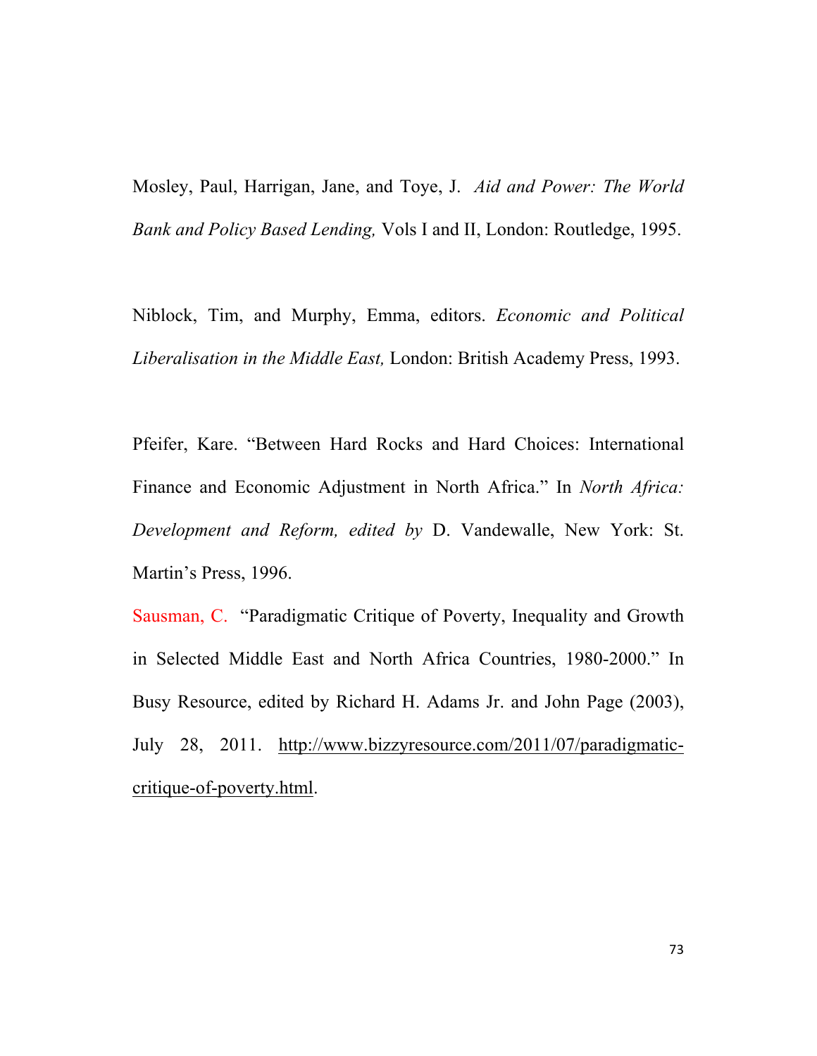Mosley, Paul, Harrigan, Jane, and Toye, J. *Aid and Power: The World Bank and Policy Based Lending,* Vols I and II, London: Routledge, 1995.

Niblock, Tim, and Murphy, Emma, editors. *Economic and Political Liberalisation in the Middle East,* London: British Academy Press, 1993.

Pfeifer, Kare. "Between Hard Rocks and Hard Choices: International Finance and Economic Adjustment in North Africa." In *North Africa: Development and Reform, edited by* D. Vandewalle, New York: St. Martin's Press, 1996.

Sausman, C. "Paradigmatic Critique of Poverty, Inequality and Growth in Selected Middle East and North Africa Countries, 1980-2000." In Busy Resource, edited by Richard H. Adams Jr. and John Page (2003), July 28, 2011. http://www.bizzyresource.com/2011/07/paradigmatic-critique-of-poverty.html.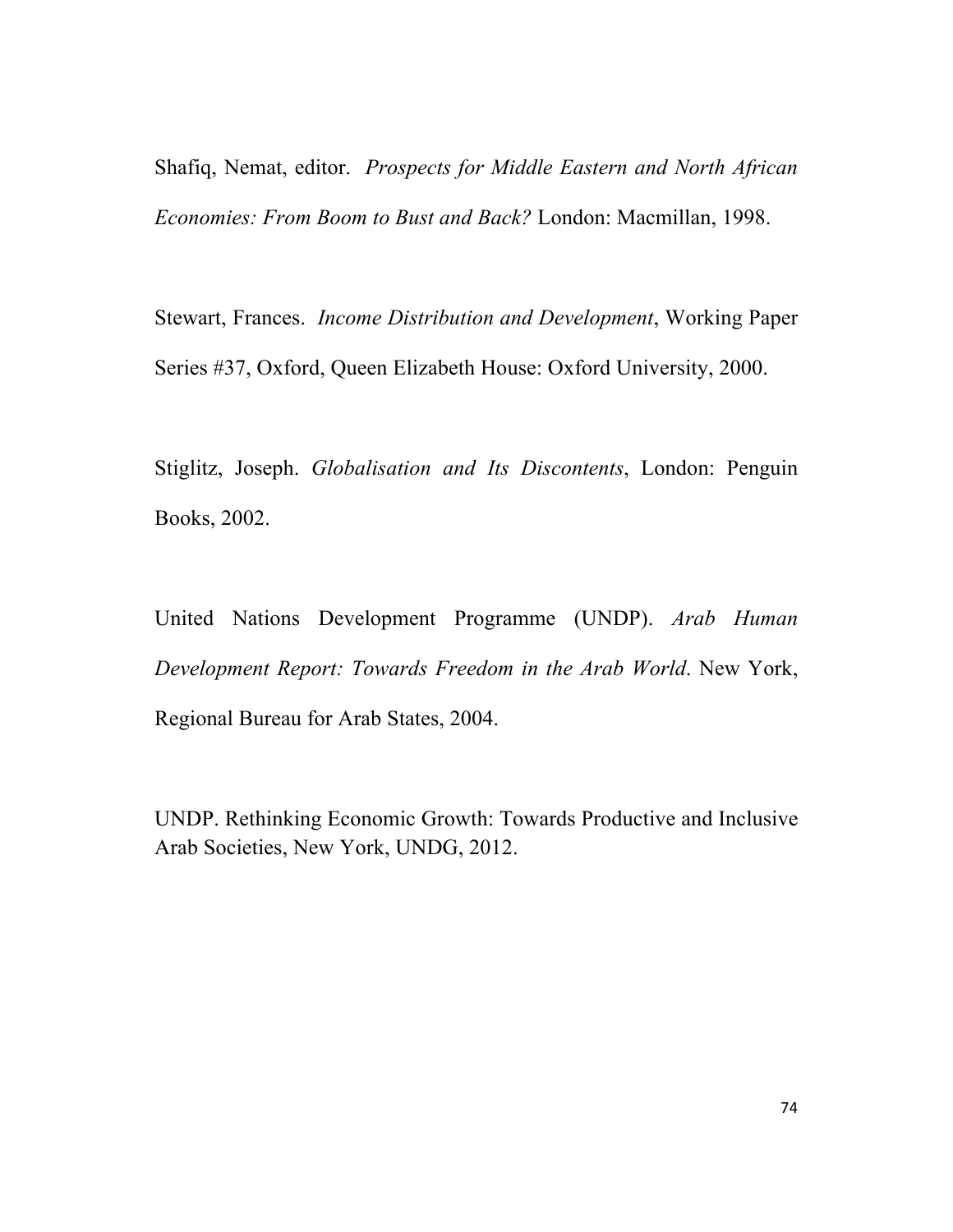Shafiq, Nemat, editor. *Prospects for Middle Eastern and North African Economies: From Boom to Bust and Back?* London: Macmillan, 1998.

Stewart, Frances. *Income Distribution and Development*, Working Paper Series #37, Oxford, Queen Elizabeth House: Oxford University, 2000.

Stiglitz, Joseph. *Globalisation and Its Discontents*, London: Penguin Books, 2002.

United Nations Development Programme (UNDP). *Arab Human Development Report: Towards Freedom in the Arab World*. New York, Regional Bureau for Arab States, 2004.

UNDP. Rethinking Economic Growth: Towards Productive and Inclusive Arab Societies, New York, UNDG, 2012.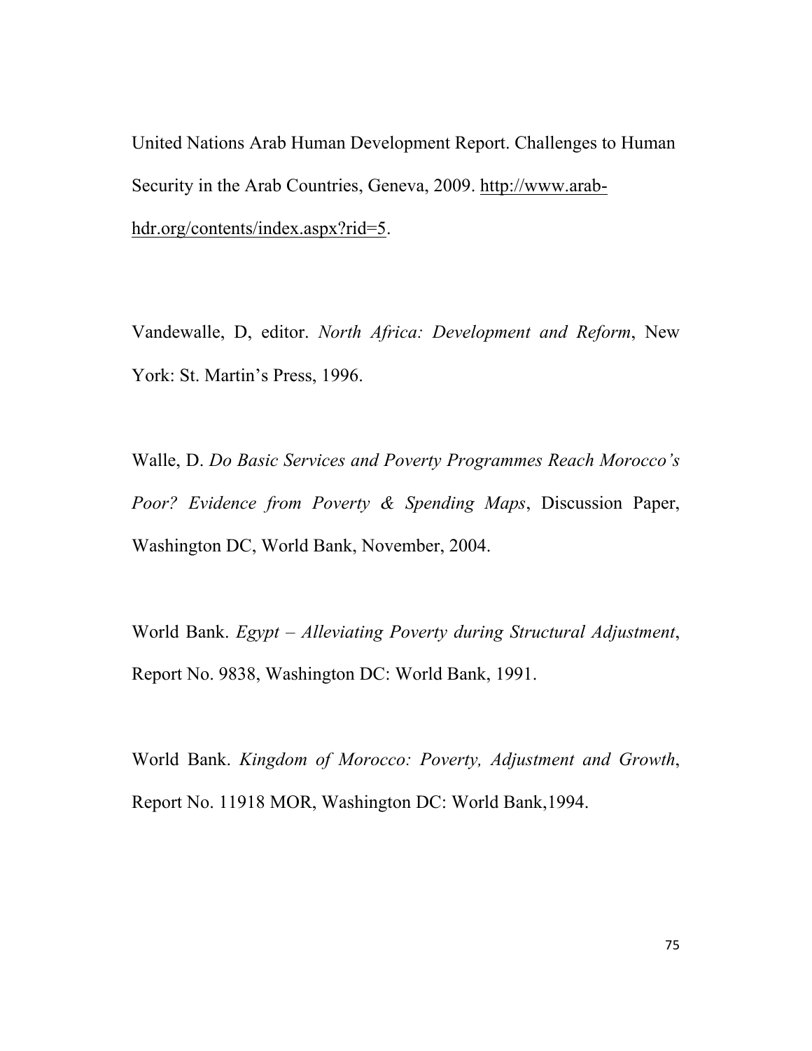United Nations Arab Human Development Report. Challenges to Human Security in the Arab Countries, Geneva, 2009. http://www.arab-hdr.org/contents/index.aspx?rid=5.

Vandewalle, D, editor. *North Africa: Development and Reform*, New York: St. Martin's Press, 1996.

Walle, D. *Do Basic Services and Poverty Programmes Reach Morocco's Poor? Evidence from Poverty & Spending Maps*, Discussion Paper, Washington DC, World Bank, November, 2004.

World Bank. *Egypt – Alleviating Poverty during Structural Adjustment*, Report No. 9838, Washington DC: World Bank, 1991.

World Bank. *Kingdom of Morocco: Poverty, Adjustment and Growth*, Report No. 11918 MOR, Washington DC: World Bank,1994.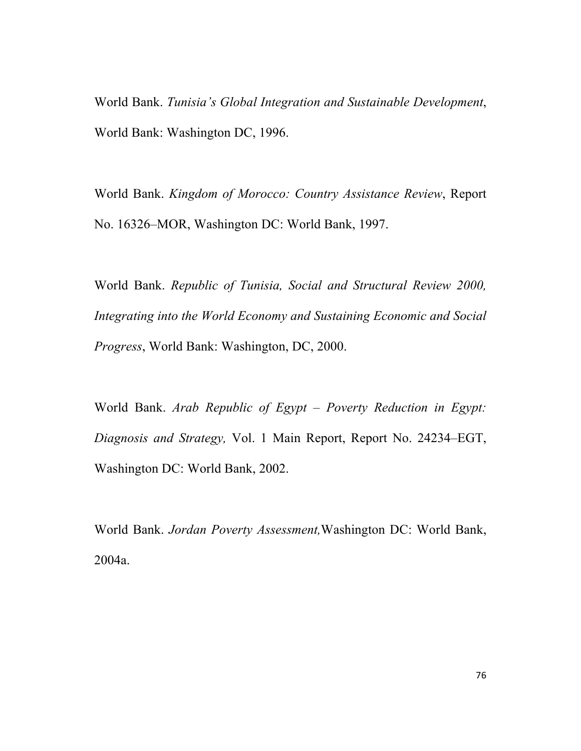World Bank. *Tunisia's Global Integration and Sustainable Development*, World Bank: Washington DC, 1996.

World Bank. *Kingdom of Morocco: Country Assistance Review*, Report No. 16326–MOR, Washington DC: World Bank, 1997.

World Bank. *Republic of Tunisia, Social and Structural Review 2000, Integrating into the World Economy and Sustaining Economic and Social Progress*, World Bank: Washington, DC, 2000.

World Bank. *Arab Republic of Egypt – Poverty Reduction in Egypt: Diagnosis and Strategy,* Vol. 1 Main Report, Report No. 24234–EGT, Washington DC: World Bank, 2002.

World Bank. *Jordan Poverty Assessment,*Washington DC: World Bank, 2004a.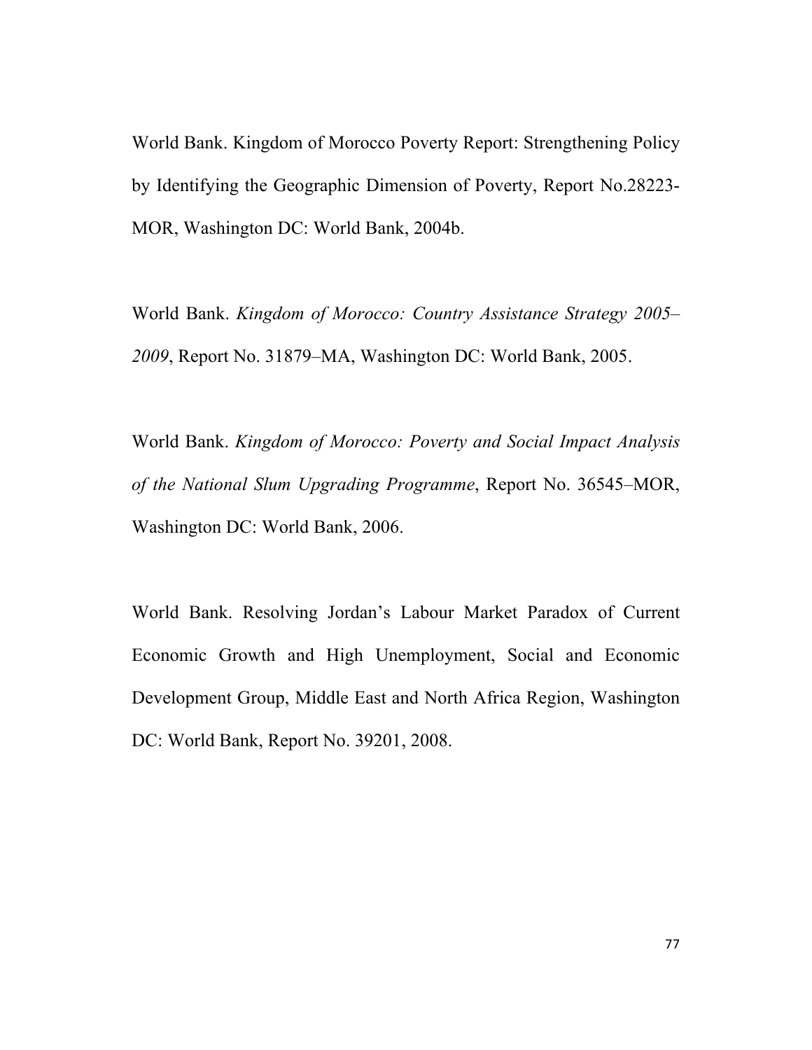World Bank. Kingdom of Morocco Poverty Report: Strengthening Policy by Identifying the Geographic Dimension of Poverty, Report No.28223-MOR, Washington DC: World Bank, 2004b.

World Bank. *Kingdom of Morocco: Country Assistance Strategy 2005–2009*, Report No. 31879–MA, Washington DC: World Bank, 2005.

World Bank. *Kingdom of Morocco: Poverty and Social Impact Analysis of the National Slum Upgrading Programme*, Report No. 36545–MOR, Washington DC: World Bank, 2006.

World Bank. Resolving Jordan's Labour Market Paradox of Current Economic Growth and High Unemployment, Social and Economic Development Group, Middle East and North Africa Region, Washington DC: World Bank, Report No. 39201, 2008.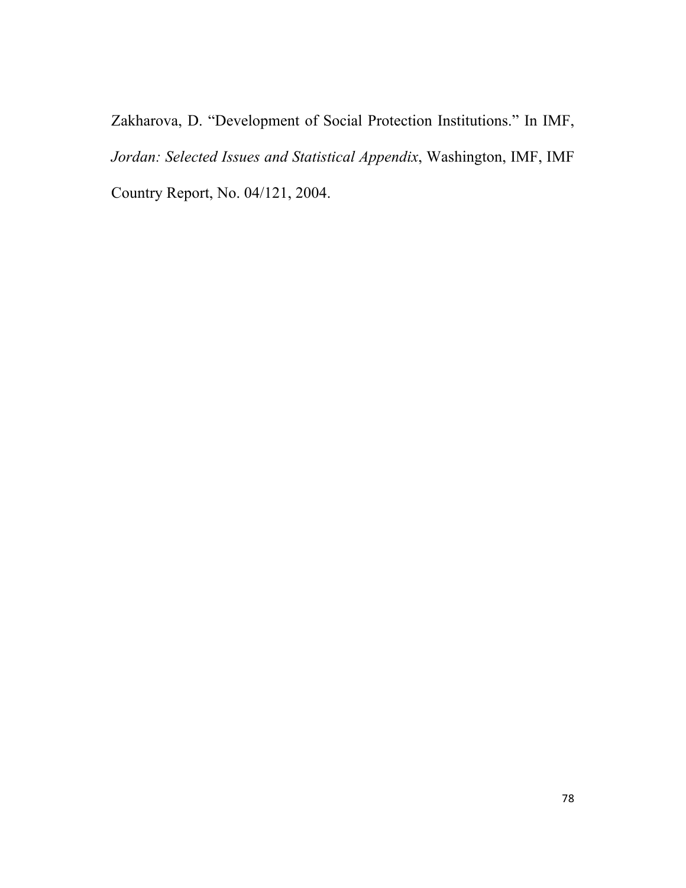Zakharova, D. "Development of Social Protection Institutions." In IMF, *Jordan: Selected Issues and Statistical Appendix*, Washington, IMF, IMF Country Report, No. 04/121, 2004.